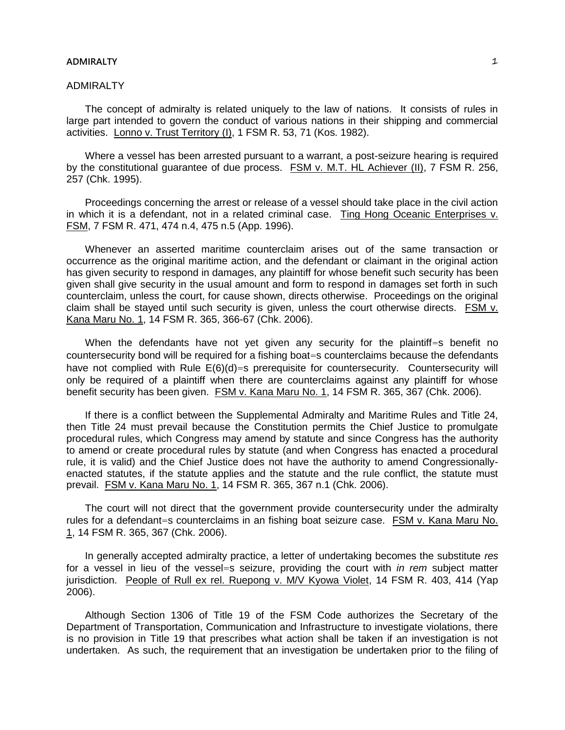# ADMIRALTY

The concept of admiralty is related uniquely to the law of nations. It consists of rules in large part intended to govern the conduct of various nations in their shipping and commercial activities. Lonno v. Trust Territory (I), 1 FSM R. 53, 71 (Kos. 1982).

Where a vessel has been arrested pursuant to a warrant, a post-seizure hearing is required by the constitutional guarantee of due process. FSM v. M.T. HL Achiever (II), 7 FSM R. 256, 257 (Chk. 1995).

Proceedings concerning the arrest or release of a vessel should take place in the civil action in which it is a defendant, not in a related criminal case. Ting Hong Oceanic Enterprises v. FSM, 7 FSM R. 471, 474 n.4, 475 n.5 (App. 1996).

Whenever an asserted maritime counterclaim arises out of the same transaction or occurrence as the original maritime action, and the defendant or claimant in the original action has given security to respond in damages, any plaintiff for whose benefit such security has been given shall give security in the usual amount and form to respond in damages set forth in such counterclaim, unless the court, for cause shown, directs otherwise. Proceedings on the original claim shall be stayed until such security is given, unless the court otherwise directs. FSM v. Kana Maru No. 1, 14 FSM R. 365, 366-67 (Chk. 2006).

When the defendants have not yet given any security for the plaintiff=s benefit no countersecurity bond will be required for a fishing boat=s counterclaims because the defendants have not complied with Rule E(6)(d)=s prerequisite for countersecurity. Countersecurity will only be required of a plaintiff when there are counterclaims against any plaintiff for whose benefit security has been given. FSM v. Kana Maru No. 1, 14 FSM R. 365, 367 (Chk. 2006).

If there is a conflict between the Supplemental Admiralty and Maritime Rules and Title 24, then Title 24 must prevail because the Constitution permits the Chief Justice to promulgate procedural rules, which Congress may amend by statute and since Congress has the authority to amend or create procedural rules by statute (and when Congress has enacted a procedural rule, it is valid) and the Chief Justice does not have the authority to amend Congressionally-enacted statutes, if the statute applies and the statute and the rule conflict, the statute must prevail. FSM v. Kana Maru No. 1, 14 FSM R. 365, 367 n.1 (Chk. 2006).

The court will not direct that the government provide countersecurity under the admiralty rules for a defendant=s counterclaims in an fishing boat seizure case. FSM v. Kana Maru No. 1, 14 FSM R. 365, 367 (Chk. 2006).

In generally accepted admiralty practice, a letter of undertaking becomes the substitute *res* for a vessel in lieu of the vessel=s seizure, providing the court with *in rem* subject matter jurisdiction. People of Rull ex rel. Ruepong v. M/V Kyowa Violet, 14 FSM R. 403, 414 (Yap 2006).

Although Section 1306 of Title 19 of the FSM Code authorizes the Secretary of the Department of Transportation, Communication and Infrastructure to investigate violations, there is no provision in Title 19 that prescribes what action shall be taken if an investigation is not undertaken. As such, the requirement that an investigation be undertaken prior to the filing of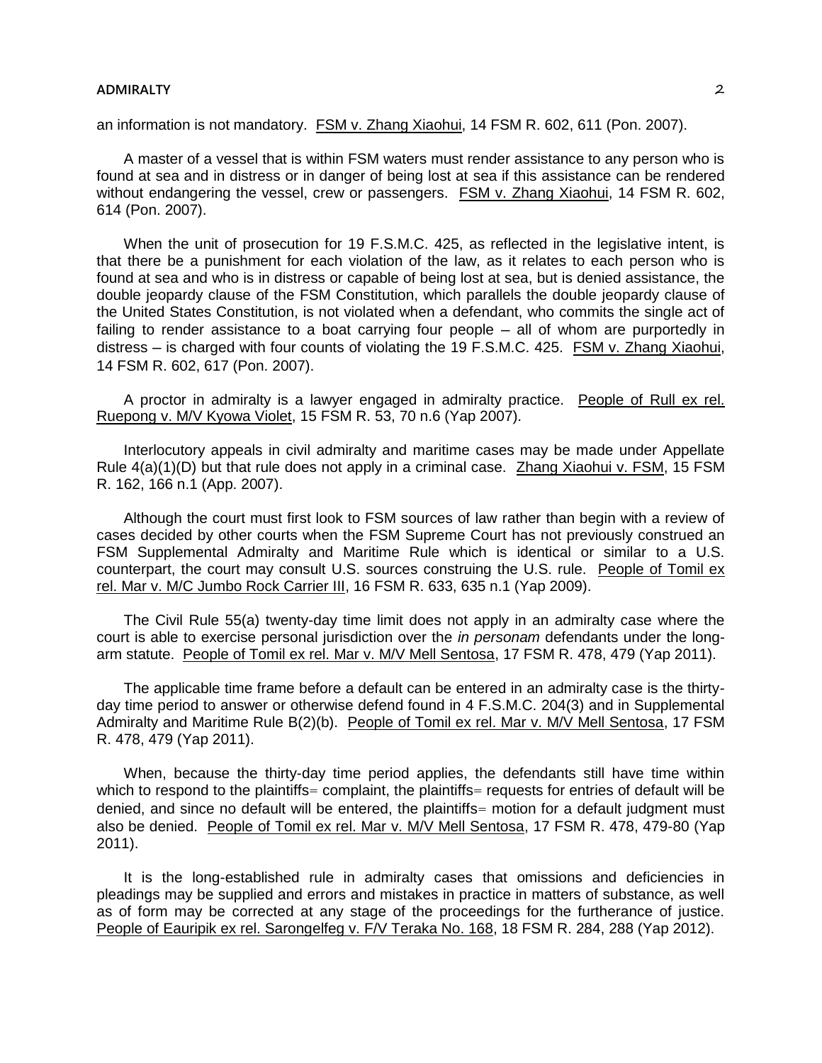an information is not mandatory. FSM v. Zhang Xiaohui, 14 FSM R. 602, 611 (Pon. 2007).

A master of a vessel that is within FSM waters must render assistance to any person who is found at sea and in distress or in danger of being lost at sea if this assistance can be rendered without endangering the vessel, crew or passengers. FSM v. Zhang Xiaohui, 14 FSM R. 602, 614 (Pon. 2007).

When the unit of prosecution for 19 F.S.M.C. 425, as reflected in the legislative intent, is that there be a punishment for each violation of the law, as it relates to each person who is found at sea and who is in distress or capable of being lost at sea, but is denied assistance, the double jeopardy clause of the FSM Constitution, which parallels the double jeopardy clause of the United States Constitution, is not violated when a defendant, who commits the single act of failing to render assistance to a boat carrying four people – all of whom are purportedly in distress – is charged with four counts of violating the 19 F.S.M.C. 425. FSM v. Zhang Xiaohui, 14 FSM R. 602, 617 (Pon. 2007).

A proctor in admiralty is a lawyer engaged in admiralty practice. People of Rull ex rel. Ruepong v. M/V Kyowa Violet, 15 FSM R. 53, 70 n.6 (Yap 2007).

Interlocutory appeals in civil admiralty and maritime cases may be made under Appellate Rule 4(a)(1)(D) but that rule does not apply in a criminal case. Zhang Xiaohui v. FSM, 15 FSM R. 162, 166 n.1 (App. 2007).

Although the court must first look to FSM sources of law rather than begin with a review of cases decided by other courts when the FSM Supreme Court has not previously construed an FSM Supplemental Admiralty and Maritime Rule which is identical or similar to a U.S. counterpart, the court may consult U.S. sources construing the U.S. rule. People of Tomil ex rel. Mar v. M/C Jumbo Rock Carrier III, 16 FSM R. 633, 635 n.1 (Yap 2009).

The Civil Rule 55(a) twenty-day time limit does not apply in an admiralty case where the court is able to exercise personal jurisdiction over the *in personam* defendants under the long-arm statute. People of Tomil ex rel. Mar v. M/V Mell Sentosa, 17 FSM R. 478, 479 (Yap 2011).

The applicable time frame before a default can be entered in an admiralty case is the thirty-day time period to answer or otherwise defend found in 4 F.S.M.C. 204(3) and in Supplemental Admiralty and Maritime Rule B(2)(b). People of Tomil ex rel. Mar v. M/V Mell Sentosa, 17 FSM R. 478, 479 (Yap 2011).

When, because the thirty-day time period applies, the defendants still have time within which to respond to the plaintiffs= complaint, the plaintiffs= requests for entries of default will be denied, and since no default will be entered, the plaintiffs= motion for a default judgment must also be denied. People of Tomil ex rel. Mar v. M/V Mell Sentosa, 17 FSM R. 478, 479-80 (Yap 2011).

It is the long-established rule in admiralty cases that omissions and deficiencies in pleadings may be supplied and errors and mistakes in practice in matters of substance, as well as of form may be corrected at any stage of the proceedings for the furtherance of justice. People of Eauripik ex rel. Sarongelfeg v. F/V Teraka No. 168, 18 FSM R. 284, 288 (Yap 2012).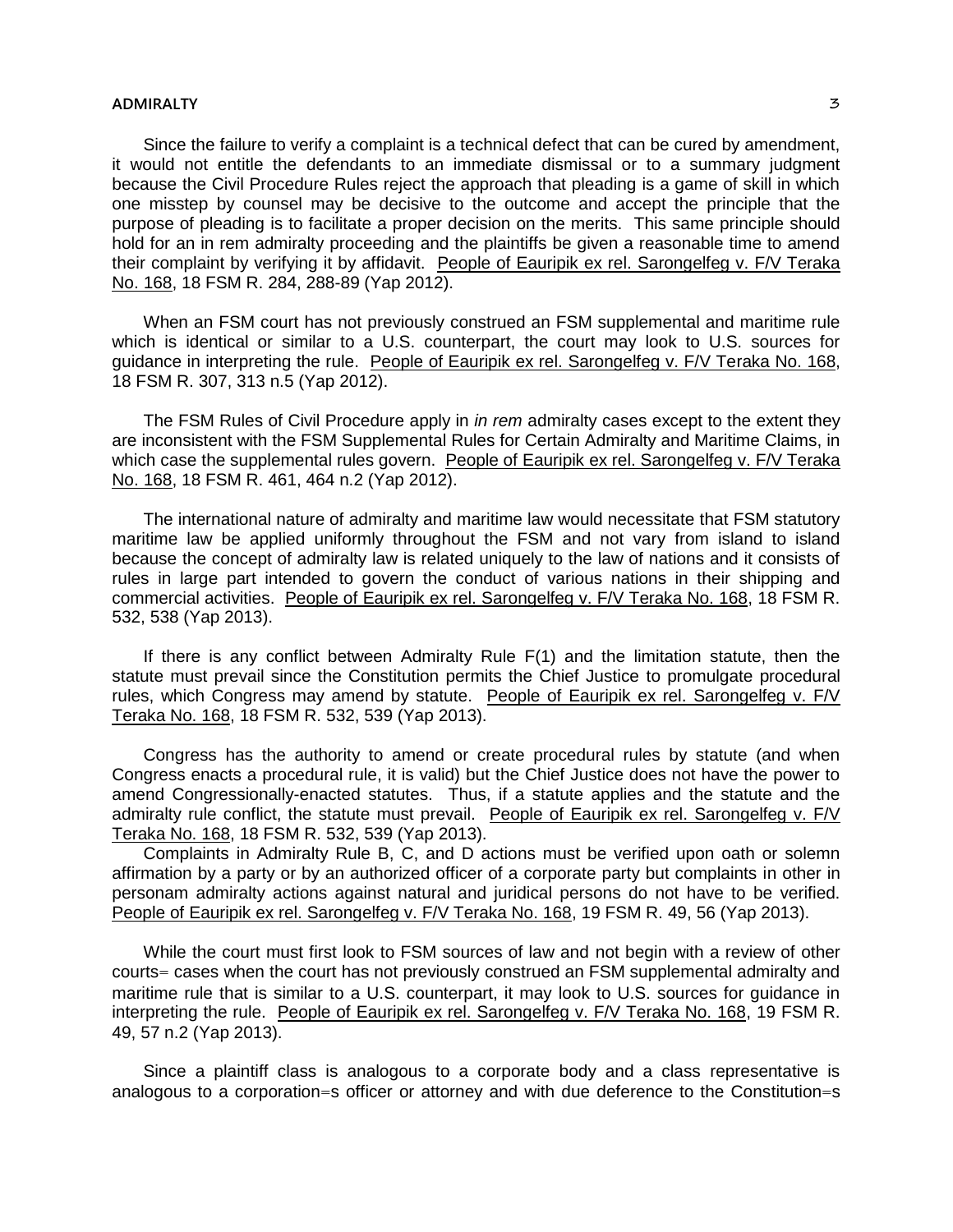Since the failure to verify a complaint is a technical defect that can be cured by amendment, it would not entitle the defendants to an immediate dismissal or to a summary judgment because the Civil Procedure Rules reject the approach that pleading is a game of skill in which one misstep by counsel may be decisive to the outcome and accept the principle that the purpose of pleading is to facilitate a proper decision on the merits. This same principle should hold for an in rem admiralty proceeding and the plaintiffs be given a reasonable time to amend their complaint by verifying it by affidavit. People of Eauripik ex rel. Sarongelfeg v. F/V Teraka No. 168, 18 FSM R. 284, 288-89 (Yap 2012).

When an FSM court has not previously construed an FSM supplemental and maritime rule which is identical or similar to a U.S. counterpart, the court may look to U.S. sources for guidance in interpreting the rule. People of Eauripik ex rel. Sarongelfeg v. F/V Teraka No. 168, 18 FSM R. 307, 313 n.5 (Yap 2012).

The FSM Rules of Civil Procedure apply in *in rem* admiralty cases except to the extent they are inconsistent with the FSM Supplemental Rules for Certain Admiralty and Maritime Claims, in which case the supplemental rules govern. People of Eauripik ex rel. Sarongelfeg v. F/V Teraka No. 168, 18 FSM R. 461, 464 n.2 (Yap 2012).

The international nature of admiralty and maritime law would necessitate that FSM statutory maritime law be applied uniformly throughout the FSM and not vary from island to island because the concept of admiralty law is related uniquely to the law of nations and it consists of rules in large part intended to govern the conduct of various nations in their shipping and commercial activities. People of Eauripik ex rel. Sarongelfeg v. F/V Teraka No. 168, 18 FSM R. 532, 538 (Yap 2013).

If there is any conflict between Admiralty Rule F(1) and the limitation statute, then the statute must prevail since the Constitution permits the Chief Justice to promulgate procedural rules, which Congress may amend by statute. People of Eauripik ex rel. Sarongelfeg v. F/V Teraka No. 168, 18 FSM R. 532, 539 (Yap 2013).

Congress has the authority to amend or create procedural rules by statute (and when Congress enacts a procedural rule, it is valid) but the Chief Justice does not have the power to amend Congressionally-enacted statutes. Thus, if a statute applies and the statute and the admiralty rule conflict, the statute must prevail. People of Eauripik ex rel. Sarongelfeg v. F/V Teraka No. 168, 18 FSM R. 532, 539 (Yap 2013).

Complaints in Admiralty Rule B, C, and D actions must be verified upon oath or solemn affirmation by a party or by an authorized officer of a corporate party but complaints in other in personam admiralty actions against natural and juridical persons do not have to be verified. People of Eauripik ex rel. Sarongelfeg v. F/V Teraka No. 168, 19 FSM R. 49, 56 (Yap 2013).

While the court must first look to FSM sources of law and not begin with a review of other courts= cases when the court has not previously construed an FSM supplemental admiralty and maritime rule that is similar to a U.S. counterpart, it may look to U.S. sources for guidance in interpreting the rule. People of Eauripik ex rel. Sarongelfeg v. F/V Teraka No. 168, 19 FSM R. 49, 57 n.2 (Yap 2013).

Since a plaintiff class is analogous to a corporate body and a class representative is analogous to a corporation=s officer or attorney and with due deference to the Constitution=s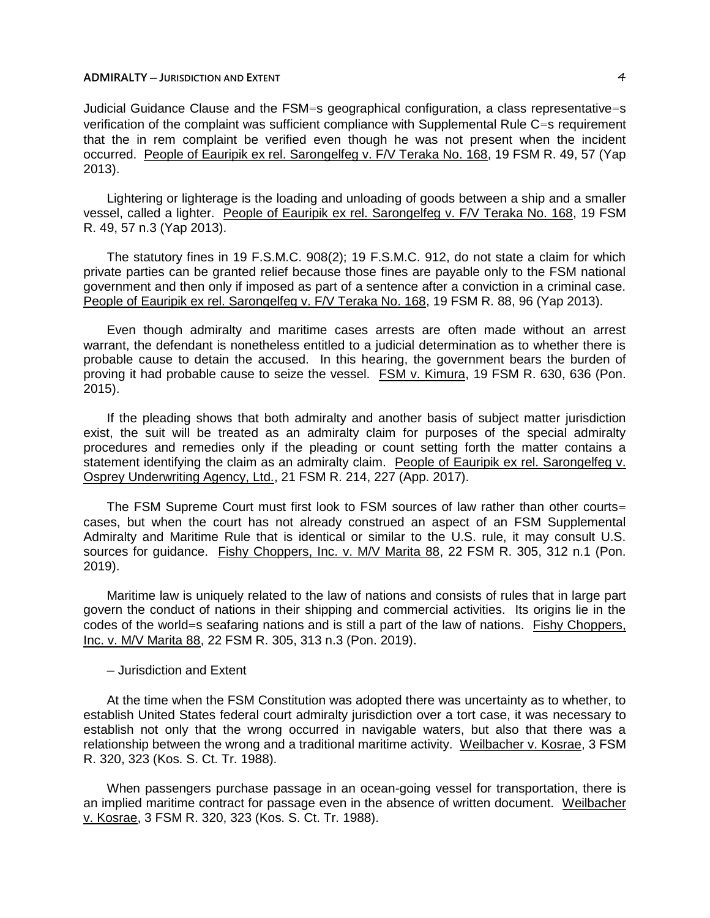Judicial Guidance Clause and the FSM=s geographical configuration, a class representative=s verification of the complaint was sufficient compliance with Supplemental Rule C=s requirement that the in rem complaint be verified even though he was not present when the incident occurred. People of Eauripik ex rel. Sarongelfeg v. F/V Teraka No. 168, 19 FSM R. 49, 57 (Yap 2013).

Lightering or lighterage is the loading and unloading of goods between a ship and a smaller vessel, called a lighter. People of Eauripik ex rel. Sarongelfeg v. F/V Teraka No. 168, 19 FSM R. 49, 57 n.3 (Yap 2013).

The statutory fines in 19 F.S.M.C. 908(2); 19 F.S.M.C. 912, do not state a claim for which private parties can be granted relief because those fines are payable only to the FSM national government and then only if imposed as part of a sentence after a conviction in a criminal case. People of Eauripik ex rel. Sarongelfeg v. F/V Teraka No. 168, 19 FSM R. 88, 96 (Yap 2013).

Even though admiralty and maritime cases arrests are often made without an arrest warrant, the defendant is nonetheless entitled to a judicial determination as to whether there is probable cause to detain the accused. In this hearing, the government bears the burden of proving it had probable cause to seize the vessel. FSM v. Kimura, 19 FSM R. 630, 636 (Pon. 2015).

If the pleading shows that both admiralty and another basis of subject matter jurisdiction exist, the suit will be treated as an admiralty claim for purposes of the special admiralty procedures and remedies only if the pleading or count setting forth the matter contains a statement identifying the claim as an admiralty claim. People of Eauripik ex rel. Sarongelfeg v. Osprey Underwriting Agency, Ltd., 21 FSM R. 214, 227 (App. 2017).

The FSM Supreme Court must first look to FSM sources of law rather than other courts= cases, but when the court has not already construed an aspect of an FSM Supplemental Admiralty and Maritime Rule that is identical or similar to the U.S. rule, it may consult U.S. sources for guidance. Fishy Choppers, Inc. v. M/V Marita 88, 22 FSM R. 305, 312 n.1 (Pon. 2019).

Maritime law is uniquely related to the law of nations and consists of rules that in large part govern the conduct of nations in their shipping and commercial activities. Its origins lie in the codes of the world=s seafaring nations and is still a part of the law of nations. Fishy Choppers, Inc. v. M/V Marita 88, 22 FSM R. 305, 313 n.3 (Pon. 2019).

– Jurisdiction and Extent

At the time when the FSM Constitution was adopted there was uncertainty as to whether, to establish United States federal court admiralty jurisdiction over a tort case, it was necessary to establish not only that the wrong occurred in navigable waters, but also that there was a relationship between the wrong and a traditional maritime activity. Weilbacher v. Kosrae, 3 FSM R. 320, 323 (Kos. S. Ct. Tr. 1988).

When passengers purchase passage in an ocean-going vessel for transportation, there is an implied maritime contract for passage even in the absence of written document. Weilbacher v. Kosrae, 3 FSM R. 320, 323 (Kos. S. Ct. Tr. 1988).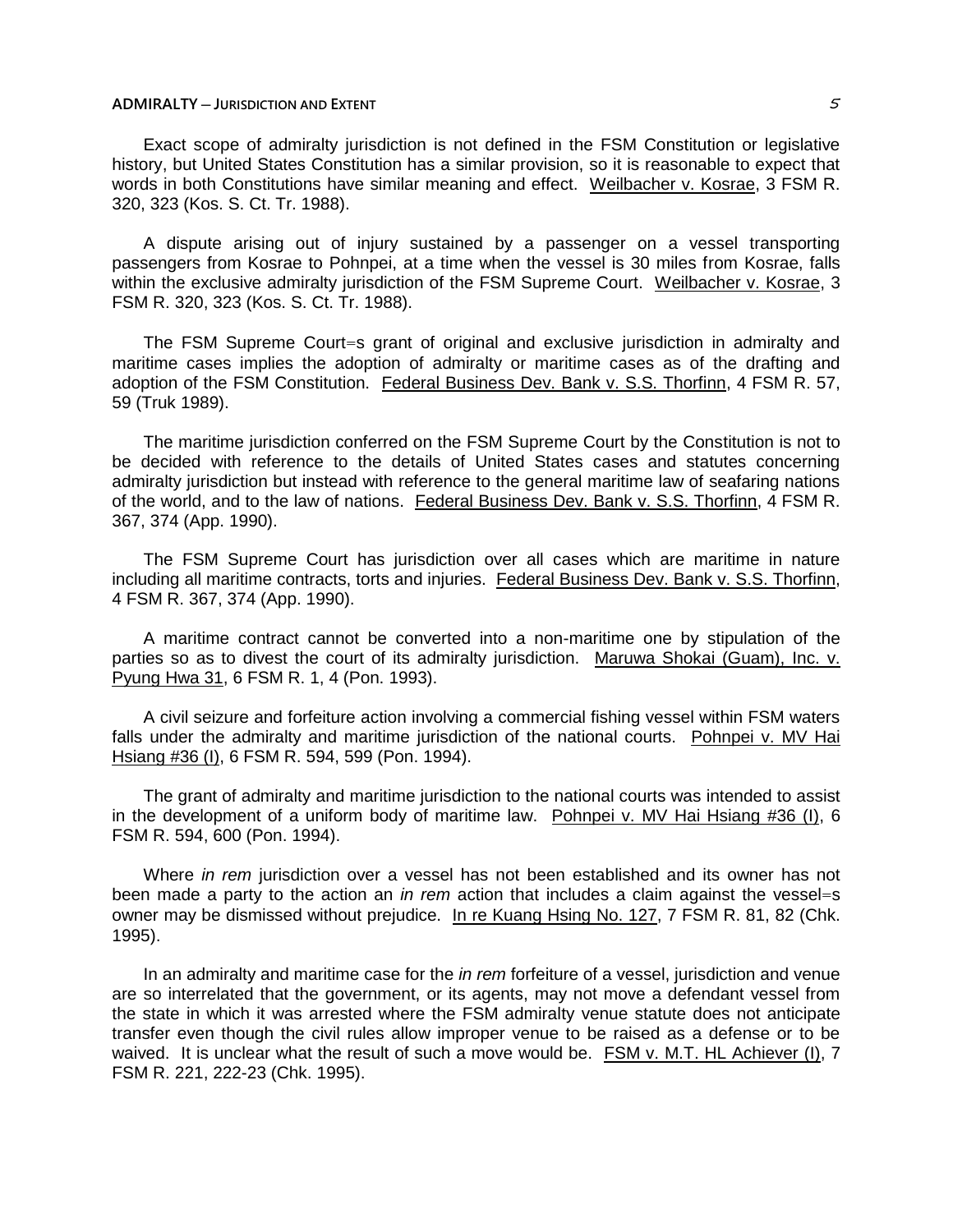Exact scope of admiralty jurisdiction is not defined in the FSM Constitution or legislative history, but United States Constitution has a similar provision, so it is reasonable to expect that words in both Constitutions have similar meaning and effect. Weilbacher v. Kosrae, 3 FSM R. 320, 323 (Kos. S. Ct. Tr. 1988).

A dispute arising out of injury sustained by a passenger on a vessel transporting passengers from Kosrae to Pohnpei, at a time when the vessel is 30 miles from Kosrae, falls within the exclusive admiralty jurisdiction of the FSM Supreme Court. Weilbacher v. Kosrae, 3 FSM R. 320, 323 (Kos. S. Ct. Tr. 1988).

The FSM Supreme Court=s grant of original and exclusive jurisdiction in admiralty and maritime cases implies the adoption of admiralty or maritime cases as of the drafting and adoption of the FSM Constitution. Federal Business Dev. Bank v. S.S. Thorfinn, 4 FSM R. 57, 59 (Truk 1989).

The maritime jurisdiction conferred on the FSM Supreme Court by the Constitution is not to be decided with reference to the details of United States cases and statutes concerning admiralty jurisdiction but instead with reference to the general maritime law of seafaring nations of the world, and to the law of nations. Federal Business Dev. Bank v. S.S. Thorfinn, 4 FSM R. 367, 374 (App. 1990).

The FSM Supreme Court has jurisdiction over all cases which are maritime in nature including all maritime contracts, torts and injuries. Federal Business Dev. Bank v. S.S. Thorfinn, 4 FSM R. 367, 374 (App. 1990).

A maritime contract cannot be converted into a non-maritime one by stipulation of the parties so as to divest the court of its admiralty jurisdiction. Maruwa Shokai (Guam), Inc. v. Pyung Hwa 31, 6 FSM R. 1, 4 (Pon. 1993).

A civil seizure and forfeiture action involving a commercial fishing vessel within FSM waters falls under the admiralty and maritime jurisdiction of the national courts. Pohnpei v. MV Hai Hsiang #36 (I), 6 FSM R. 594, 599 (Pon. 1994).

The grant of admiralty and maritime jurisdiction to the national courts was intended to assist in the development of a uniform body of maritime law. Pohnpei v. MV Hai Hsiang #36 (I), 6 FSM R. 594, 600 (Pon. 1994).

Where *in rem* jurisdiction over a vessel has not been established and its owner has not been made a party to the action an *in rem* action that includes a claim against the vessel=s owner may be dismissed without prejudice. In re Kuang Hsing No. 127, 7 FSM R. 81, 82 (Chk. 1995).

In an admiralty and maritime case for the *in rem* forfeiture of a vessel, jurisdiction and venue are so interrelated that the government, or its agents, may not move a defendant vessel from the state in which it was arrested where the FSM admiralty venue statute does not anticipate transfer even though the civil rules allow improper venue to be raised as a defense or to be waived. It is unclear what the result of such a move would be. FSM v. M.T. HL Achiever (I), 7 FSM R. 221, 222-23 (Chk. 1995).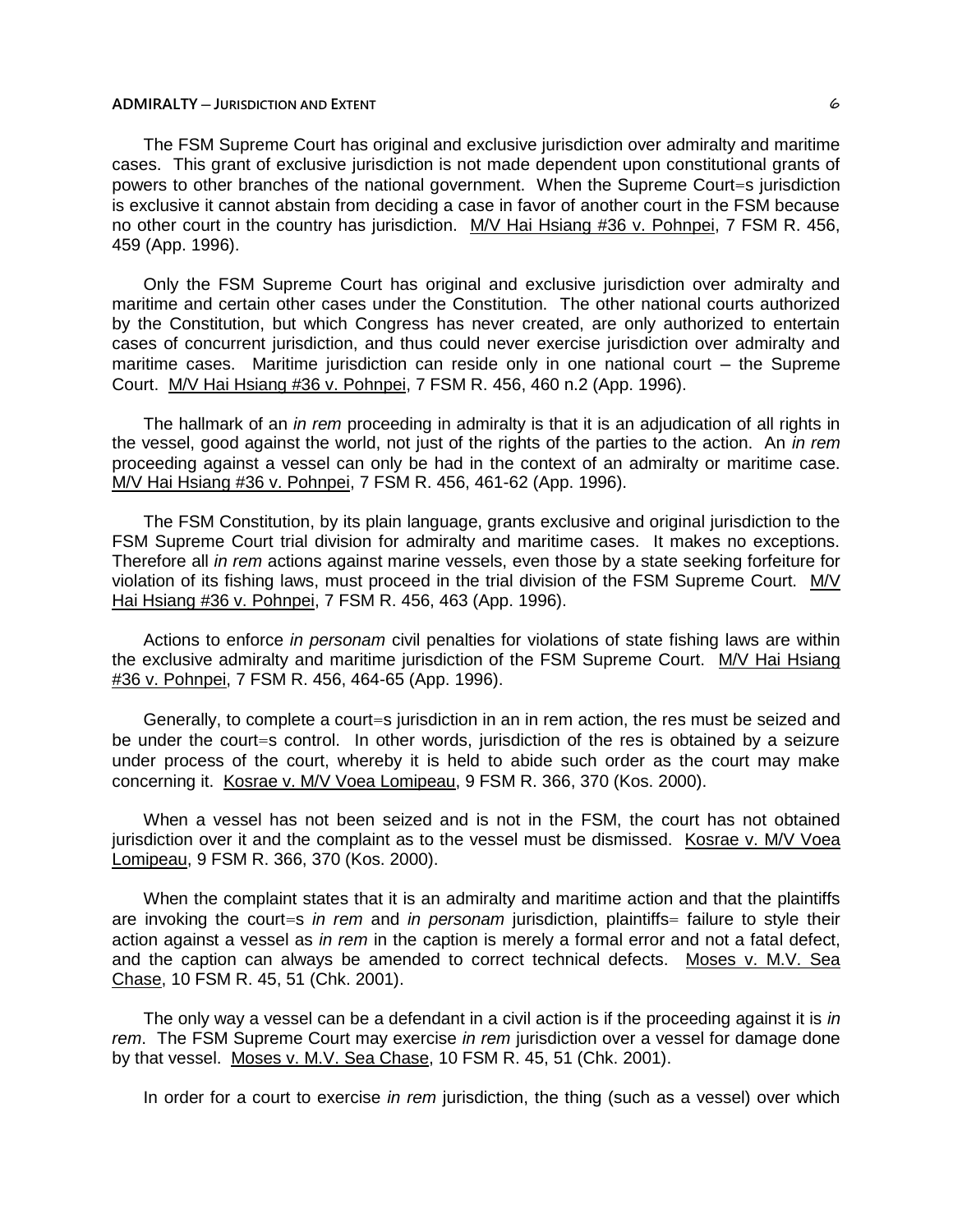The FSM Supreme Court has original and exclusive jurisdiction over admiralty and maritime cases. This grant of exclusive jurisdiction is not made dependent upon constitutional grants of powers to other branches of the national government. When the Supreme Court=s jurisdiction is exclusive it cannot abstain from deciding a case in favor of another court in the FSM because no other court in the country has jurisdiction. M/V Hai Hsiang #36 v. Pohnpei, 7 FSM R. 456, 459 (App. 1996).

Only the FSM Supreme Court has original and exclusive jurisdiction over admiralty and maritime and certain other cases under the Constitution. The other national courts authorized by the Constitution, but which Congress has never created, are only authorized to entertain cases of concurrent jurisdiction, and thus could never exercise jurisdiction over admiralty and maritime cases. Maritime jurisdiction can reside only in one national court – the Supreme Court. M/V Hai Hsiang #36 v. Pohnpei, 7 FSM R. 456, 460 n.2 (App. 1996).

The hallmark of an *in rem* proceeding in admiralty is that it is an adjudication of all rights in the vessel, good against the world, not just of the rights of the parties to the action. An *in rem* proceeding against a vessel can only be had in the context of an admiralty or maritime case. M/V Hai Hsiang #36 v. Pohnpei, 7 FSM R. 456, 461-62 (App. 1996).

The FSM Constitution, by its plain language, grants exclusive and original jurisdiction to the FSM Supreme Court trial division for admiralty and maritime cases. It makes no exceptions. Therefore all *in rem* actions against marine vessels, even those by a state seeking forfeiture for violation of its fishing laws, must proceed in the trial division of the FSM Supreme Court. M/V Hai Hsiang #36 v. Pohnpei, 7 FSM R. 456, 463 (App. 1996).

Actions to enforce *in personam* civil penalties for violations of state fishing laws are within the exclusive admiralty and maritime jurisdiction of the FSM Supreme Court. M/V Hai Hsiang #36 v. Pohnpei, 7 FSM R. 456, 464-65 (App. 1996).

Generally, to complete a court=s jurisdiction in an in rem action, the res must be seized and be under the court=s control. In other words, jurisdiction of the res is obtained by a seizure under process of the court, whereby it is held to abide such order as the court may make concerning it. Kosrae v. M/V Voea Lomipeau, 9 FSM R. 366, 370 (Kos. 2000).

When a vessel has not been seized and is not in the FSM, the court has not obtained jurisdiction over it and the complaint as to the vessel must be dismissed. Kosrae v. M/V Voea Lomipeau, 9 FSM R. 366, 370 (Kos. 2000).

When the complaint states that it is an admiralty and maritime action and that the plaintiffs are invoking the court=s *in rem* and *in personam* jurisdiction, plaintiffs= failure to style their action against a vessel as *in rem* in the caption is merely a formal error and not a fatal defect, and the caption can always be amended to correct technical defects. Moses v. M.V. Sea Chase, 10 FSM R. 45, 51 (Chk. 2001).

The only way a vessel can be a defendant in a civil action is if the proceeding against it is *in rem*. The FSM Supreme Court may exercise *in rem* jurisdiction over a vessel for damage done by that vessel. Moses v. M.V. Sea Chase, 10 FSM R. 45, 51 (Chk. 2001).

In order for a court to exercise *in rem* jurisdiction, the thing (such as a vessel) over which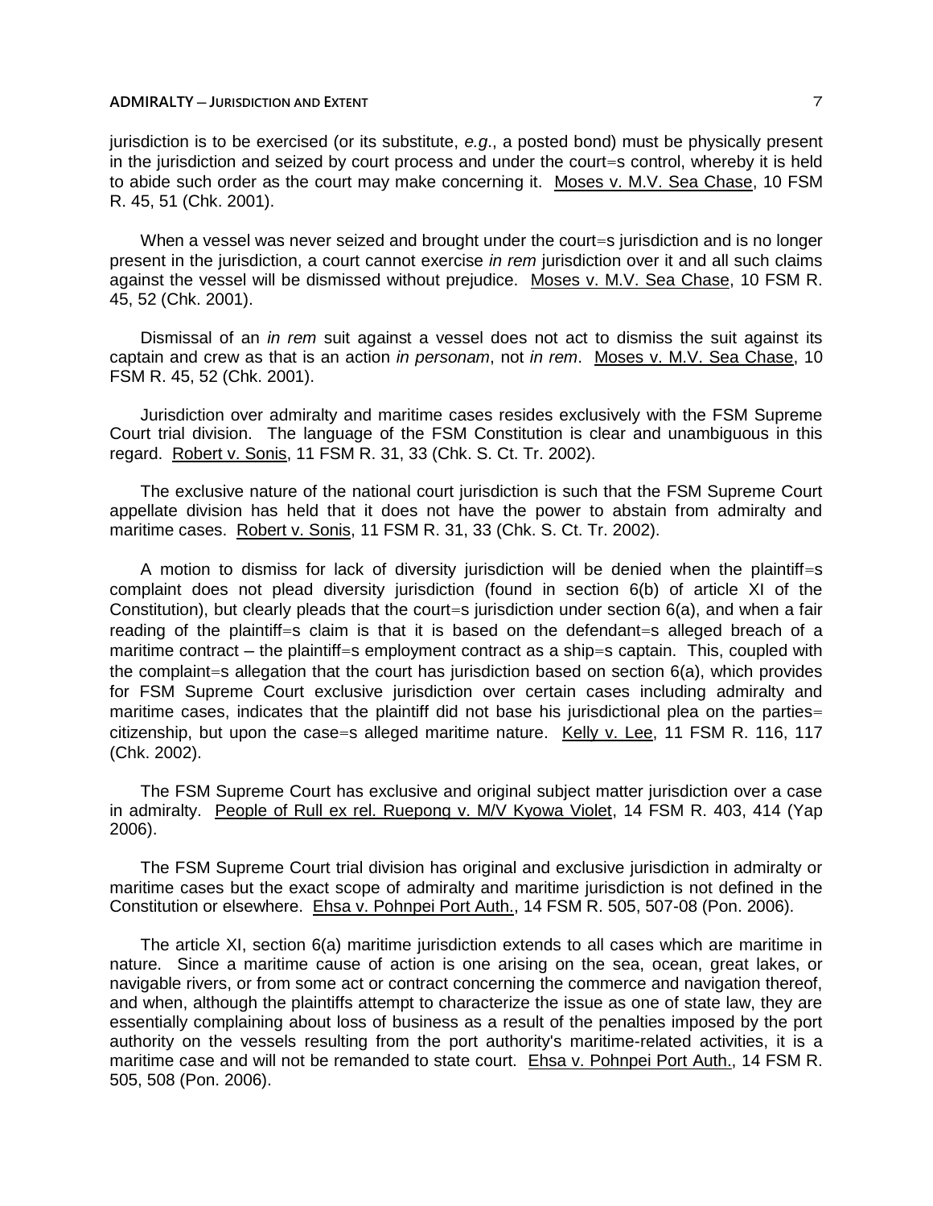jurisdiction is to be exercised (or its substitute, *e.g*., a posted bond) must be physically present in the jurisdiction and seized by court process and under the court=s control, whereby it is held to abide such order as the court may make concerning it. Moses v. M.V. Sea Chase, 10 FSM R. 45, 51 (Chk. 2001).

When a vessel was never seized and brought under the court=s jurisdiction and is no longer present in the jurisdiction, a court cannot exercise *in rem* jurisdiction over it and all such claims against the vessel will be dismissed without prejudice. Moses v. M.V. Sea Chase, 10 FSM R. 45, 52 (Chk. 2001).

Dismissal of an *in rem* suit against a vessel does not act to dismiss the suit against its captain and crew as that is an action *in personam*, not *in rem*. Moses v. M.V. Sea Chase, 10 FSM R. 45, 52 (Chk. 2001).

Jurisdiction over admiralty and maritime cases resides exclusively with the FSM Supreme Court trial division. The language of the FSM Constitution is clear and unambiguous in this regard. Robert v. Sonis, 11 FSM R. 31, 33 (Chk. S. Ct. Tr. 2002).

The exclusive nature of the national court jurisdiction is such that the FSM Supreme Court appellate division has held that it does not have the power to abstain from admiralty and maritime cases. Robert v. Sonis, 11 FSM R. 31, 33 (Chk. S. Ct. Tr. 2002).

A motion to dismiss for lack of diversity jurisdiction will be denied when the plaintiff=s complaint does not plead diversity jurisdiction (found in section 6(b) of article XI of the Constitution), but clearly pleads that the court=s jurisdiction under section 6(a), and when a fair reading of the plaintiff=s claim is that it is based on the defendant=s alleged breach of a maritime contract – the plaintiff=s employment contract as a ship=s captain. This, coupled with the complaint=s allegation that the court has jurisdiction based on section 6(a), which provides for FSM Supreme Court exclusive jurisdiction over certain cases including admiralty and maritime cases, indicates that the plaintiff did not base his jurisdictional plea on the parties= citizenship, but upon the case=s alleged maritime nature. Kelly v. Lee, 11 FSM R. 116, 117 (Chk. 2002).

The FSM Supreme Court has exclusive and original subject matter jurisdiction over a case in admiralty. People of Rull ex rel. Ruepong v. M/V Kyowa Violet, 14 FSM R. 403, 414 (Yap 2006).

The FSM Supreme Court trial division has original and exclusive jurisdiction in admiralty or maritime cases but the exact scope of admiralty and maritime jurisdiction is not defined in the Constitution or elsewhere. Ehsa v. Pohnpei Port Auth., 14 FSM R. 505, 507-08 (Pon. 2006).

The article XI, section 6(a) maritime jurisdiction extends to all cases which are maritime in nature. Since a maritime cause of action is one arising on the sea, ocean, great lakes, or navigable rivers, or from some act or contract concerning the commerce and navigation thereof, and when, although the plaintiffs attempt to characterize the issue as one of state law, they are essentially complaining about loss of business as a result of the penalties imposed by the port authority on the vessels resulting from the port authority's maritime-related activities, it is a maritime case and will not be remanded to state court. Ehsa v. Pohnpei Port Auth., 14 FSM R. 505, 508 (Pon. 2006).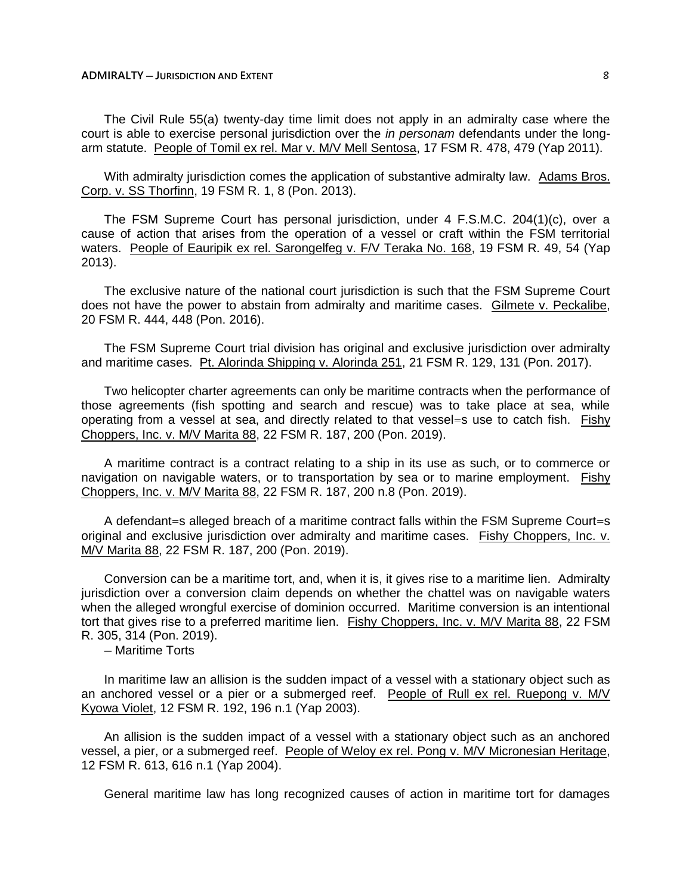The Civil Rule 55(a) twenty-day time limit does not apply in an admiralty case where the court is able to exercise personal jurisdiction over the *in personam* defendants under the long-arm statute. People of Tomil ex rel. Mar v. M/V Mell Sentosa, 17 FSM R. 478, 479 (Yap 2011).

With admiralty jurisdiction comes the application of substantive admiralty law. Adams Bros. Corp. v. SS Thorfinn, 19 FSM R. 1, 8 (Pon. 2013).

The FSM Supreme Court has personal jurisdiction, under 4 F.S.M.C. 204(1)(c), over a cause of action that arises from the operation of a vessel or craft within the FSM territorial waters. People of Eauripik ex rel. Sarongelfeg v. F/V Teraka No. 168, 19 FSM R. 49, 54 (Yap 2013).

The exclusive nature of the national court jurisdiction is such that the FSM Supreme Court does not have the power to abstain from admiralty and maritime cases. Gilmete v. Peckalibe, 20 FSM R. 444, 448 (Pon. 2016).

The FSM Supreme Court trial division has original and exclusive jurisdiction over admiralty and maritime cases. Pt. Alorinda Shipping v. Alorinda 251, 21 FSM R. 129, 131 (Pon. 2017).

Two helicopter charter agreements can only be maritime contracts when the performance of those agreements (fish spotting and search and rescue) was to take place at sea, while operating from a vessel at sea, and directly related to that vessel=s use to catch fish. Fishy Choppers, Inc. v. M/V Marita 88, 22 FSM R. 187, 200 (Pon. 2019).

A maritime contract is a contract relating to a ship in its use as such, or to commerce or navigation on navigable waters, or to transportation by sea or to marine employment. Fishy Choppers, Inc. v. M/V Marita 88, 22 FSM R. 187, 200 n.8 (Pon. 2019).

A defendant=s alleged breach of a maritime contract falls within the FSM Supreme Court=s original and exclusive jurisdiction over admiralty and maritime cases. Fishy Choppers, Inc. v. M/V Marita 88, 22 FSM R. 187, 200 (Pon. 2019).

Conversion can be a maritime tort, and, when it is, it gives rise to a maritime lien. Admiralty jurisdiction over a conversion claim depends on whether the chattel was on navigable waters when the alleged wrongful exercise of dominion occurred. Maritime conversion is an intentional tort that gives rise to a preferred maritime lien. Fishy Choppers, Inc. v. M/V Marita 88, 22 FSM R. 305, 314 (Pon. 2019).

– Maritime Torts

In maritime law an allision is the sudden impact of a vessel with a stationary object such as an anchored vessel or a pier or a submerged reef. People of Rull ex rel. Ruepong v. M/V Kyowa Violet, 12 FSM R. 192, 196 n.1 (Yap 2003).

An allision is the sudden impact of a vessel with a stationary object such as an anchored vessel, a pier, or a submerged reef. People of Weloy ex rel. Pong v. M/V Micronesian Heritage, 12 FSM R. 613, 616 n.1 (Yap 2004).

General maritime law has long recognized causes of action in maritime tort for damages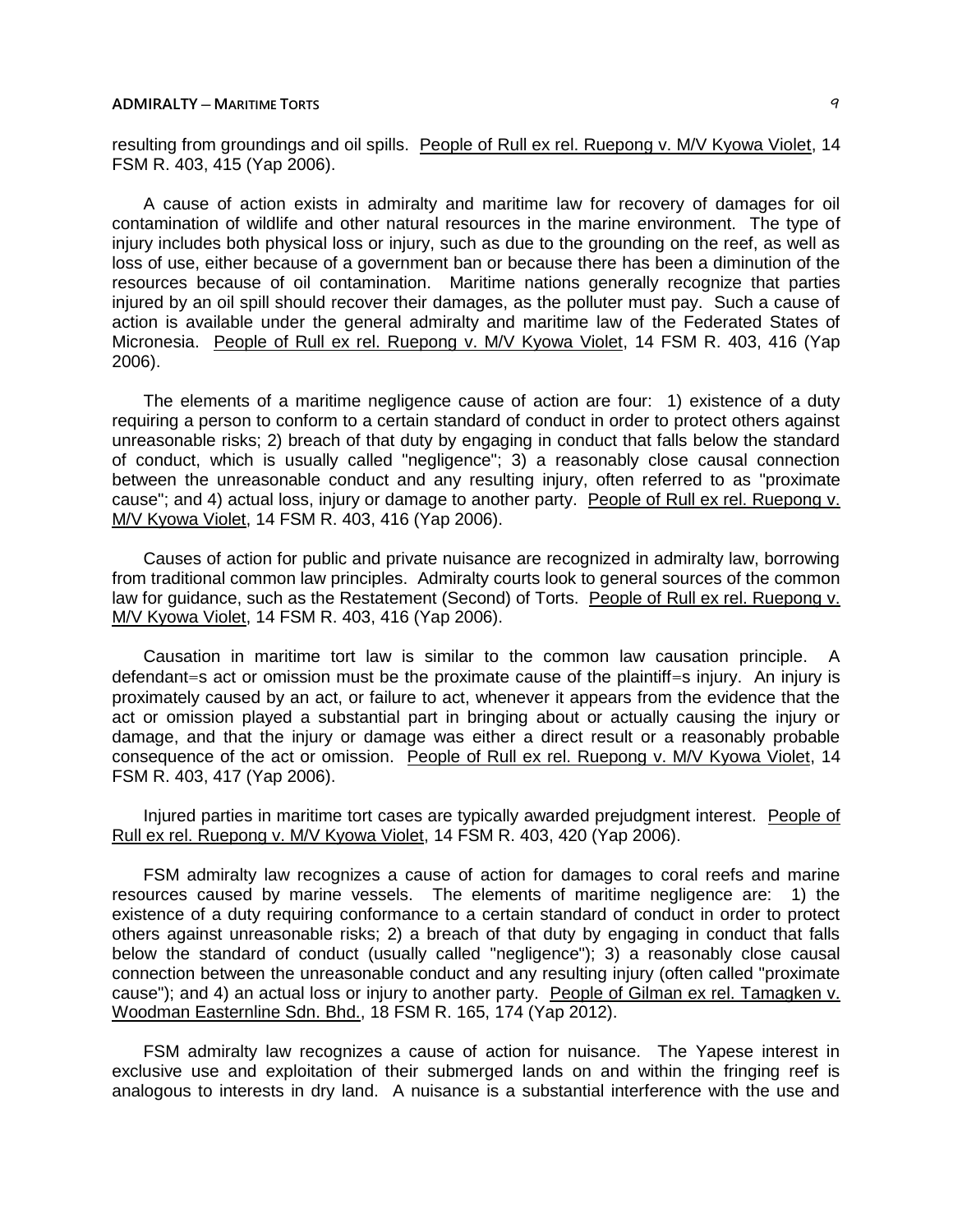resulting from groundings and oil spills. People of Rull ex rel. Ruepong v. M/V Kyowa Violet, 14 FSM R. 403, 415 (Yap 2006).

A cause of action exists in admiralty and maritime law for recovery of damages for oil contamination of wildlife and other natural resources in the marine environment. The type of injury includes both physical loss or injury, such as due to the grounding on the reef, as well as loss of use, either because of a government ban or because there has been a diminution of the resources because of oil contamination. Maritime nations generally recognize that parties injured by an oil spill should recover their damages, as the polluter must pay. Such a cause of action is available under the general admiralty and maritime law of the Federated States of Micronesia. People of Rull ex rel. Ruepong v. M/V Kyowa Violet, 14 FSM R. 403, 416 (Yap 2006).

The elements of a maritime negligence cause of action are four: 1) existence of a duty requiring a person to conform to a certain standard of conduct in order to protect others against unreasonable risks; 2) breach of that duty by engaging in conduct that falls below the standard of conduct, which is usually called "negligence"; 3) a reasonably close causal connection between the unreasonable conduct and any resulting injury, often referred to as "proximate cause"; and 4) actual loss, injury or damage to another party. People of Rull ex rel. Ruepong v. M/V Kyowa Violet, 14 FSM R. 403, 416 (Yap 2006).

Causes of action for public and private nuisance are recognized in admiralty law, borrowing from traditional common law principles. Admiralty courts look to general sources of the common law for guidance, such as the Restatement (Second) of Torts. People of Rull ex rel. Ruepong v. M/V Kyowa Violet, 14 FSM R. 403, 416 (Yap 2006).

Causation in maritime tort law is similar to the common law causation principle. A defendant=s act or omission must be the proximate cause of the plaintiff=s injury. An injury is proximately caused by an act, or failure to act, whenever it appears from the evidence that the act or omission played a substantial part in bringing about or actually causing the injury or damage, and that the injury or damage was either a direct result or a reasonably probable consequence of the act or omission. People of Rull ex rel. Ruepong v. M/V Kyowa Violet, 14 FSM R. 403, 417 (Yap 2006).

Injured parties in maritime tort cases are typically awarded prejudgment interest. People of Rull ex rel. Ruepong v. M/V Kyowa Violet, 14 FSM R. 403, 420 (Yap 2006).

FSM admiralty law recognizes a cause of action for damages to coral reefs and marine resources caused by marine vessels. The elements of maritime negligence are: 1) the existence of a duty requiring conformance to a certain standard of conduct in order to protect others against unreasonable risks; 2) a breach of that duty by engaging in conduct that falls below the standard of conduct (usually called "negligence"); 3) a reasonably close causal connection between the unreasonable conduct and any resulting injury (often called "proximate cause"); and 4) an actual loss or injury to another party. People of Gilman ex rel. Tamagken v. Woodman Easternline Sdn. Bhd., 18 FSM R. 165, 174 (Yap 2012).

FSM admiralty law recognizes a cause of action for nuisance. The Yapese interest in exclusive use and exploitation of their submerged lands on and within the fringing reef is analogous to interests in dry land. A nuisance is a substantial interference with the use and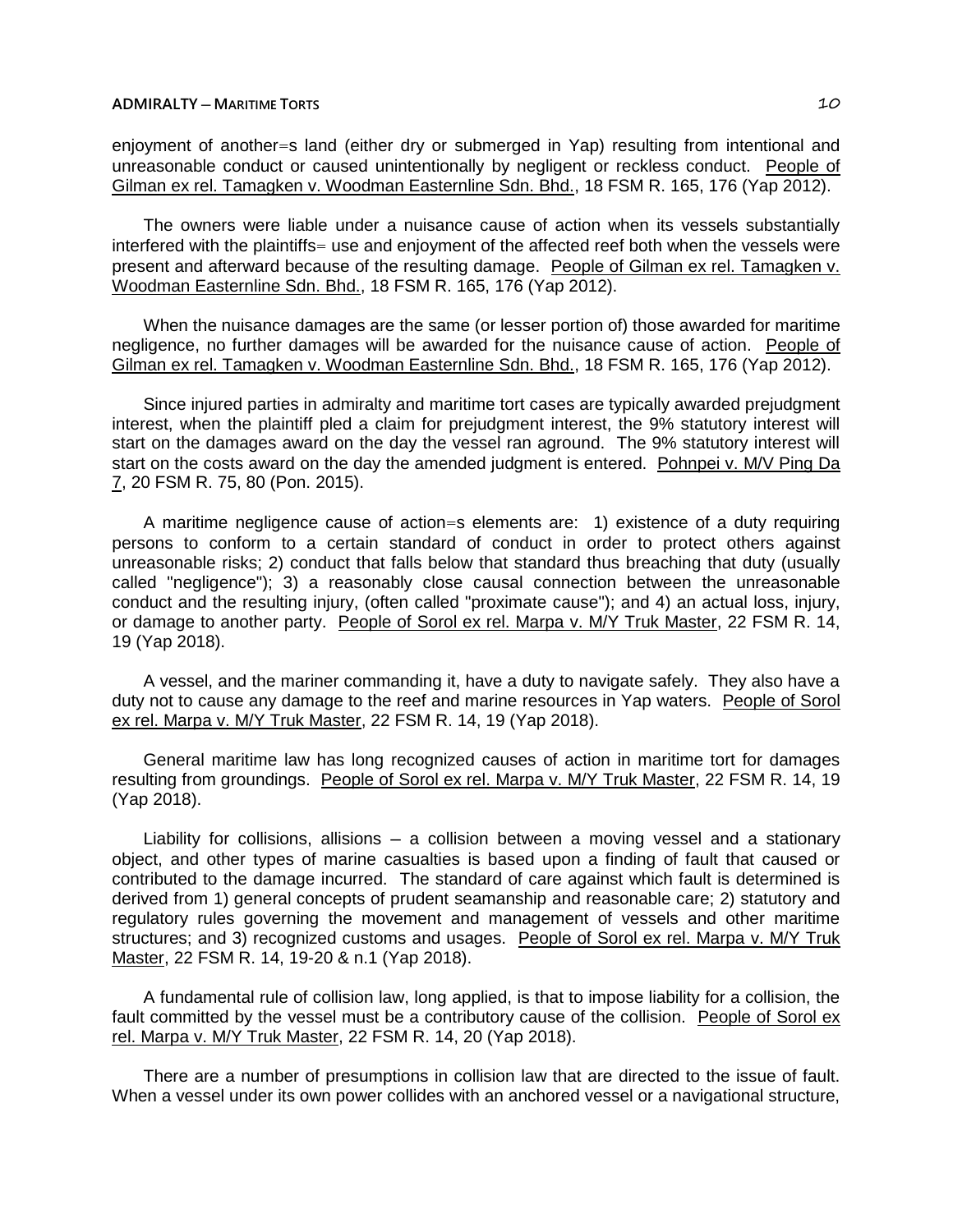enjoyment of another=s land (either dry or submerged in Yap) resulting from intentional and unreasonable conduct or caused unintentionally by negligent or reckless conduct. People of Gilman ex rel. Tamagken v. Woodman Easternline Sdn. Bhd., 18 FSM R. 165, 176 (Yap 2012).

The owners were liable under a nuisance cause of action when its vessels substantially interfered with the plaintiffs= use and enjoyment of the affected reef both when the vessels were present and afterward because of the resulting damage. People of Gilman ex rel. Tamagken v. Woodman Easternline Sdn. Bhd., 18 FSM R. 165, 176 (Yap 2012).

When the nuisance damages are the same (or lesser portion of) those awarded for maritime negligence, no further damages will be awarded for the nuisance cause of action. People of Gilman ex rel. Tamagken v. Woodman Easternline Sdn. Bhd., 18 FSM R. 165, 176 (Yap 2012).

Since injured parties in admiralty and maritime tort cases are typically awarded prejudgment interest, when the plaintiff pled a claim for prejudgment interest, the 9% statutory interest will start on the damages award on the day the vessel ran aground. The 9% statutory interest will start on the costs award on the day the amended judgment is entered. Pohnpei v. M/V Ping Da 7, 20 FSM R. 75, 80 (Pon. 2015).

A maritime negligence cause of action=s elements are: 1) existence of a duty requiring persons to conform to a certain standard of conduct in order to protect others against unreasonable risks; 2) conduct that falls below that standard thus breaching that duty (usually called "negligence"); 3) a reasonably close causal connection between the unreasonable conduct and the resulting injury, (often called "proximate cause"); and 4) an actual loss, injury, or damage to another party. People of Sorol ex rel. Marpa v. M/Y Truk Master, 22 FSM R. 14, 19 (Yap 2018).

A vessel, and the mariner commanding it, have a duty to navigate safely. They also have a duty not to cause any damage to the reef and marine resources in Yap waters. People of Sorol ex rel. Marpa v. M/Y Truk Master, 22 FSM R. 14, 19 (Yap 2018).

General maritime law has long recognized causes of action in maritime tort for damages resulting from groundings. People of Sorol ex rel. Marpa v. M/Y Truk Master, 22 FSM R. 14, 19 (Yap 2018).

Liability for collisions, allisions – a collision between a moving vessel and a stationary object, and other types of marine casualties is based upon a finding of fault that caused or contributed to the damage incurred. The standard of care against which fault is determined is derived from 1) general concepts of prudent seamanship and reasonable care; 2) statutory and regulatory rules governing the movement and management of vessels and other maritime structures; and 3) recognized customs and usages. People of Sorol ex rel. Marpa v. M/Y Truk Master, 22 FSM R. 14, 19-20 & n.1 (Yap 2018).

A fundamental rule of collision law, long applied, is that to impose liability for a collision, the fault committed by the vessel must be a contributory cause of the collision. People of Sorol ex rel. Marpa v. M/Y Truk Master, 22 FSM R. 14, 20 (Yap 2018).

There are a number of presumptions in collision law that are directed to the issue of fault. When a vessel under its own power collides with an anchored vessel or a navigational structure,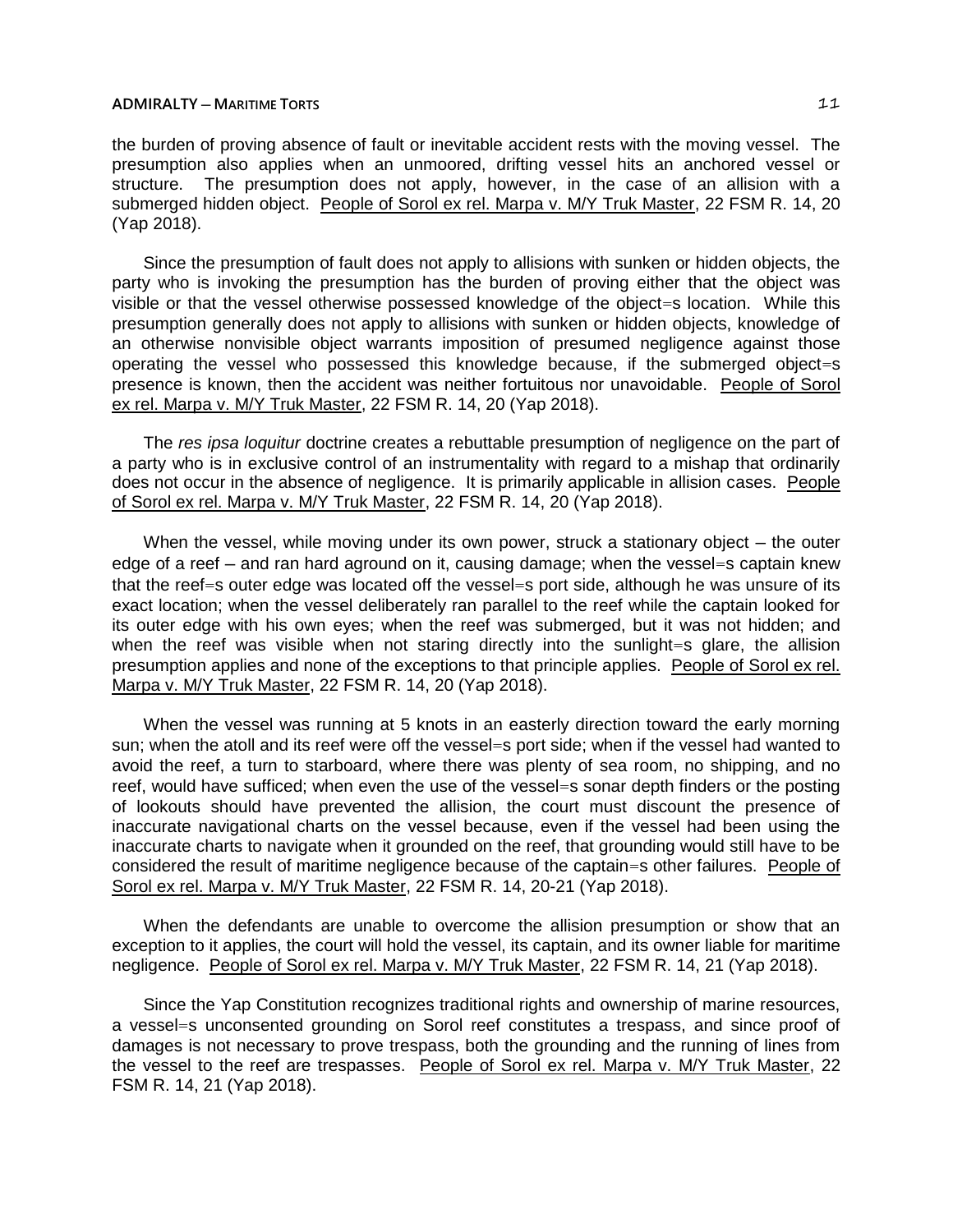the burden of proving absence of fault or inevitable accident rests with the moving vessel. The presumption also applies when an unmoored, drifting vessel hits an anchored vessel or structure. The presumption does not apply, however, in the case of an allision with a submerged hidden object. People of Sorol ex rel. Marpa v. M/Y Truk Master, 22 FSM R. 14, 20 (Yap 2018).

Since the presumption of fault does not apply to allisions with sunken or hidden objects, the party who is invoking the presumption has the burden of proving either that the object was visible or that the vessel otherwise possessed knowledge of the object=s location. While this presumption generally does not apply to allisions with sunken or hidden objects, knowledge of an otherwise nonvisible object warrants imposition of presumed negligence against those operating the vessel who possessed this knowledge because, if the submerged object=s presence is known, then the accident was neither fortuitous nor unavoidable. People of Sorol ex rel. Marpa v. M/Y Truk Master, 22 FSM R. 14, 20 (Yap 2018).

The *res ipsa loquitur* doctrine creates a rebuttable presumption of negligence on the part of a party who is in exclusive control of an instrumentality with regard to a mishap that ordinarily does not occur in the absence of negligence. It is primarily applicable in allision cases. People of Sorol ex rel. Marpa v. M/Y Truk Master, 22 FSM R. 14, 20 (Yap 2018).

When the vessel, while moving under its own power, struck a stationary object – the outer edge of a reef – and ran hard aground on it, causing damage; when the vessel=s captain knew that the reef=s outer edge was located off the vessel=s port side, although he was unsure of its exact location; when the vessel deliberately ran parallel to the reef while the captain looked for its outer edge with his own eyes; when the reef was submerged, but it was not hidden; and when the reef was visible when not staring directly into the sunlight=s glare, the allision presumption applies and none of the exceptions to that principle applies. People of Sorol ex rel. Marpa v. M/Y Truk Master, 22 FSM R. 14, 20 (Yap 2018).

When the vessel was running at 5 knots in an easterly direction toward the early morning sun; when the atoll and its reef were off the vessel=s port side; when if the vessel had wanted to avoid the reef, a turn to starboard, where there was plenty of sea room, no shipping, and no reef, would have sufficed; when even the use of the vessel=s sonar depth finders or the posting of lookouts should have prevented the allision, the court must discount the presence of inaccurate navigational charts on the vessel because, even if the vessel had been using the inaccurate charts to navigate when it grounded on the reef, that grounding would still have to be considered the result of maritime negligence because of the captain=s other failures. People of Sorol ex rel. Marpa v. M/Y Truk Master, 22 FSM R. 14, 20-21 (Yap 2018).

When the defendants are unable to overcome the allision presumption or show that an exception to it applies, the court will hold the vessel, its captain, and its owner liable for maritime negligence. People of Sorol ex rel. Marpa v. M/Y Truk Master, 22 FSM R. 14, 21 (Yap 2018).

Since the Yap Constitution recognizes traditional rights and ownership of marine resources, a vessel=s unconsented grounding on Sorol reef constitutes a trespass, and since proof of damages is not necessary to prove trespass, both the grounding and the running of lines from the vessel to the reef are trespasses. People of Sorol ex rel. Marpa v. M/Y Truk Master, 22 FSM R. 14, 21 (Yap 2018).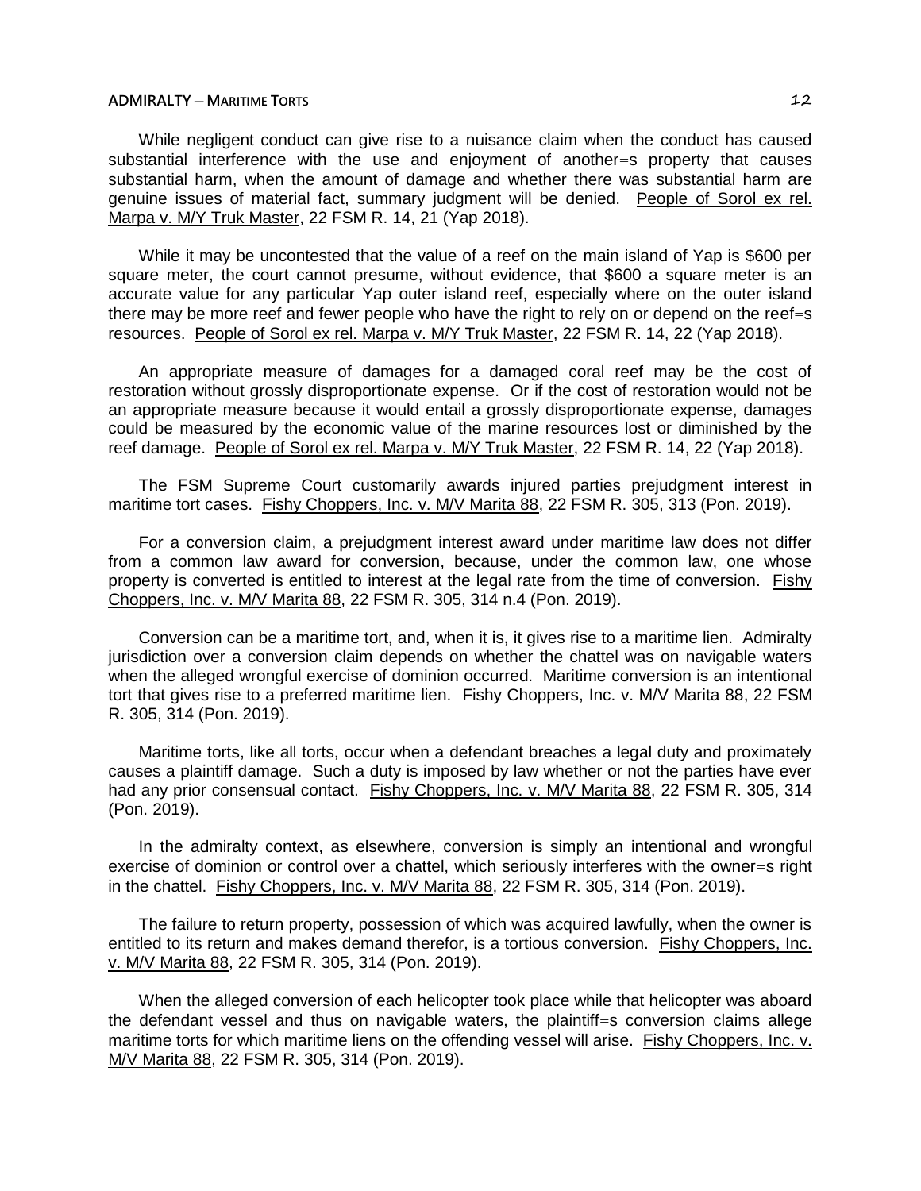While negligent conduct can give rise to a nuisance claim when the conduct has caused substantial interference with the use and enjoyment of another=s property that causes substantial harm, when the amount of damage and whether there was substantial harm are genuine issues of material fact, summary judgment will be denied. People of Sorol ex rel. Marpa v. M/Y Truk Master, 22 FSM R. 14, 21 (Yap 2018).

While it may be uncontested that the value of a reef on the main island of Yap is $600 per square meter, the court cannot presume, without evidence, that $600 a square meter is an accurate value for any particular Yap outer island reef, especially where on the outer island there may be more reef and fewer people who have the right to rely on or depend on the reef=s resources. People of Sorol ex rel. Marpa v. M/Y Truk Master, 22 FSM R. 14, 22 (Yap 2018).

An appropriate measure of damages for a damaged coral reef may be the cost of restoration without grossly disproportionate expense. Or if the cost of restoration would not be an appropriate measure because it would entail a grossly disproportionate expense, damages could be measured by the economic value of the marine resources lost or diminished by the reef damage. People of Sorol ex rel. Marpa v. M/Y Truk Master, 22 FSM R. 14, 22 (Yap 2018).

The FSM Supreme Court customarily awards injured parties prejudgment interest in maritime tort cases. Fishy Choppers, Inc. v. M/V Marita 88, 22 FSM R. 305, 313 (Pon. 2019).

For a conversion claim, a prejudgment interest award under maritime law does not differ from a common law award for conversion, because, under the common law, one whose property is converted is entitled to interest at the legal rate from the time of conversion. Fishy Choppers, Inc. v. M/V Marita 88, 22 FSM R. 305, 314 n.4 (Pon. 2019).

Conversion can be a maritime tort, and, when it is, it gives rise to a maritime lien. Admiralty jurisdiction over a conversion claim depends on whether the chattel was on navigable waters when the alleged wrongful exercise of dominion occurred. Maritime conversion is an intentional tort that gives rise to a preferred maritime lien. Fishy Choppers, Inc. v. M/V Marita 88, 22 FSM R. 305, 314 (Pon. 2019).

Maritime torts, like all torts, occur when a defendant breaches a legal duty and proximately causes a plaintiff damage. Such a duty is imposed by law whether or not the parties have ever had any prior consensual contact. Fishy Choppers, Inc. v. M/V Marita 88, 22 FSM R. 305, 314 (Pon. 2019).

In the admiralty context, as elsewhere, conversion is simply an intentional and wrongful exercise of dominion or control over a chattel, which seriously interferes with the owner=s right in the chattel. Fishy Choppers, Inc. v. M/V Marita 88, 22 FSM R. 305, 314 (Pon. 2019).

The failure to return property, possession of which was acquired lawfully, when the owner is entitled to its return and makes demand therefor, is a tortious conversion. Fishy Choppers, Inc. v. M/V Marita 88, 22 FSM R. 305, 314 (Pon. 2019).

When the alleged conversion of each helicopter took place while that helicopter was aboard the defendant vessel and thus on navigable waters, the plaintiff=s conversion claims allege maritime torts for which maritime liens on the offending vessel will arise. Fishy Choppers, Inc. v. M/V Marita 88, 22 FSM R. 305, 314 (Pon. 2019).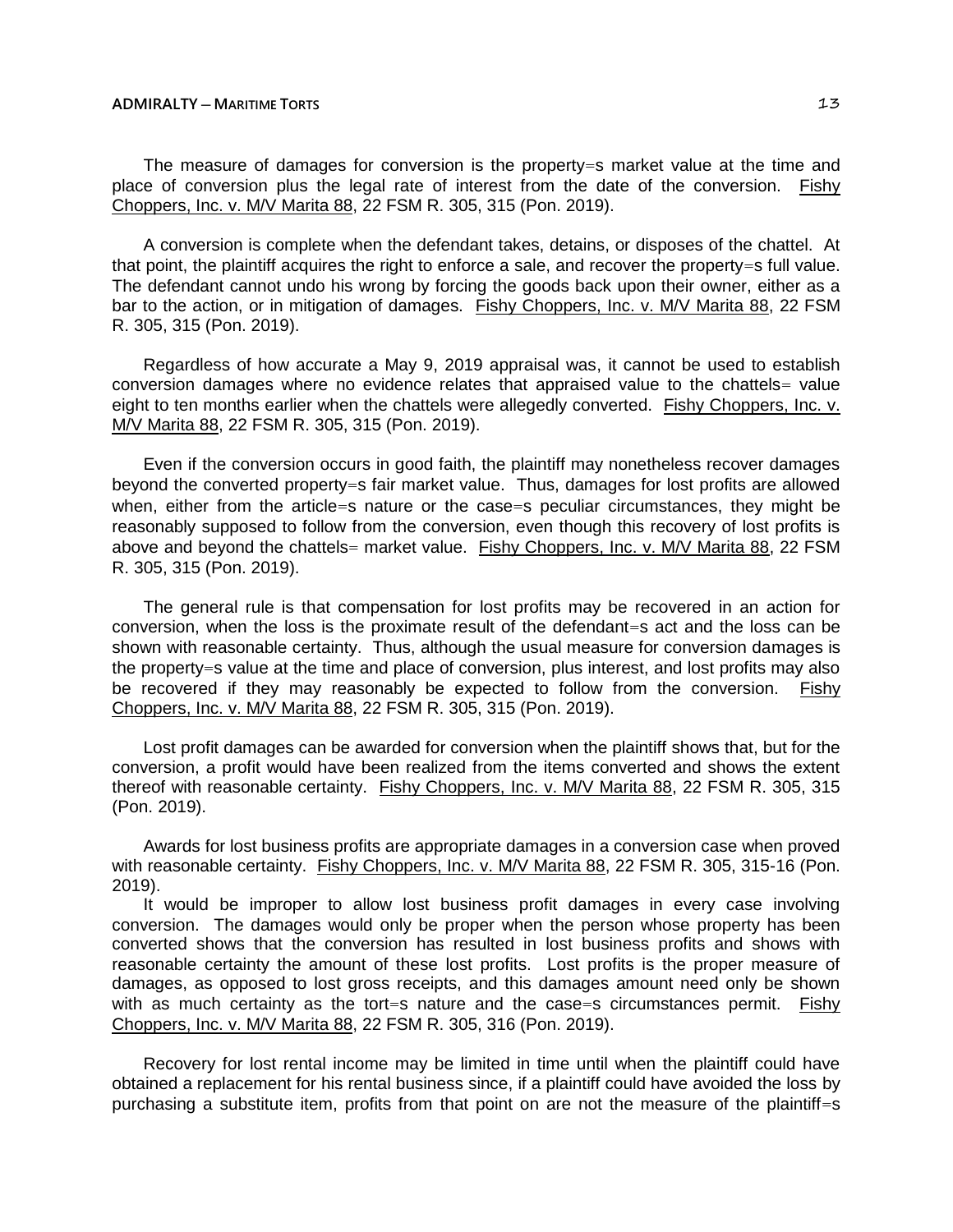The measure of damages for conversion is the property=s market value at the time and place of conversion plus the legal rate of interest from the date of the conversion. Fishy Choppers, Inc. v. M/V Marita 88, 22 FSM R. 305, 315 (Pon. 2019).

A conversion is complete when the defendant takes, detains, or disposes of the chattel. At that point, the plaintiff acquires the right to enforce a sale, and recover the property=s full value. The defendant cannot undo his wrong by forcing the goods back upon their owner, either as a bar to the action, or in mitigation of damages. Fishy Choppers, Inc. v. M/V Marita 88, 22 FSM R. 305, 315 (Pon. 2019).

Regardless of how accurate a May 9, 2019 appraisal was, it cannot be used to establish conversion damages where no evidence relates that appraised value to the chattels= value eight to ten months earlier when the chattels were allegedly converted. Fishy Choppers, Inc. v. M/V Marita 88, 22 FSM R. 305, 315 (Pon. 2019).

Even if the conversion occurs in good faith, the plaintiff may nonetheless recover damages beyond the converted property=s fair market value. Thus, damages for lost profits are allowed when, either from the article=s nature or the case=s peculiar circumstances, they might be reasonably supposed to follow from the conversion, even though this recovery of lost profits is above and beyond the chattels= market value. Fishy Choppers, Inc. v. M/V Marita 88, 22 FSM R. 305, 315 (Pon. 2019).

The general rule is that compensation for lost profits may be recovered in an action for conversion, when the loss is the proximate result of the defendant=s act and the loss can be shown with reasonable certainty. Thus, although the usual measure for conversion damages is the property=s value at the time and place of conversion, plus interest, and lost profits may also be recovered if they may reasonably be expected to follow from the conversion. Fishy Choppers, Inc. v. M/V Marita 88, 22 FSM R. 305, 315 (Pon. 2019).

Lost profit damages can be awarded for conversion when the plaintiff shows that, but for the conversion, a profit would have been realized from the items converted and shows the extent thereof with reasonable certainty. Fishy Choppers, Inc. v. M/V Marita 88, 22 FSM R. 305, 315 (Pon. 2019).

Awards for lost business profits are appropriate damages in a conversion case when proved with reasonable certainty. Fishy Choppers, Inc. v. M/V Marita 88, 22 FSM R. 305, 315-16 (Pon. 2019).

It would be improper to allow lost business profit damages in every case involving conversion. The damages would only be proper when the person whose property has been converted shows that the conversion has resulted in lost business profits and shows with reasonable certainty the amount of these lost profits. Lost profits is the proper measure of damages, as opposed to lost gross receipts, and this damages amount need only be shown with as much certainty as the tort=s nature and the case=s circumstances permit. Fishy Choppers, Inc. v. M/V Marita 88, 22 FSM R. 305, 316 (Pon. 2019).

Recovery for lost rental income may be limited in time until when the plaintiff could have obtained a replacement for his rental business since, if a plaintiff could have avoided the loss by purchasing a substitute item, profits from that point on are not the measure of the plaintiff=s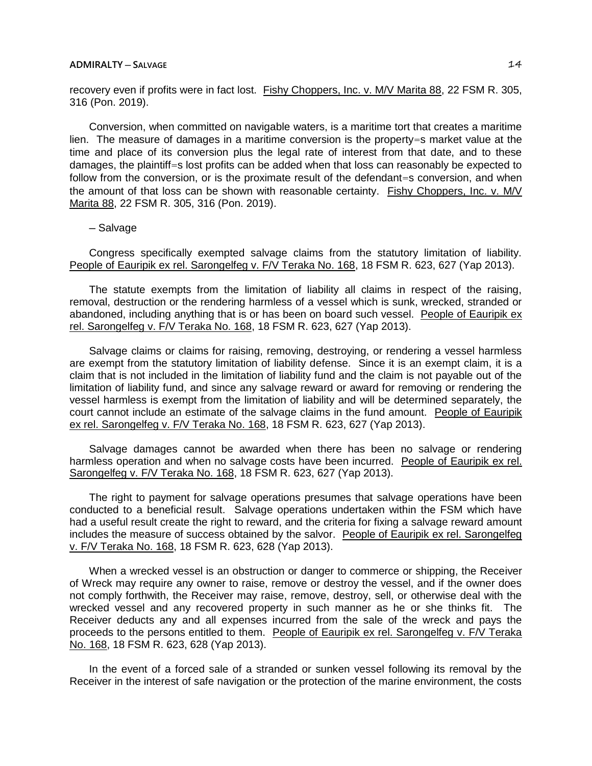recovery even if profits were in fact lost. Fishy Choppers, Inc. v. M/V Marita 88, 22 FSM R. 305, 316 (Pon. 2019).

Conversion, when committed on navigable waters, is a maritime tort that creates a maritime lien. The measure of damages in a maritime conversion is the property=s market value at the time and place of its conversion plus the legal rate of interest from that date, and to these damages, the plaintiff=s lost profits can be added when that loss can reasonably be expected to follow from the conversion, or is the proximate result of the defendant=s conversion, and when the amount of that loss can be shown with reasonable certainty. Fishy Choppers, Inc. v. M/V Marita 88, 22 FSM R. 305, 316 (Pon. 2019).

– Salvage

Congress specifically exempted salvage claims from the statutory limitation of liability. People of Eauripik ex rel. Sarongelfeg v. F/V Teraka No. 168, 18 FSM R. 623, 627 (Yap 2013).

The statute exempts from the limitation of liability all claims in respect of the raising, removal, destruction or the rendering harmless of a vessel which is sunk, wrecked, stranded or abandoned, including anything that is or has been on board such vessel. People of Eauripik ex rel. Sarongelfeg v. F/V Teraka No. 168, 18 FSM R. 623, 627 (Yap 2013).

Salvage claims or claims for raising, removing, destroying, or rendering a vessel harmless are exempt from the statutory limitation of liability defense. Since it is an exempt claim, it is a claim that is not included in the limitation of liability fund and the claim is not payable out of the limitation of liability fund, and since any salvage reward or award for removing or rendering the vessel harmless is exempt from the limitation of liability and will be determined separately, the court cannot include an estimate of the salvage claims in the fund amount. People of Eauripik ex rel. Sarongelfeg v. F/V Teraka No. 168, 18 FSM R. 623, 627 (Yap 2013).

Salvage damages cannot be awarded when there has been no salvage or rendering harmless operation and when no salvage costs have been incurred. People of Eauripik ex rel. Sarongelfeg v. F/V Teraka No. 168, 18 FSM R. 623, 627 (Yap 2013).

The right to payment for salvage operations presumes that salvage operations have been conducted to a beneficial result. Salvage operations undertaken within the FSM which have had a useful result create the right to reward, and the criteria for fixing a salvage reward amount includes the measure of success obtained by the salvor. People of Eauripik ex rel. Sarongelfeg v. F/V Teraka No. 168, 18 FSM R. 623, 628 (Yap 2013).

When a wrecked vessel is an obstruction or danger to commerce or shipping, the Receiver of Wreck may require any owner to raise, remove or destroy the vessel, and if the owner does not comply forthwith, the Receiver may raise, remove, destroy, sell, or otherwise deal with the wrecked vessel and any recovered property in such manner as he or she thinks fit. The Receiver deducts any and all expenses incurred from the sale of the wreck and pays the proceeds to the persons entitled to them. People of Eauripik ex rel. Sarongelfeg v. F/V Teraka No. 168, 18 FSM R. 623, 628 (Yap 2013).

In the event of a forced sale of a stranded or sunken vessel following its removal by the Receiver in the interest of safe navigation or the protection of the marine environment, the costs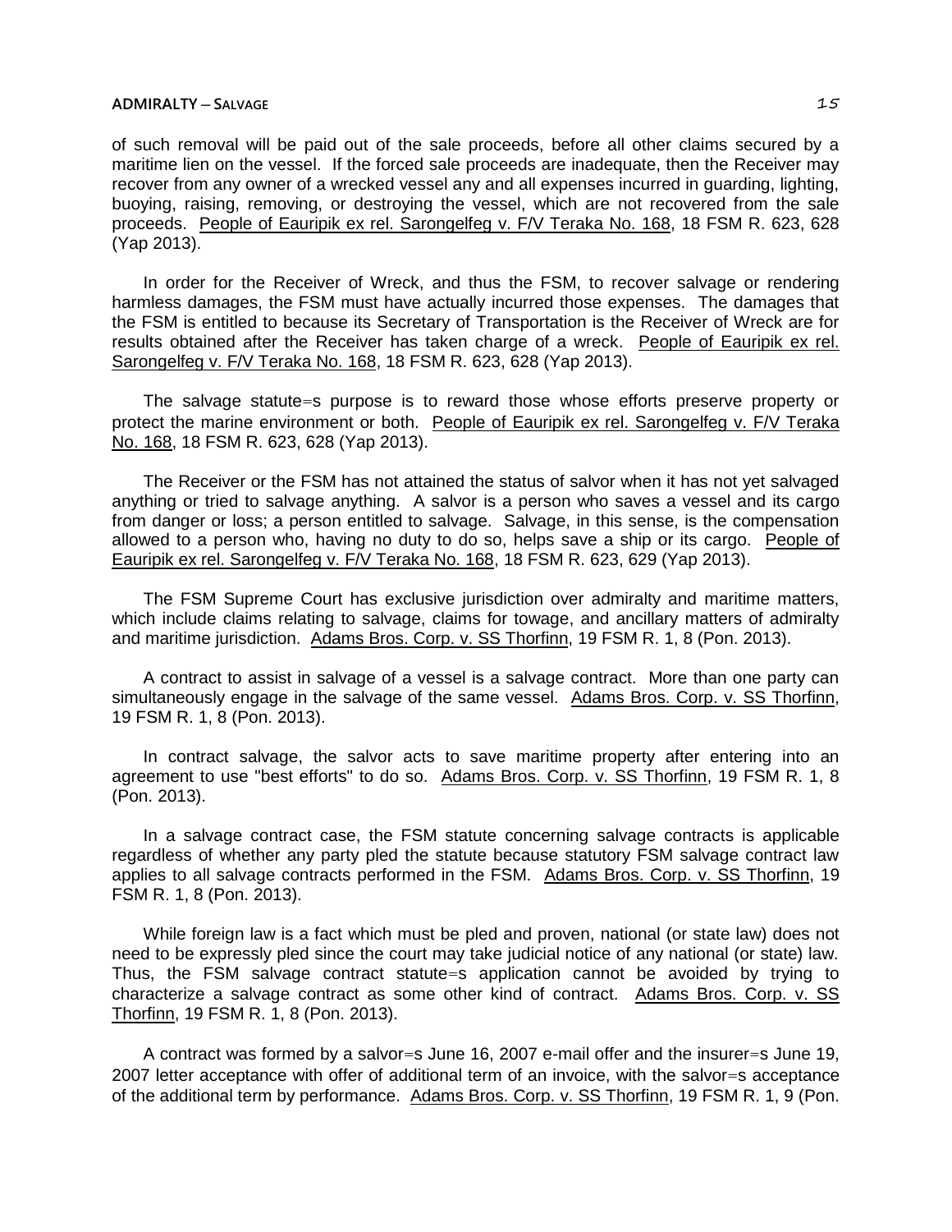of such removal will be paid out of the sale proceeds, before all other claims secured by a maritime lien on the vessel. If the forced sale proceeds are inadequate, then the Receiver may recover from any owner of a wrecked vessel any and all expenses incurred in guarding, lighting, buoying, raising, removing, or destroying the vessel, which are not recovered from the sale proceeds. People of Eauripik ex rel. Sarongelfeg v. F/V Teraka No. 168, 18 FSM R. 623, 628 (Yap 2013).

In order for the Receiver of Wreck, and thus the FSM, to recover salvage or rendering harmless damages, the FSM must have actually incurred those expenses. The damages that the FSM is entitled to because its Secretary of Transportation is the Receiver of Wreck are for results obtained after the Receiver has taken charge of a wreck. People of Eauripik ex rel. Sarongelfeg v. F/V Teraka No. 168, 18 FSM R. 623, 628 (Yap 2013).

The salvage statute=s purpose is to reward those whose efforts preserve property or protect the marine environment or both. People of Eauripik ex rel. Sarongelfeg v. F/V Teraka No. 168, 18 FSM R. 623, 628 (Yap 2013).

The Receiver or the FSM has not attained the status of salvor when it has not yet salvaged anything or tried to salvage anything. A salvor is a person who saves a vessel and its cargo from danger or loss; a person entitled to salvage. Salvage, in this sense, is the compensation allowed to a person who, having no duty to do so, helps save a ship or its cargo. People of Eauripik ex rel. Sarongelfeg v. F/V Teraka No. 168, 18 FSM R. 623, 629 (Yap 2013).

The FSM Supreme Court has exclusive jurisdiction over admiralty and maritime matters, which include claims relating to salvage, claims for towage, and ancillary matters of admiralty and maritime jurisdiction. Adams Bros. Corp. v. SS Thorfinn, 19 FSM R. 1, 8 (Pon. 2013).

A contract to assist in salvage of a vessel is a salvage contract. More than one party can simultaneously engage in the salvage of the same vessel. Adams Bros. Corp. v. SS Thorfinn, 19 FSM R. 1, 8 (Pon. 2013).

In contract salvage, the salvor acts to save maritime property after entering into an agreement to use "best efforts" to do so. Adams Bros. Corp. v. SS Thorfinn, 19 FSM R. 1, 8 (Pon. 2013).

In a salvage contract case, the FSM statute concerning salvage contracts is applicable regardless of whether any party pled the statute because statutory FSM salvage contract law applies to all salvage contracts performed in the FSM. Adams Bros. Corp. v. SS Thorfinn, 19 FSM R. 1, 8 (Pon. 2013).

While foreign law is a fact which must be pled and proven, national (or state law) does not need to be expressly pled since the court may take judicial notice of any national (or state) law. Thus, the FSM salvage contract statute=s application cannot be avoided by trying to characterize a salvage contract as some other kind of contract. Adams Bros. Corp. v. SS Thorfinn, 19 FSM R. 1, 8 (Pon. 2013).

A contract was formed by a salvor=s June 16, 2007 e-mail offer and the insurer=s June 19, 2007 letter acceptance with offer of additional term of an invoice, with the salvor=s acceptance of the additional term by performance. Adams Bros. Corp. v. SS Thorfinn, 19 FSM R. 1, 9 (Pon.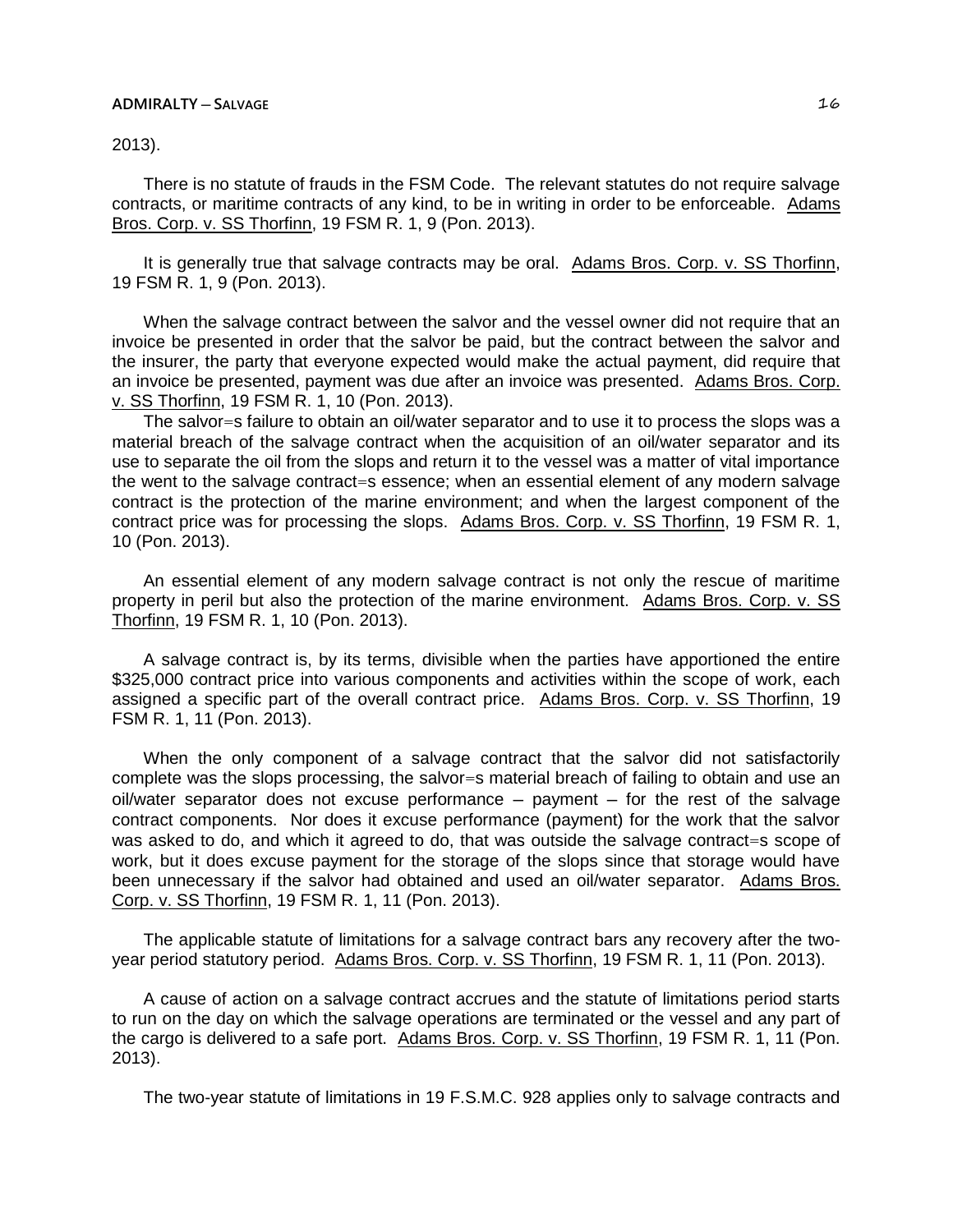2013).

There is no statute of frauds in the FSM Code. The relevant statutes do not require salvage contracts, or maritime contracts of any kind, to be in writing in order to be enforceable. Adams Bros. Corp. v. SS Thorfinn, 19 FSM R. 1, 9 (Pon. 2013).

It is generally true that salvage contracts may be oral. Adams Bros. Corp. v. SS Thorfinn, 19 FSM R. 1, 9 (Pon. 2013).

When the salvage contract between the salvor and the vessel owner did not require that an invoice be presented in order that the salvor be paid, but the contract between the salvor and the insurer, the party that everyone expected would make the actual payment, did require that an invoice be presented, payment was due after an invoice was presented. Adams Bros. Corp. v. SS Thorfinn, 19 FSM R. 1, 10 (Pon. 2013).

The salvor=s failure to obtain an oil/water separator and to use it to process the slops was a material breach of the salvage contract when the acquisition of an oil/water separator and its use to separate the oil from the slops and return it to the vessel was a matter of vital importance the went to the salvage contract=s essence; when an essential element of any modern salvage contract is the protection of the marine environment; and when the largest component of the contract price was for processing the slops. Adams Bros. Corp. v. SS Thorfinn, 19 FSM R. 1, 10 (Pon. 2013).

An essential element of any modern salvage contract is not only the rescue of maritime property in peril but also the protection of the marine environment. Adams Bros. Corp. v. SS Thorfinn, 19 FSM R. 1, 10 (Pon. 2013).

A salvage contract is, by its terms, divisible when the parties have apportioned the entire $325,000 contract price into various components and activities within the scope of work, each assigned a specific part of the overall contract price. Adams Bros. Corp. v. SS Thorfinn, 19 FSM R. 1, 11 (Pon. 2013).

When the only component of a salvage contract that the salvor did not satisfactorily complete was the slops processing, the salvor=s material breach of failing to obtain and use an oil/water separator does not excuse performance – payment – for the rest of the salvage contract components. Nor does it excuse performance (payment) for the work that the salvor was asked to do, and which it agreed to do, that was outside the salvage contract=s scope of work, but it does excuse payment for the storage of the slops since that storage would have been unnecessary if the salvor had obtained and used an oil/water separator. Adams Bros. Corp. v. SS Thorfinn, 19 FSM R. 1, 11 (Pon. 2013).

The applicable statute of limitations for a salvage contract bars any recovery after the two-year period statutory period. Adams Bros. Corp. v. SS Thorfinn, 19 FSM R. 1, 11 (Pon. 2013).

A cause of action on a salvage contract accrues and the statute of limitations period starts to run on the day on which the salvage operations are terminated or the vessel and any part of the cargo is delivered to a safe port. Adams Bros. Corp. v. SS Thorfinn, 19 FSM R. 1, 11 (Pon. 2013).

The two-year statute of limitations in 19 F.S.M.C. 928 applies only to salvage contracts and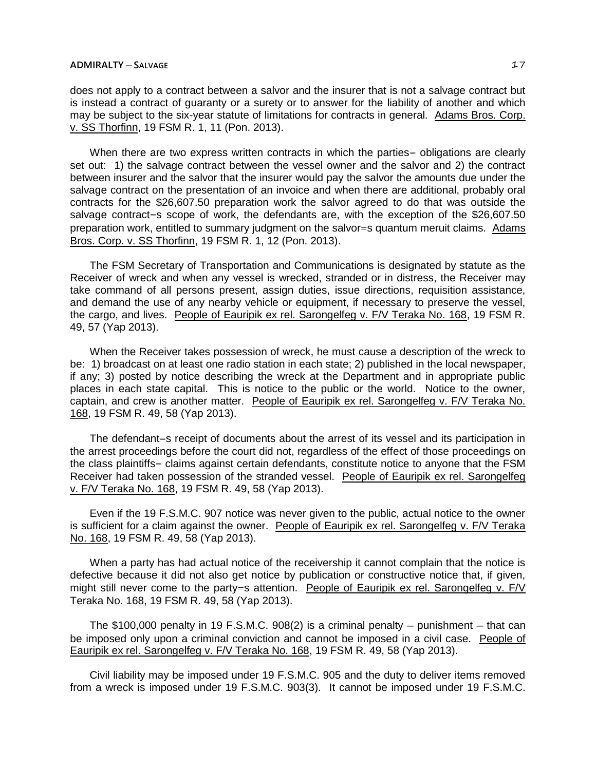does not apply to a contract between a salvor and the insurer that is not a salvage contract but is instead a contract of guaranty or a surety or to answer for the liability of another and which may be subject to the six-year statute of limitations for contracts in general. Adams Bros. Corp. v. SS Thorfinn, 19 FSM R. 1, 11 (Pon. 2013).

When there are two express written contracts in which the parties= obligations are clearly set out: 1) the salvage contract between the vessel owner and the salvor and 2) the contract between insurer and the salvor that the insurer would pay the salvor the amounts due under the salvage contract on the presentation of an invoice and when there are additional, probably oral contracts for the $26,607.50 preparation work the salvor agreed to do that was outside the salvage contract=s scope of work, the defendants are, with the exception of the $26,607.50 preparation work, entitled to summary judgment on the salvor=s quantum meruit claims. Adams Bros. Corp. v. SS Thorfinn, 19 FSM R. 1, 12 (Pon. 2013).

The FSM Secretary of Transportation and Communications is designated by statute as the Receiver of wreck and when any vessel is wrecked, stranded or in distress, the Receiver may take command of all persons present, assign duties, issue directions, requisition assistance, and demand the use of any nearby vehicle or equipment, if necessary to preserve the vessel, the cargo, and lives. People of Eauripik ex rel. Sarongelfeg v. F/V Teraka No. 168, 19 FSM R. 49, 57 (Yap 2013).

When the Receiver takes possession of wreck, he must cause a description of the wreck to be: 1) broadcast on at least one radio station in each state; 2) published in the local newspaper, if any; 3) posted by notice describing the wreck at the Department and in appropriate public places in each state capital. This is notice to the public or the world. Notice to the owner, captain, and crew is another matter. People of Eauripik ex rel. Sarongelfeg v. F/V Teraka No. 168, 19 FSM R. 49, 58 (Yap 2013).

The defendant=s receipt of documents about the arrest of its vessel and its participation in the arrest proceedings before the court did not, regardless of the effect of those proceedings on the class plaintiffs= claims against certain defendants, constitute notice to anyone that the FSM Receiver had taken possession of the stranded vessel. People of Eauripik ex rel. Sarongelfeg v. F/V Teraka No. 168, 19 FSM R. 49, 58 (Yap 2013).

Even if the 19 F.S.M.C. 907 notice was never given to the public, actual notice to the owner is sufficient for a claim against the owner. People of Eauripik ex rel. Sarongelfeg v. F/V Teraka No. 168, 19 FSM R. 49, 58 (Yap 2013).

When a party has had actual notice of the receivership it cannot complain that the notice is defective because it did not also get notice by publication or constructive notice that, if given, might still never come to the party=s attention. People of Eauripik ex rel. Sarongelfeg v. F/V Teraka No. 168, 19 FSM R. 49, 58 (Yap 2013).

The $100,000 penalty in 19 F.S.M.C. 908(2) is a criminal penalty – punishment – that can be imposed only upon a criminal conviction and cannot be imposed in a civil case. People of Eauripik ex rel. Sarongelfeg v. F/V Teraka No. 168, 19 FSM R. 49, 58 (Yap 2013).

Civil liability may be imposed under 19 F.S.M.C. 905 and the duty to deliver items removed from a wreck is imposed under 19 F.S.M.C. 903(3). It cannot be imposed under 19 F.S.M.C.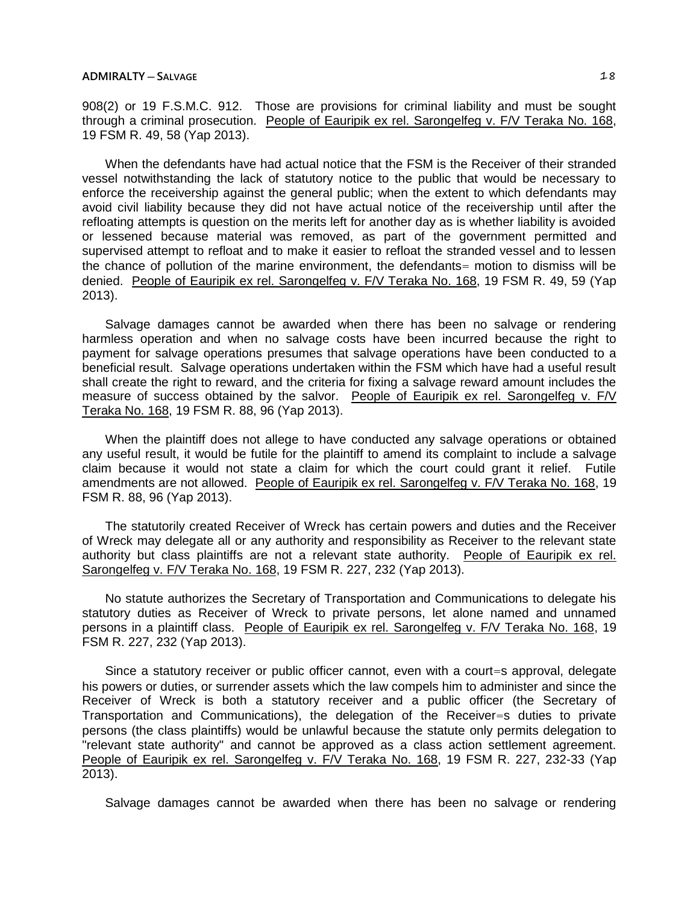908(2) or 19 F.S.M.C. 912. Those are provisions for criminal liability and must be sought through a criminal prosecution. People of Eauripik ex rel. Sarongelfeg v. F/V Teraka No. 168, 19 FSM R. 49, 58 (Yap 2013).

When the defendants have had actual notice that the FSM is the Receiver of their stranded vessel notwithstanding the lack of statutory notice to the public that would be necessary to enforce the receivership against the general public; when the extent to which defendants may avoid civil liability because they did not have actual notice of the receivership until after the refloating attempts is question on the merits left for another day as is whether liability is avoided or lessened because material was removed, as part of the government permitted and supervised attempt to refloat and to make it easier to refloat the stranded vessel and to lessen the chance of pollution of the marine environment, the defendants= motion to dismiss will be denied. People of Eauripik ex rel. Sarongelfeg v. F/V Teraka No. 168, 19 FSM R. 49, 59 (Yap 2013).

Salvage damages cannot be awarded when there has been no salvage or rendering harmless operation and when no salvage costs have been incurred because the right to payment for salvage operations presumes that salvage operations have been conducted to a beneficial result. Salvage operations undertaken within the FSM which have had a useful result shall create the right to reward, and the criteria for fixing a salvage reward amount includes the measure of success obtained by the salvor. People of Eauripik ex rel. Sarongelfeg v. F/V Teraka No. 168, 19 FSM R. 88, 96 (Yap 2013).

When the plaintiff does not allege to have conducted any salvage operations or obtained any useful result, it would be futile for the plaintiff to amend its complaint to include a salvage claim because it would not state a claim for which the court could grant it relief. Futile amendments are not allowed. People of Eauripik ex rel. Sarongelfeg v. F/V Teraka No. 168, 19 FSM R. 88, 96 (Yap 2013).

The statutorily created Receiver of Wreck has certain powers and duties and the Receiver of Wreck may delegate all or any authority and responsibility as Receiver to the relevant state authority but class plaintiffs are not a relevant state authority. People of Eauripik ex rel. Sarongelfeg v. F/V Teraka No. 168, 19 FSM R. 227, 232 (Yap 2013).

No statute authorizes the Secretary of Transportation and Communications to delegate his statutory duties as Receiver of Wreck to private persons, let alone named and unnamed persons in a plaintiff class. People of Eauripik ex rel. Sarongelfeg v. F/V Teraka No. 168, 19 FSM R. 227, 232 (Yap 2013).

Since a statutory receiver or public officer cannot, even with a court=s approval, delegate his powers or duties, or surrender assets which the law compels him to administer and since the Receiver of Wreck is both a statutory receiver and a public officer (the Secretary of Transportation and Communications), the delegation of the Receiver=s duties to private persons (the class plaintiffs) would be unlawful because the statute only permits delegation to "relevant state authority" and cannot be approved as a class action settlement agreement. People of Eauripik ex rel. Sarongelfeg v. F/V Teraka No. 168, 19 FSM R. 227, 232-33 (Yap 2013).

Salvage damages cannot be awarded when there has been no salvage or rendering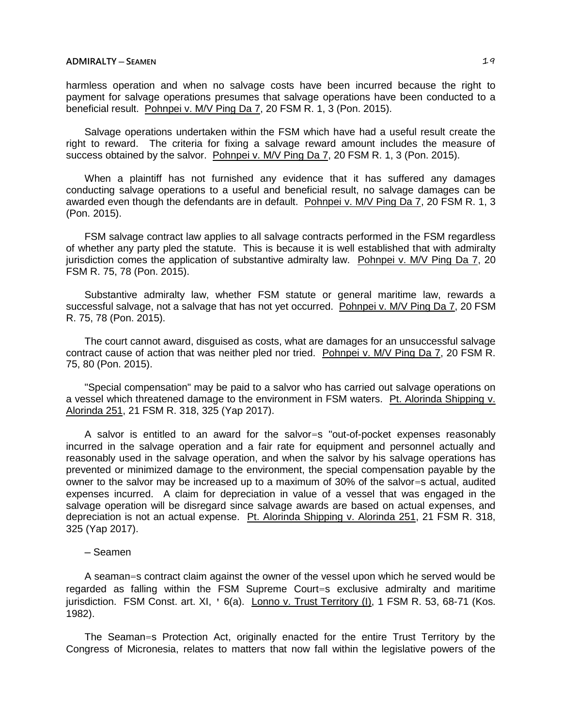harmless operation and when no salvage costs have been incurred because the right to payment for salvage operations presumes that salvage operations have been conducted to a beneficial result. Pohnpei v. M/V Ping Da 7, 20 FSM R. 1, 3 (Pon. 2015).

Salvage operations undertaken within the FSM which have had a useful result create the right to reward. The criteria for fixing a salvage reward amount includes the measure of success obtained by the salvor. Pohnpei v. M/V Ping Da 7, 20 FSM R. 1, 3 (Pon. 2015).

When a plaintiff has not furnished any evidence that it has suffered any damages conducting salvage operations to a useful and beneficial result, no salvage damages can be awarded even though the defendants are in default. Pohnpei v. M/V Ping Da 7, 20 FSM R. 1, 3 (Pon. 2015).

FSM salvage contract law applies to all salvage contracts performed in the FSM regardless of whether any party pled the statute. This is because it is well established that with admiralty jurisdiction comes the application of substantive admiralty law. Pohnpei v. M/V Ping Da 7, 20 FSM R. 75, 78 (Pon. 2015).

Substantive admiralty law, whether FSM statute or general maritime law, rewards a successful salvage, not a salvage that has not yet occurred. Pohnpei v. M/V Ping Da 7, 20 FSM R. 75, 78 (Pon. 2015).

The court cannot award, disguised as costs, what are damages for an unsuccessful salvage contract cause of action that was neither pled nor tried. Pohnpei v. M/V Ping Da 7, 20 FSM R. 75, 80 (Pon. 2015).

"Special compensation" may be paid to a salvor who has carried out salvage operations on a vessel which threatened damage to the environment in FSM waters. Pt. Alorinda Shipping v. Alorinda 251, 21 FSM R. 318, 325 (Yap 2017).

A salvor is entitled to an award for the salvor=s "out-of-pocket expenses reasonably incurred in the salvage operation and a fair rate for equipment and personnel actually and reasonably used in the salvage operation, and when the salvor by his salvage operations has prevented or minimized damage to the environment, the special compensation payable by the owner to the salvor may be increased up to a maximum of 30% of the salvor=s actual, audited expenses incurred. A claim for depreciation in value of a vessel that was engaged in the salvage operation will be disregard since salvage awards are based on actual expenses, and depreciation is not an actual expense. Pt. Alorinda Shipping v. Alorinda 251, 21 FSM R. 318, 325 (Yap 2017).

– Seamen

A seaman=s contract claim against the owner of the vessel upon which he served would be regarded as falling within the FSM Supreme Court=s exclusive admiralty and maritime jurisdiction. FSM Const. art. XI, ' 6(a). Lonno v. Trust Territory (I), 1 FSM R. 53, 68-71 (Kos. 1982).

The Seaman=s Protection Act, originally enacted for the entire Trust Territory by the Congress of Micronesia, relates to matters that now fall within the legislative powers of the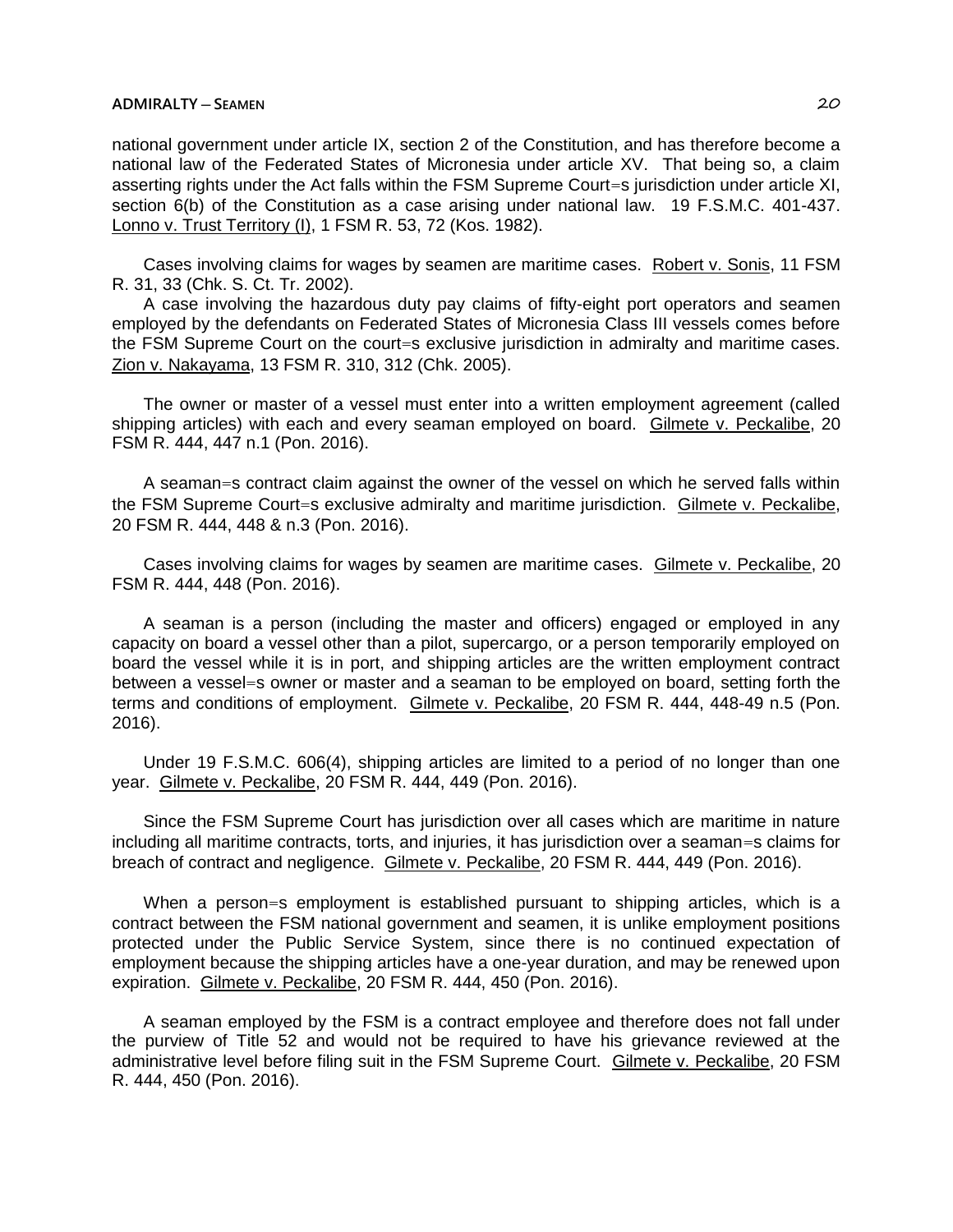national government under article IX, section 2 of the Constitution, and has therefore become a national law of the Federated States of Micronesia under article XV. That being so, a claim asserting rights under the Act falls within the FSM Supreme Court=s jurisdiction under article XI, section 6(b) of the Constitution as a case arising under national law. 19 F.S.M.C. 401-437. Lonno v. Trust Territory (I), 1 FSM R. 53, 72 (Kos. 1982).

Cases involving claims for wages by seamen are maritime cases. Robert v. Sonis, 11 FSM R. 31, 33 (Chk. S. Ct. Tr. 2002).

A case involving the hazardous duty pay claims of fifty-eight port operators and seamen employed by the defendants on Federated States of Micronesia Class III vessels comes before the FSM Supreme Court on the court=s exclusive jurisdiction in admiralty and maritime cases. Zion v. Nakayama, 13 FSM R. 310, 312 (Chk. 2005).

The owner or master of a vessel must enter into a written employment agreement (called shipping articles) with each and every seaman employed on board. Gilmete v. Peckalibe, 20 FSM R. 444, 447 n.1 (Pon. 2016).

A seaman=s contract claim against the owner of the vessel on which he served falls within the FSM Supreme Court=s exclusive admiralty and maritime jurisdiction. Gilmete v. Peckalibe, 20 FSM R. 444, 448 & n.3 (Pon. 2016).

Cases involving claims for wages by seamen are maritime cases. Gilmete v. Peckalibe, 20 FSM R. 444, 448 (Pon. 2016).

A seaman is a person (including the master and officers) engaged or employed in any capacity on board a vessel other than a pilot, supercargo, or a person temporarily employed on board the vessel while it is in port, and shipping articles are the written employment contract between a vessel=s owner or master and a seaman to be employed on board, setting forth the terms and conditions of employment. Gilmete v. Peckalibe, 20 FSM R. 444, 448-49 n.5 (Pon. 2016).

Under 19 F.S.M.C. 606(4), shipping articles are limited to a period of no longer than one year. Gilmete v. Peckalibe, 20 FSM R. 444, 449 (Pon. 2016).

Since the FSM Supreme Court has jurisdiction over all cases which are maritime in nature including all maritime contracts, torts, and injuries, it has jurisdiction over a seaman=s claims for breach of contract and negligence. Gilmete v. Peckalibe, 20 FSM R. 444, 449 (Pon. 2016).

When a person=s employment is established pursuant to shipping articles, which is a contract between the FSM national government and seamen, it is unlike employment positions protected under the Public Service System, since there is no continued expectation of employment because the shipping articles have a one-year duration, and may be renewed upon expiration. Gilmete v. Peckalibe, 20 FSM R. 444, 450 (Pon. 2016).

A seaman employed by the FSM is a contract employee and therefore does not fall under the purview of Title 52 and would not be required to have his grievance reviewed at the administrative level before filing suit in the FSM Supreme Court. Gilmete v. Peckalibe, 20 FSM R. 444, 450 (Pon. 2016).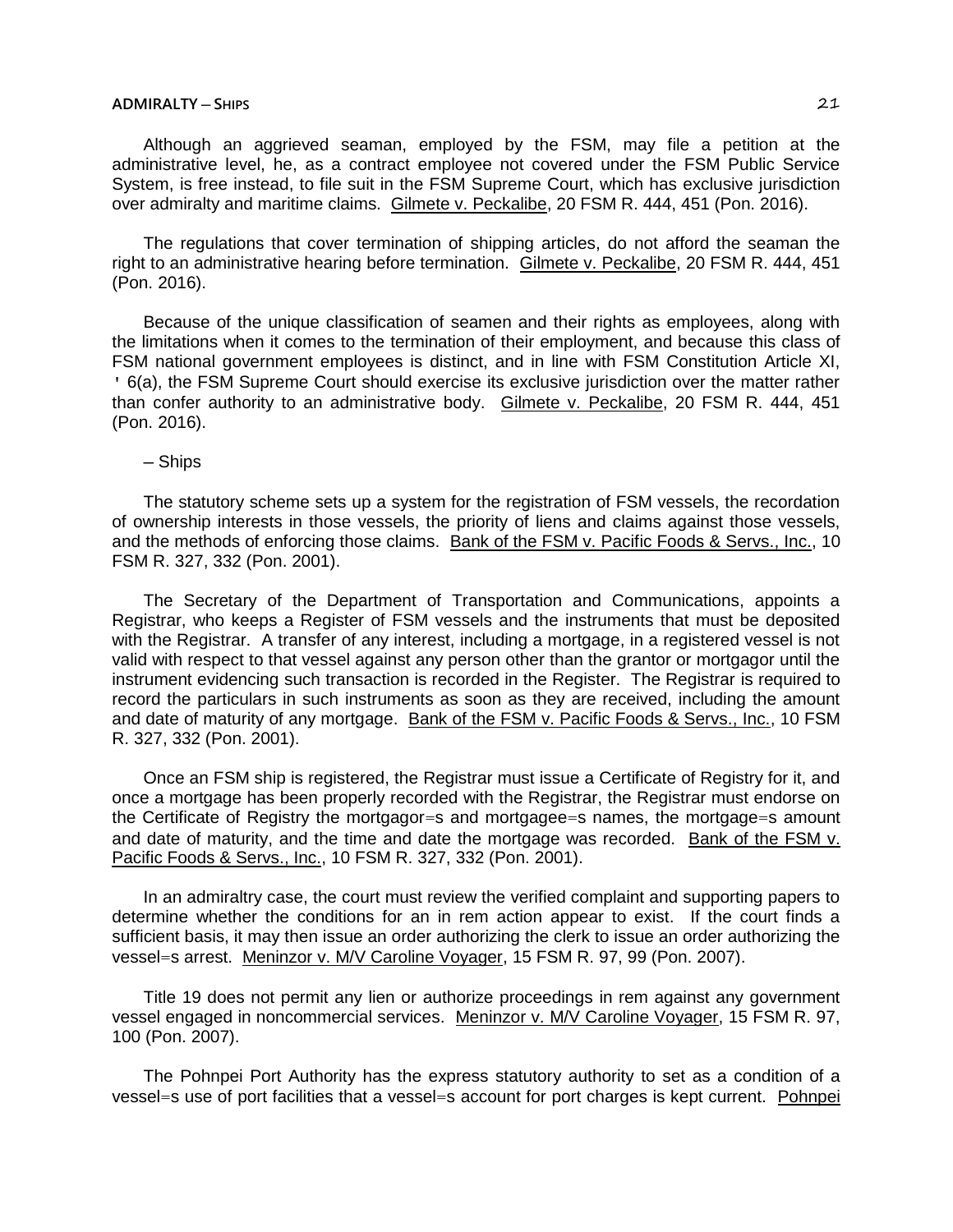Although an aggrieved seaman, employed by the FSM, may file a petition at the administrative level, he, as a contract employee not covered under the FSM Public Service System, is free instead, to file suit in the FSM Supreme Court, which has exclusive jurisdiction over admiralty and maritime claims. Gilmete v. Peckalibe, 20 FSM R. 444, 451 (Pon. 2016).

The regulations that cover termination of shipping articles, do not afford the seaman the right to an administrative hearing before termination. Gilmete v. Peckalibe, 20 FSM R. 444, 451 (Pon. 2016).

Because of the unique classification of seamen and their rights as employees, along with the limitations when it comes to the termination of their employment, and because this class of FSM national government employees is distinct, and in line with FSM Constitution Article XI, ' 6(a), the FSM Supreme Court should exercise its exclusive jurisdiction over the matter rather than confer authority to an administrative body. Gilmete v. Peckalibe, 20 FSM R. 444, 451 (Pon. 2016).

– Ships

The statutory scheme sets up a system for the registration of FSM vessels, the recordation of ownership interests in those vessels, the priority of liens and claims against those vessels, and the methods of enforcing those claims. Bank of the FSM v. Pacific Foods & Servs., Inc., 10 FSM R. 327, 332 (Pon. 2001).

The Secretary of the Department of Transportation and Communications, appoints a Registrar, who keeps a Register of FSM vessels and the instruments that must be deposited with the Registrar. A transfer of any interest, including a mortgage, in a registered vessel is not valid with respect to that vessel against any person other than the grantor or mortgagor until the instrument evidencing such transaction is recorded in the Register. The Registrar is required to record the particulars in such instruments as soon as they are received, including the amount and date of maturity of any mortgage. Bank of the FSM v. Pacific Foods & Servs., Inc., 10 FSM R. 327, 332 (Pon. 2001).

Once an FSM ship is registered, the Registrar must issue a Certificate of Registry for it, and once a mortgage has been properly recorded with the Registrar, the Registrar must endorse on the Certificate of Registry the mortgagor=s and mortgagee=s names, the mortgage=s amount and date of maturity, and the time and date the mortgage was recorded. Bank of the FSM v. Pacific Foods & Servs., Inc., 10 FSM R. 327, 332 (Pon. 2001).

In an admiraltry case, the court must review the verified complaint and supporting papers to determine whether the conditions for an in rem action appear to exist. If the court finds a sufficient basis, it may then issue an order authorizing the clerk to issue an order authorizing the vessel=s arrest. Meninzor v. M/V Caroline Voyager, 15 FSM R. 97, 99 (Pon. 2007).

Title 19 does not permit any lien or authorize proceedings in rem against any government vessel engaged in noncommercial services. Meninzor v. M/V Caroline Voyager, 15 FSM R. 97, 100 (Pon. 2007).

The Pohnpei Port Authority has the express statutory authority to set as a condition of a vessel=s use of port facilities that a vessel=s account for port charges is kept current. Pohnpei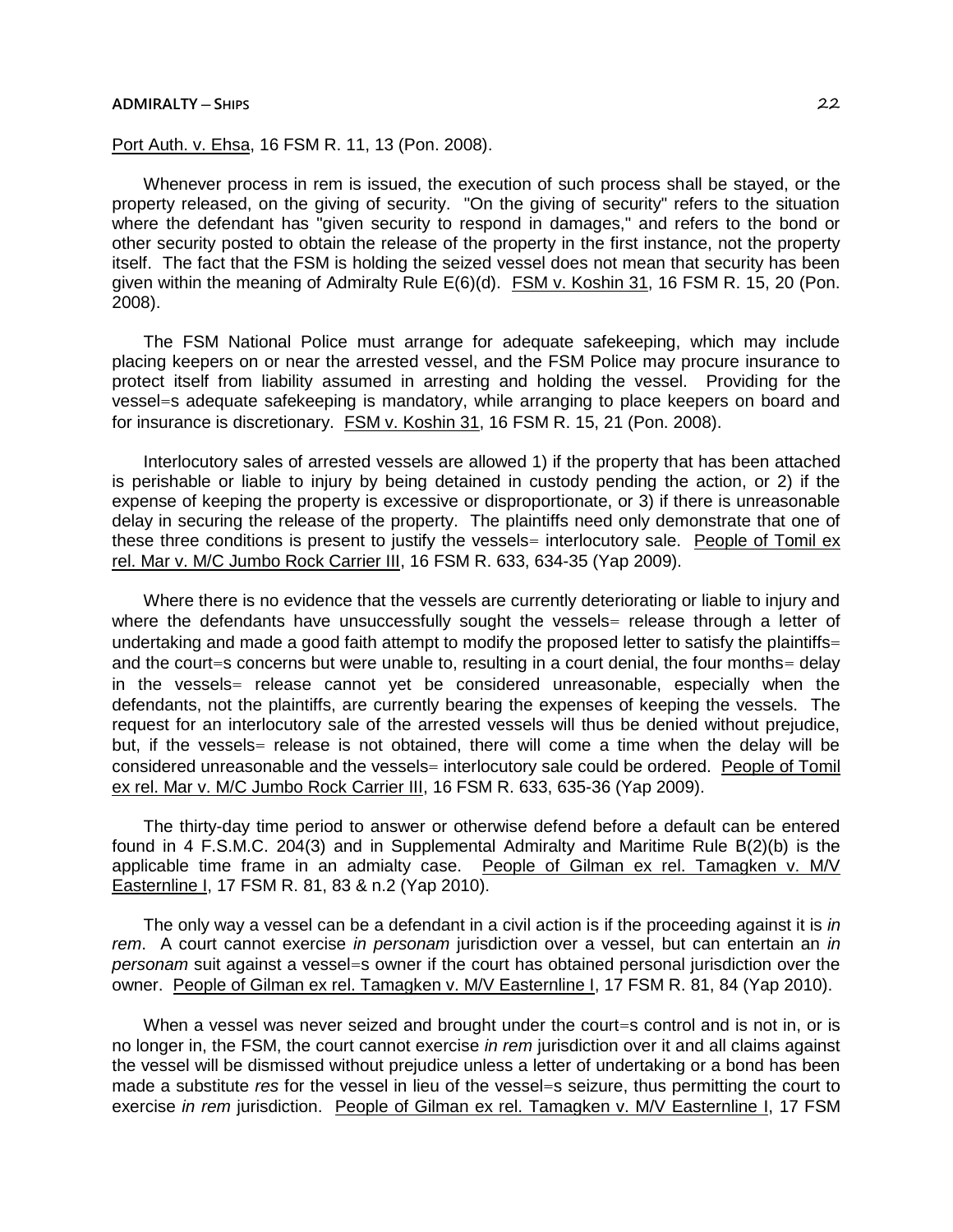Port Auth. v. Ehsa, 16 FSM R. 11, 13 (Pon. 2008).

Whenever process in rem is issued, the execution of such process shall be stayed, or the property released, on the giving of security. "On the giving of security" refers to the situation where the defendant has "given security to respond in damages," and refers to the bond or other security posted to obtain the release of the property in the first instance, not the property itself. The fact that the FSM is holding the seized vessel does not mean that security has been given within the meaning of Admiralty Rule E(6)(d). FSM v. Koshin 31, 16 FSM R. 15, 20 (Pon. 2008).

The FSM National Police must arrange for adequate safekeeping, which may include placing keepers on or near the arrested vessel, and the FSM Police may procure insurance to protect itself from liability assumed in arresting and holding the vessel. Providing for the vessel=s adequate safekeeping is mandatory, while arranging to place keepers on board and for insurance is discretionary. FSM v. Koshin 31, 16 FSM R. 15, 21 (Pon. 2008).

Interlocutory sales of arrested vessels are allowed 1) if the property that has been attached is perishable or liable to injury by being detained in custody pending the action, or 2) if the expense of keeping the property is excessive or disproportionate, or 3) if there is unreasonable delay in securing the release of the property. The plaintiffs need only demonstrate that one of these three conditions is present to justify the vessels= interlocutory sale. People of Tomil ex rel. Mar v. M/C Jumbo Rock Carrier III, 16 FSM R. 633, 634-35 (Yap 2009).

Where there is no evidence that the vessels are currently deteriorating or liable to injury and where the defendants have unsuccessfully sought the vessels= release through a letter of undertaking and made a good faith attempt to modify the proposed letter to satisfy the plaintiffs= and the court=s concerns but were unable to, resulting in a court denial, the four months= delay in the vessels= release cannot yet be considered unreasonable, especially when the defendants, not the plaintiffs, are currently bearing the expenses of keeping the vessels. The request for an interlocutory sale of the arrested vessels will thus be denied without prejudice, but, if the vessels= release is not obtained, there will come a time when the delay will be considered unreasonable and the vessels= interlocutory sale could be ordered. People of Tomil ex rel. Mar v. M/C Jumbo Rock Carrier III, 16 FSM R. 633, 635-36 (Yap 2009).

The thirty-day time period to answer or otherwise defend before a default can be entered found in 4 F.S.M.C. 204(3) and in Supplemental Admiralty and Maritime Rule B(2)(b) is the applicable time frame in an admialty case. People of Gilman ex rel. Tamagken v. M/V Easternline I, 17 FSM R. 81, 83 & n.2 (Yap 2010).

The only way a vessel can be a defendant in a civil action is if the proceeding against it is *in rem*. A court cannot exercise *in personam* jurisdiction over a vessel, but can entertain an *in personam* suit against a vessel=s owner if the court has obtained personal jurisdiction over the owner. People of Gilman ex rel. Tamagken v. M/V Easternline I, 17 FSM R. 81, 84 (Yap 2010).

When a vessel was never seized and brought under the court=s control and is not in, or is no longer in, the FSM, the court cannot exercise *in rem* jurisdiction over it and all claims against the vessel will be dismissed without prejudice unless a letter of undertaking or a bond has been made a substitute *res* for the vessel in lieu of the vessel=s seizure, thus permitting the court to exercise *in rem* jurisdiction. People of Gilman ex rel. Tamagken v. M/V Easternline I, 17 FSM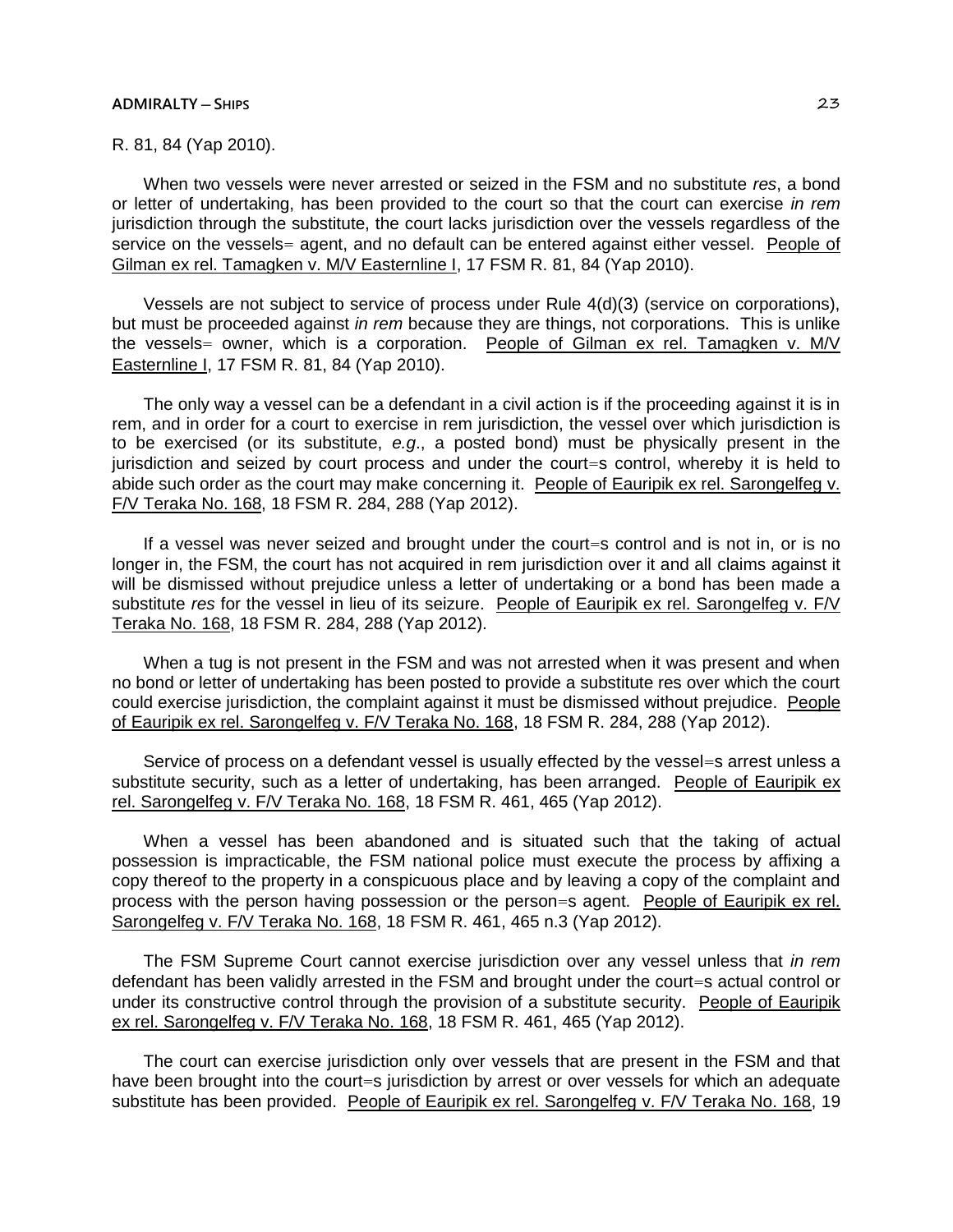R. 81, 84 (Yap 2010).

When two vessels were never arrested or seized in the FSM and no substitute *res*, a bond or letter of undertaking, has been provided to the court so that the court can exercise *in rem* jurisdiction through the substitute, the court lacks jurisdiction over the vessels regardless of the service on the vessels= agent, and no default can be entered against either vessel. People of Gilman ex rel. Tamagken v. M/V Easternline I, 17 FSM R. 81, 84 (Yap 2010).

Vessels are not subject to service of process under Rule 4(d)(3) (service on corporations), but must be proceeded against *in rem* because they are things, not corporations. This is unlike the vessels= owner, which is a corporation. People of Gilman ex rel. Tamagken v. M/V Easternline I, 17 FSM R. 81, 84 (Yap 2010).

The only way a vessel can be a defendant in a civil action is if the proceeding against it is in rem, and in order for a court to exercise in rem jurisdiction, the vessel over which jurisdiction is to be exercised (or its substitute, *e.g.*, a posted bond) must be physically present in the jurisdiction and seized by court process and under the court=s control, whereby it is held to abide such order as the court may make concerning it. People of Eauripik ex rel. Sarongelfeg v. F/V Teraka No. 168, 18 FSM R. 284, 288 (Yap 2012).

If a vessel was never seized and brought under the court=s control and is not in, or is no longer in, the FSM, the court has not acquired in rem jurisdiction over it and all claims against it will be dismissed without prejudice unless a letter of undertaking or a bond has been made a substitute *res* for the vessel in lieu of its seizure. People of Eauripik ex rel. Sarongelfeg v. F/V Teraka No. 168, 18 FSM R. 284, 288 (Yap 2012).

When a tug is not present in the FSM and was not arrested when it was present and when no bond or letter of undertaking has been posted to provide a substitute res over which the court could exercise jurisdiction, the complaint against it must be dismissed without prejudice. People of Eauripik ex rel. Sarongelfeg v. F/V Teraka No. 168, 18 FSM R. 284, 288 (Yap 2012).

Service of process on a defendant vessel is usually effected by the vessel=s arrest unless a substitute security, such as a letter of undertaking, has been arranged. People of Eauripik ex rel. Sarongelfeg v. F/V Teraka No. 168, 18 FSM R. 461, 465 (Yap 2012).

When a vessel has been abandoned and is situated such that the taking of actual possession is impracticable, the FSM national police must execute the process by affixing a copy thereof to the property in a conspicuous place and by leaving a copy of the complaint and process with the person having possession or the person=s agent. People of Eauripik ex rel. Sarongelfeg v. F/V Teraka No. 168, 18 FSM R. 461, 465 n.3 (Yap 2012).

The FSM Supreme Court cannot exercise jurisdiction over any vessel unless that *in rem* defendant has been validly arrested in the FSM and brought under the court=s actual control or under its constructive control through the provision of a substitute security. People of Eauripik ex rel. Sarongelfeg v. F/V Teraka No. 168, 18 FSM R. 461, 465 (Yap 2012).

The court can exercise jurisdiction only over vessels that are present in the FSM and that have been brought into the court=s jurisdiction by arrest or over vessels for which an adequate substitute has been provided. People of Eauripik ex rel. Sarongelfeg v. F/V Teraka No. 168, 19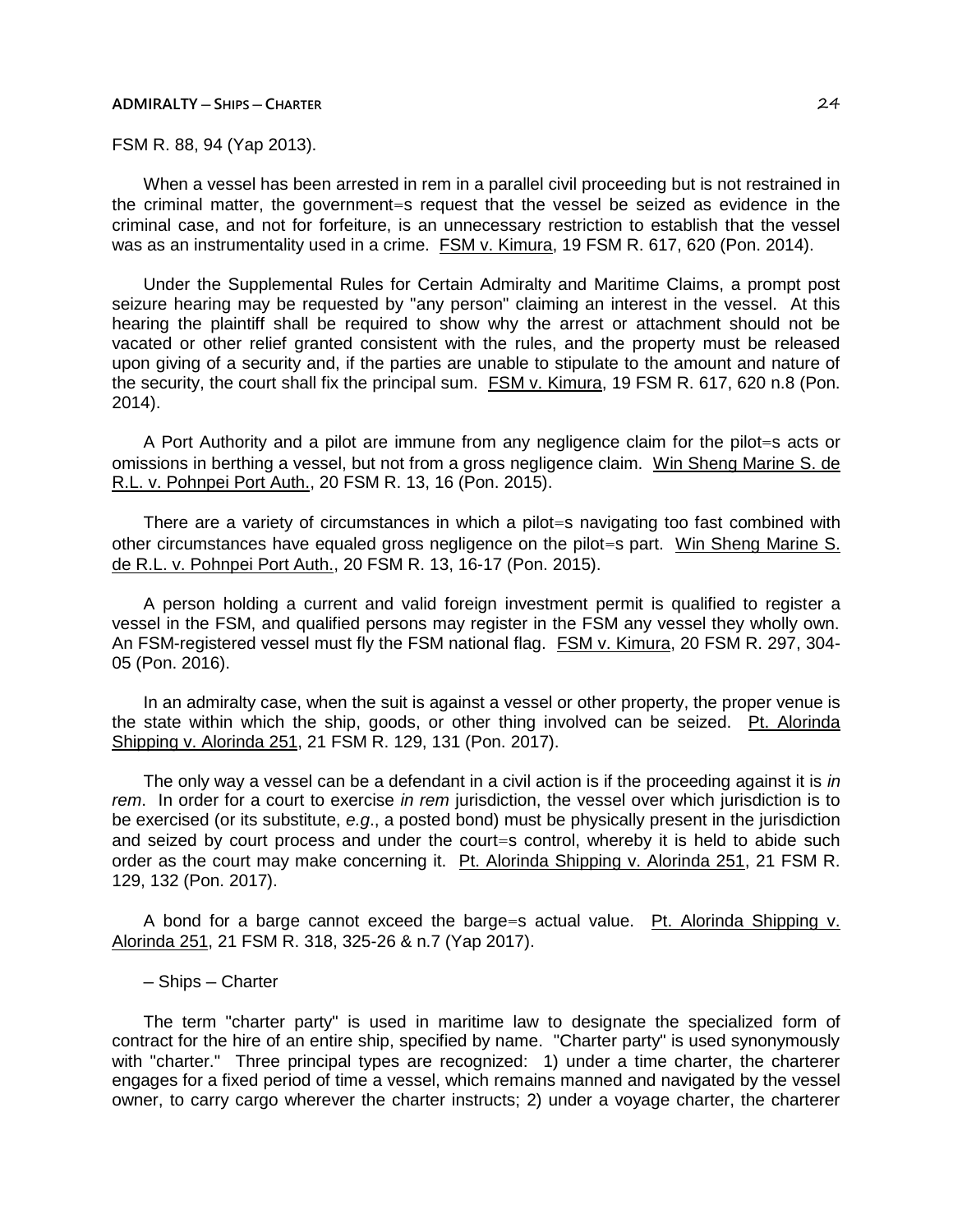FSM R. 88, 94 (Yap 2013).

When a vessel has been arrested in rem in a parallel civil proceeding but is not restrained in the criminal matter, the government=s request that the vessel be seized as evidence in the criminal case, and not for forfeiture, is an unnecessary restriction to establish that the vessel was as an instrumentality used in a crime. FSM v. Kimura, 19 FSM R. 617, 620 (Pon. 2014).

Under the Supplemental Rules for Certain Admiralty and Maritime Claims, a prompt post seizure hearing may be requested by "any person" claiming an interest in the vessel. At this hearing the plaintiff shall be required to show why the arrest or attachment should not be vacated or other relief granted consistent with the rules, and the property must be released upon giving of a security and, if the parties are unable to stipulate to the amount and nature of the security, the court shall fix the principal sum. FSM v. Kimura, 19 FSM R. 617, 620 n.8 (Pon. 2014).

A Port Authority and a pilot are immune from any negligence claim for the pilot=s acts or omissions in berthing a vessel, but not from a gross negligence claim. Win Sheng Marine S. de R.L. v. Pohnpei Port Auth., 20 FSM R. 13, 16 (Pon. 2015).

There are a variety of circumstances in which a pilot=s navigating too fast combined with other circumstances have equaled gross negligence on the pilot=s part. Win Sheng Marine S. de R.L. v. Pohnpei Port Auth., 20 FSM R. 13, 16-17 (Pon. 2015).

A person holding a current and valid foreign investment permit is qualified to register a vessel in the FSM, and qualified persons may register in the FSM any vessel they wholly own. An FSM-registered vessel must fly the FSM national flag. FSM v. Kimura, 20 FSM R. 297, 304-05 (Pon. 2016).

In an admiralty case, when the suit is against a vessel or other property, the proper venue is the state within which the ship, goods, or other thing involved can be seized. Pt. Alorinda Shipping v. Alorinda 251, 21 FSM R. 129, 131 (Pon. 2017).

The only way a vessel can be a defendant in a civil action is if the proceeding against it is *in rem*. In order for a court to exercise *in rem* jurisdiction, the vessel over which jurisdiction is to be exercised (or its substitute, *e.g*., a posted bond) must be physically present in the jurisdiction and seized by court process and under the court=s control, whereby it is held to abide such order as the court may make concerning it. Pt. Alorinda Shipping v. Alorinda 251, 21 FSM R. 129, 132 (Pon. 2017).

A bond for a barge cannot exceed the barge=s actual value. Pt. Alorinda Shipping v. Alorinda 251, 21 FSM R. 318, 325-26 & n.7 (Yap 2017).

### – Ships – Charter

The term "charter party" is used in maritime law to designate the specialized form of contract for the hire of an entire ship, specified by name. "Charter party" is used synonymously with "charter." Three principal types are recognized: 1) under a time charter, the charterer engages for a fixed period of time a vessel, which remains manned and navigated by the vessel owner, to carry cargo wherever the charter instructs; 2) under a voyage charter, the charterer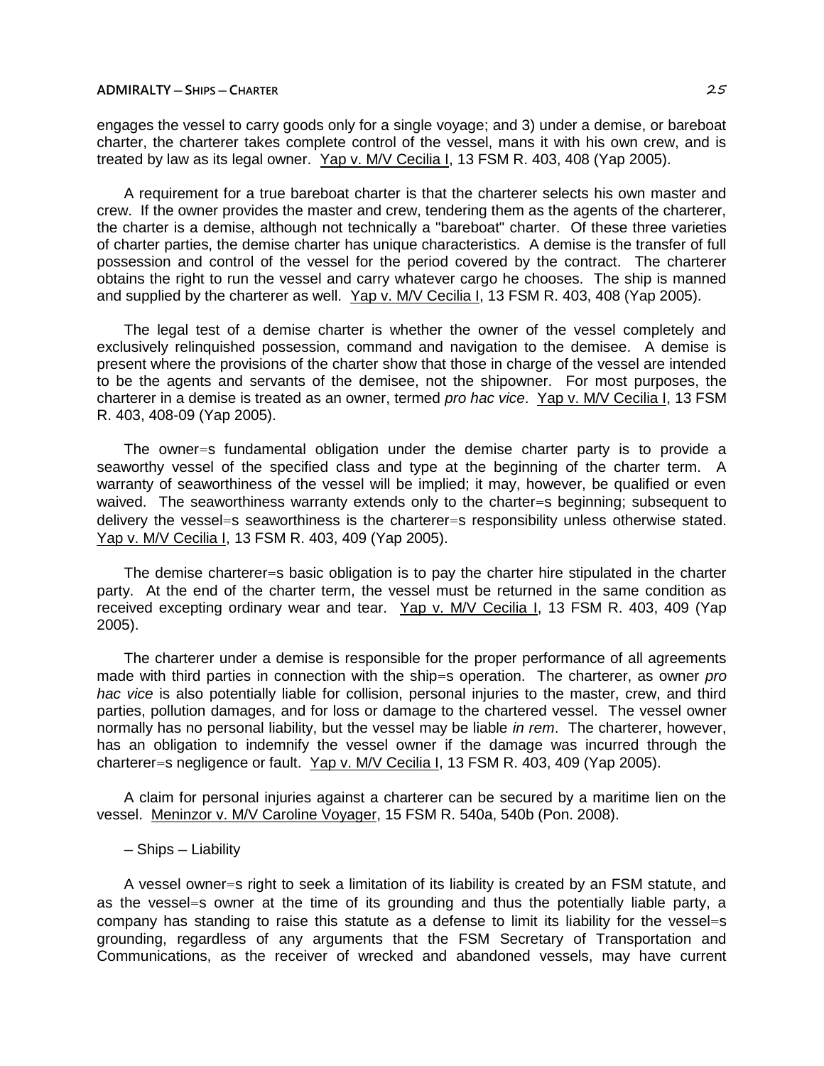engages the vessel to carry goods only for a single voyage; and 3) under a demise, or bareboat charter, the charterer takes complete control of the vessel, mans it with his own crew, and is treated by law as its legal owner. Yap v. M/V Cecilia I, 13 FSM R. 403, 408 (Yap 2005).

A requirement for a true bareboat charter is that the charterer selects his own master and crew. If the owner provides the master and crew, tendering them as the agents of the charterer, the charter is a demise, although not technically a "bareboat" charter. Of these three varieties of charter parties, the demise charter has unique characteristics. A demise is the transfer of full possession and control of the vessel for the period covered by the contract. The charterer obtains the right to run the vessel and carry whatever cargo he chooses. The ship is manned and supplied by the charterer as well. Yap v. M/V Cecilia I, 13 FSM R. 403, 408 (Yap 2005).

The legal test of a demise charter is whether the owner of the vessel completely and exclusively relinquished possession, command and navigation to the demisee. A demise is present where the provisions of the charter show that those in charge of the vessel are intended to be the agents and servants of the demisee, not the shipowner. For most purposes, the charterer in a demise is treated as an owner, termed *pro hac vice*. Yap v. M/V Cecilia I, 13 FSM R. 403, 408-09 (Yap 2005).

The owner=s fundamental obligation under the demise charter party is to provide a seaworthy vessel of the specified class and type at the beginning of the charter term. A warranty of seaworthiness of the vessel will be implied; it may, however, be qualified or even waived. The seaworthiness warranty extends only to the charter=s beginning; subsequent to delivery the vessel=s seaworthiness is the charterer=s responsibility unless otherwise stated. Yap v. M/V Cecilia I, 13 FSM R. 403, 409 (Yap 2005).

The demise charterer=s basic obligation is to pay the charter hire stipulated in the charter party. At the end of the charter term, the vessel must be returned in the same condition as received excepting ordinary wear and tear. Yap v. M/V Cecilia I, 13 FSM R. 403, 409 (Yap 2005).

The charterer under a demise is responsible for the proper performance of all agreements made with third parties in connection with the ship=s operation. The charterer, as owner *pro hac vice* is also potentially liable for collision, personal injuries to the master, crew, and third parties, pollution damages, and for loss or damage to the chartered vessel. The vessel owner normally has no personal liability, but the vessel may be liable *in rem*. The charterer, however, has an obligation to indemnify the vessel owner if the damage was incurred through the charterer=s negligence or fault. Yap v. M/V Cecilia I, 13 FSM R. 403, 409 (Yap 2005).

A claim for personal injuries against a charterer can be secured by a maritime lien on the vessel. Meninzor v. M/V Caroline Voyager, 15 FSM R. 540a, 540b (Pon. 2008).

– Ships – Liability

A vessel owner=s right to seek a limitation of its liability is created by an FSM statute, and as the vessel=s owner at the time of its grounding and thus the potentially liable party, a company has standing to raise this statute as a defense to limit its liability for the vessel=s grounding, regardless of any arguments that the FSM Secretary of Transportation and Communications, as the receiver of wrecked and abandoned vessels, may have current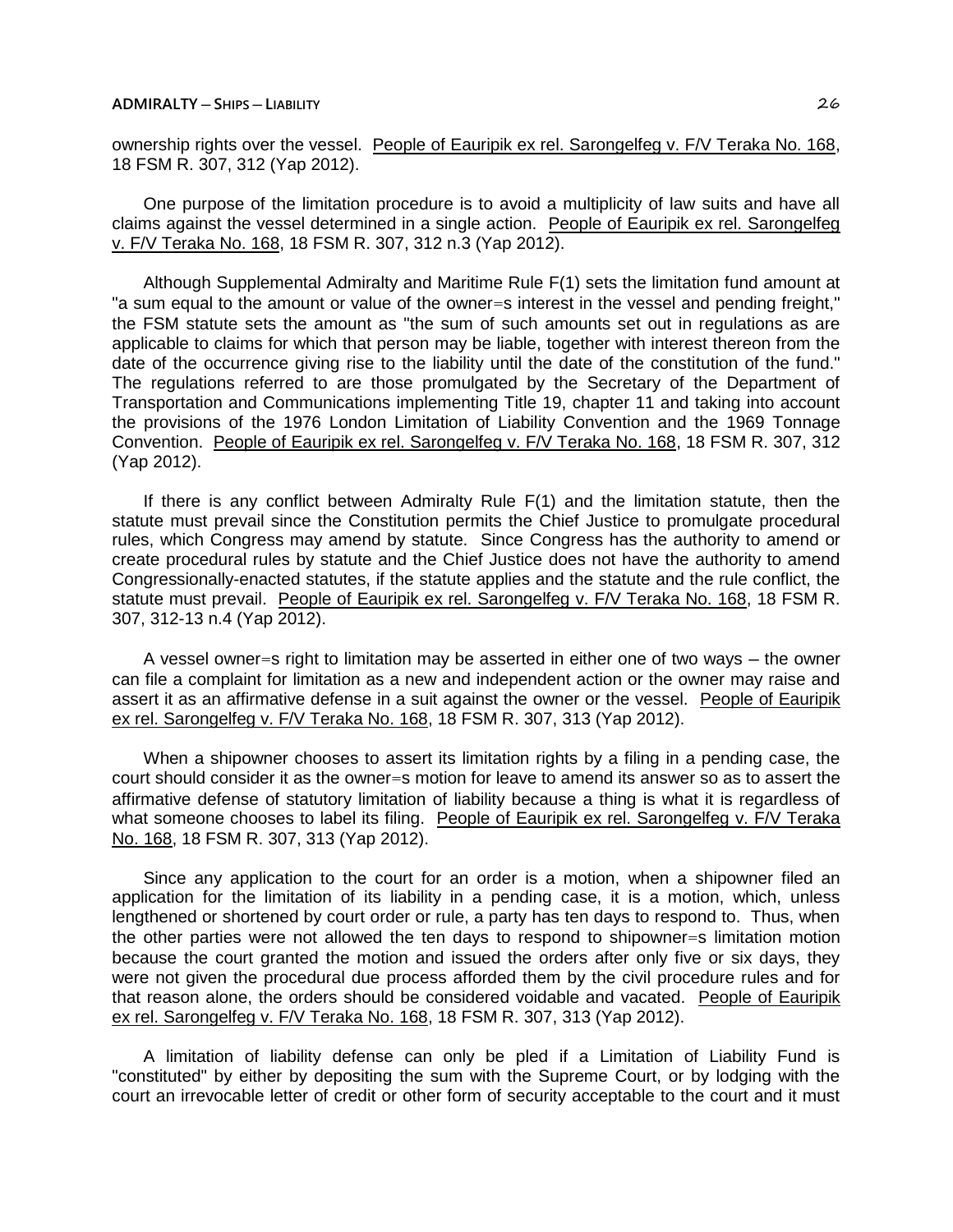ownership rights over the vessel. People of Eauripik ex rel. Sarongelfeg v. F/V Teraka No. 168, 18 FSM R. 307, 312 (Yap 2012).

One purpose of the limitation procedure is to avoid a multiplicity of law suits and have all claims against the vessel determined in a single action. People of Eauripik ex rel. Sarongelfeg v. F/V Teraka No. 168, 18 FSM R. 307, 312 n.3 (Yap 2012).

Although Supplemental Admiralty and Maritime Rule F(1) sets the limitation fund amount at "a sum equal to the amount or value of the owner=s interest in the vessel and pending freight," the FSM statute sets the amount as "the sum of such amounts set out in regulations as are applicable to claims for which that person may be liable, together with interest thereon from the date of the occurrence giving rise to the liability until the date of the constitution of the fund." The regulations referred to are those promulgated by the Secretary of the Department of Transportation and Communications implementing Title 19, chapter 11 and taking into account the provisions of the 1976 London Limitation of Liability Convention and the 1969 Tonnage Convention. People of Eauripik ex rel. Sarongelfeg v. F/V Teraka No. 168, 18 FSM R. 307, 312 (Yap 2012).

If there is any conflict between Admiralty Rule F(1) and the limitation statute, then the statute must prevail since the Constitution permits the Chief Justice to promulgate procedural rules, which Congress may amend by statute. Since Congress has the authority to amend or create procedural rules by statute and the Chief Justice does not have the authority to amend Congressionally-enacted statutes, if the statute applies and the statute and the rule conflict, the statute must prevail. People of Eauripik ex rel. Sarongelfeg v. F/V Teraka No. 168, 18 FSM R. 307, 312-13 n.4 (Yap 2012).

A vessel owner=s right to limitation may be asserted in either one of two ways – the owner can file a complaint for limitation as a new and independent action or the owner may raise and assert it as an affirmative defense in a suit against the owner or the vessel. People of Eauripik ex rel. Sarongelfeg v. F/V Teraka No. 168, 18 FSM R. 307, 313 (Yap 2012).

When a shipowner chooses to assert its limitation rights by a filing in a pending case, the court should consider it as the owner=s motion for leave to amend its answer so as to assert the affirmative defense of statutory limitation of liability because a thing is what it is regardless of what someone chooses to label its filing. People of Eauripik ex rel. Sarongelfeg v. F/V Teraka No. 168, 18 FSM R. 307, 313 (Yap 2012).

Since any application to the court for an order is a motion, when a shipowner filed an application for the limitation of its liability in a pending case, it is a motion, which, unless lengthened or shortened by court order or rule, a party has ten days to respond to. Thus, when the other parties were not allowed the ten days to respond to shipowner=s limitation motion because the court granted the motion and issued the orders after only five or six days, they were not given the procedural due process afforded them by the civil procedure rules and for that reason alone, the orders should be considered voidable and vacated. People of Eauripik ex rel. Sarongelfeg v. F/V Teraka No. 168, 18 FSM R. 307, 313 (Yap 2012).

A limitation of liability defense can only be pled if a Limitation of Liability Fund is "constituted" by either by depositing the sum with the Supreme Court, or by lodging with the court an irrevocable letter of credit or other form of security acceptable to the court and it must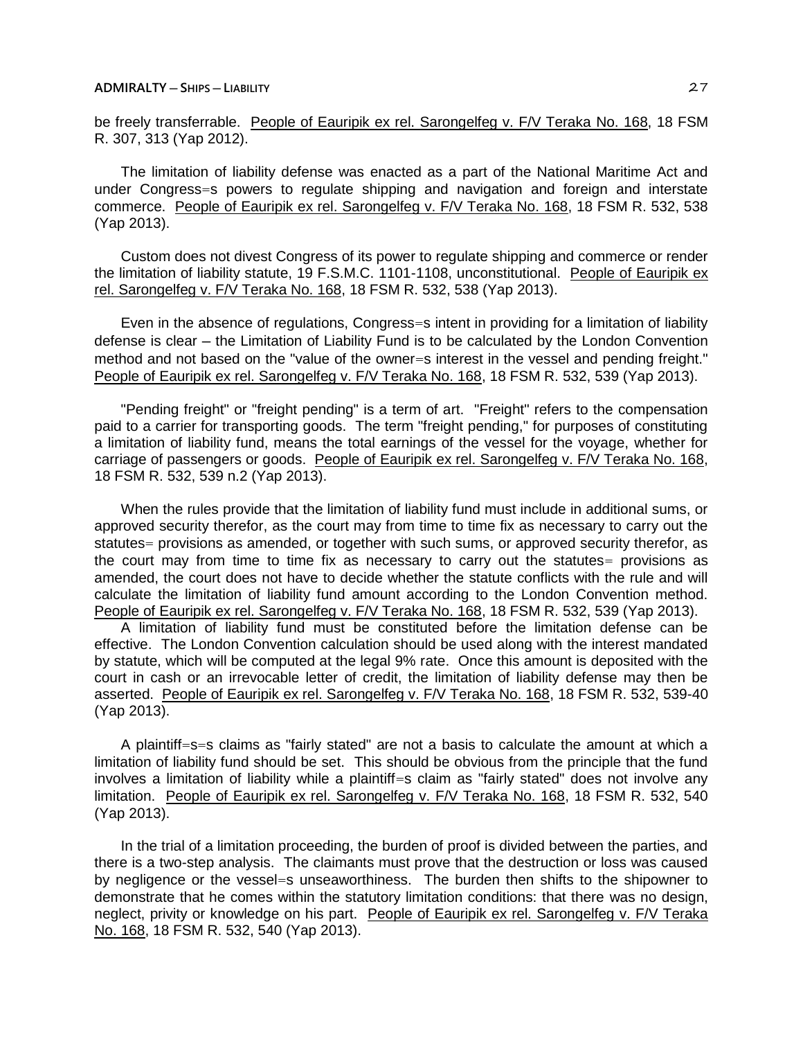be freely transferrable. People of Eauripik ex rel. Sarongelfeg v. F/V Teraka No. 168, 18 FSM R. 307, 313 (Yap 2012).

The limitation of liability defense was enacted as a part of the National Maritime Act and under Congress=s powers to regulate shipping and navigation and foreign and interstate commerce. People of Eauripik ex rel. Sarongelfeg v. F/V Teraka No. 168, 18 FSM R. 532, 538 (Yap 2013).

Custom does not divest Congress of its power to regulate shipping and commerce or render the limitation of liability statute, 19 F.S.M.C. 1101-1108, unconstitutional. People of Eauripik ex rel. Sarongelfeg v. F/V Teraka No. 168, 18 FSM R. 532, 538 (Yap 2013).

Even in the absence of regulations, Congress=s intent in providing for a limitation of liability defense is clear – the Limitation of Liability Fund is to be calculated by the London Convention method and not based on the "value of the owner=s interest in the vessel and pending freight." People of Eauripik ex rel. Sarongelfeg v. F/V Teraka No. 168, 18 FSM R. 532, 539 (Yap 2013).

"Pending freight" or "freight pending" is a term of art. "Freight" refers to the compensation paid to a carrier for transporting goods. The term "freight pending," for purposes of constituting a limitation of liability fund, means the total earnings of the vessel for the voyage, whether for carriage of passengers or goods. People of Eauripik ex rel. Sarongelfeg v. F/V Teraka No. 168, 18 FSM R. 532, 539 n.2 (Yap 2013).

When the rules provide that the limitation of liability fund must include in additional sums, or approved security therefor, as the court may from time to time fix as necessary to carry out the statutes= provisions as amended, or together with such sums, or approved security therefor, as the court may from time to time fix as necessary to carry out the statutes= provisions as amended, the court does not have to decide whether the statute conflicts with the rule and will calculate the limitation of liability fund amount according to the London Convention method. People of Eauripik ex rel. Sarongelfeg v. F/V Teraka No. 168, 18 FSM R. 532, 539 (Yap 2013).

A limitation of liability fund must be constituted before the limitation defense can be effective. The London Convention calculation should be used along with the interest mandated by statute, which will be computed at the legal 9% rate. Once this amount is deposited with the court in cash or an irrevocable letter of credit, the limitation of liability defense may then be asserted. People of Eauripik ex rel. Sarongelfeg v. F/V Teraka No. 168, 18 FSM R. 532, 539-40 (Yap 2013).

A plaintiff=s=s claims as "fairly stated" are not a basis to calculate the amount at which a limitation of liability fund should be set. This should be obvious from the principle that the fund involves a limitation of liability while a plaintiff=s claim as "fairly stated" does not involve any limitation. People of Eauripik ex rel. Sarongelfeg v. F/V Teraka No. 168, 18 FSM R. 532, 540 (Yap 2013).

In the trial of a limitation proceeding, the burden of proof is divided between the parties, and there is a two-step analysis. The claimants must prove that the destruction or loss was caused by negligence or the vessel=s unseaworthiness. The burden then shifts to the shipowner to demonstrate that he comes within the statutory limitation conditions: that there was no design, neglect, privity or knowledge on his part. People of Eauripik ex rel. Sarongelfeg v. F/V Teraka No. 168, 18 FSM R. 532, 540 (Yap 2013).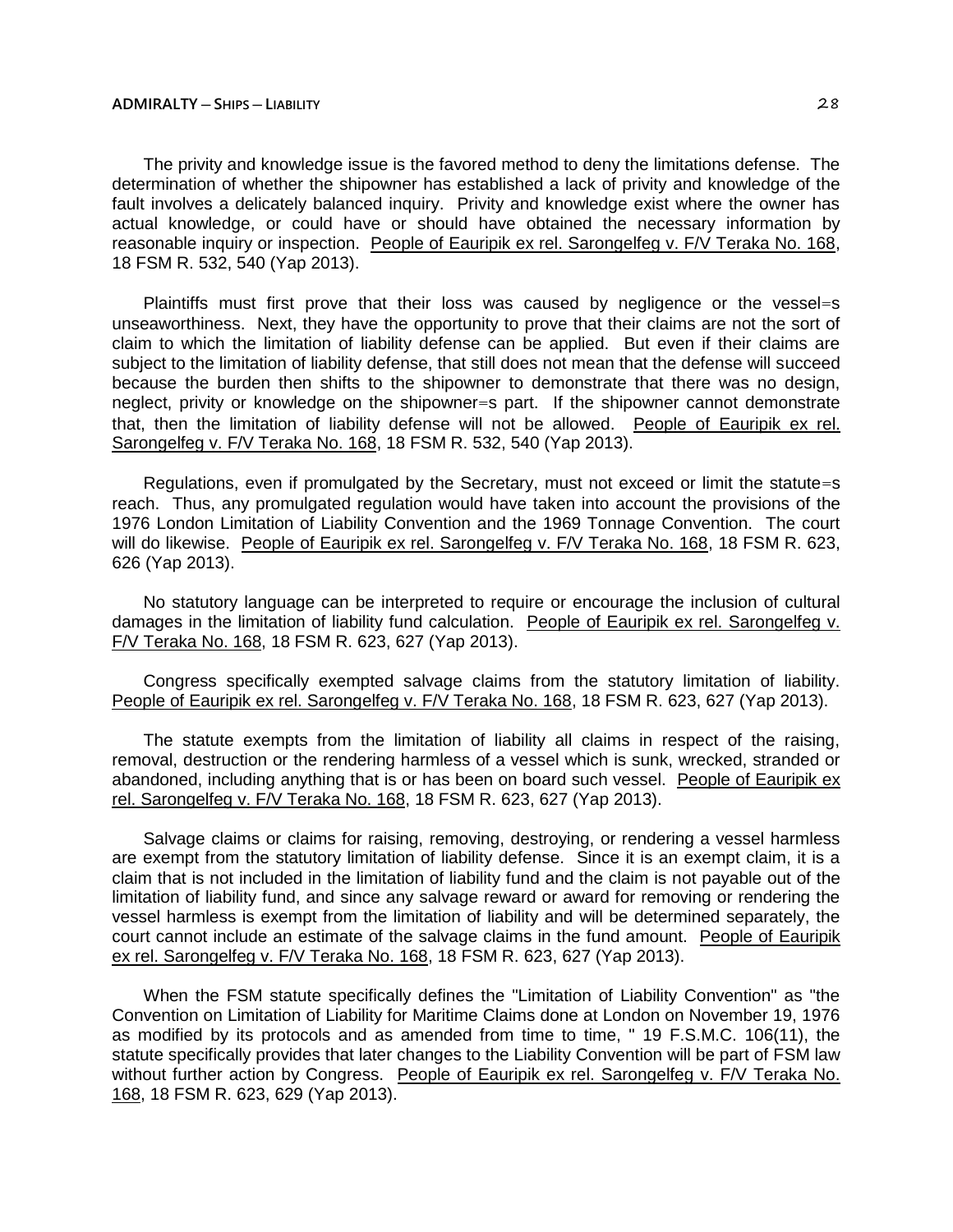The privity and knowledge issue is the favored method to deny the limitations defense. The determination of whether the shipowner has established a lack of privity and knowledge of the fault involves a delicately balanced inquiry. Privity and knowledge exist where the owner has actual knowledge, or could have or should have obtained the necessary information by reasonable inquiry or inspection. People of Eauripik ex rel. Sarongelfeg v. F/V Teraka No. 168, 18 FSM R. 532, 540 (Yap 2013).

Plaintiffs must first prove that their loss was caused by negligence or the vessel=s unseaworthiness. Next, they have the opportunity to prove that their claims are not the sort of claim to which the limitation of liability defense can be applied. But even if their claims are subject to the limitation of liability defense, that still does not mean that the defense will succeed because the burden then shifts to the shipowner to demonstrate that there was no design, neglect, privity or knowledge on the shipowner=s part. If the shipowner cannot demonstrate that, then the limitation of liability defense will not be allowed. People of Eauripik ex rel. Sarongelfeg v. F/V Teraka No. 168, 18 FSM R. 532, 540 (Yap 2013).

Regulations, even if promulgated by the Secretary, must not exceed or limit the statute=s reach. Thus, any promulgated regulation would have taken into account the provisions of the 1976 London Limitation of Liability Convention and the 1969 Tonnage Convention. The court will do likewise. People of Eauripik ex rel. Sarongelfeg v. F/V Teraka No. 168, 18 FSM R. 623, 626 (Yap 2013).

No statutory language can be interpreted to require or encourage the inclusion of cultural damages in the limitation of liability fund calculation. People of Eauripik ex rel. Sarongelfeg v. F/V Teraka No. 168, 18 FSM R. 623, 627 (Yap 2013).

Congress specifically exempted salvage claims from the statutory limitation of liability. People of Eauripik ex rel. Sarongelfeg v. F/V Teraka No. 168, 18 FSM R. 623, 627 (Yap 2013).

The statute exempts from the limitation of liability all claims in respect of the raising, removal, destruction or the rendering harmless of a vessel which is sunk, wrecked, stranded or abandoned, including anything that is or has been on board such vessel. People of Eauripik ex rel. Sarongelfeg v. F/V Teraka No. 168, 18 FSM R. 623, 627 (Yap 2013).

Salvage claims or claims for raising, removing, destroying, or rendering a vessel harmless are exempt from the statutory limitation of liability defense. Since it is an exempt claim, it is a claim that is not included in the limitation of liability fund and the claim is not payable out of the limitation of liability fund, and since any salvage reward or award for removing or rendering the vessel harmless is exempt from the limitation of liability and will be determined separately, the court cannot include an estimate of the salvage claims in the fund amount. People of Eauripik ex rel. Sarongelfeg v. F/V Teraka No. 168, 18 FSM R. 623, 627 (Yap 2013).

When the FSM statute specifically defines the "Limitation of Liability Convention" as "the Convention on Limitation of Liability for Maritime Claims done at London on November 19, 1976 as modified by its protocols and as amended from time to time, " 19 F.S.M.C. 106(11), the statute specifically provides that later changes to the Liability Convention will be part of FSM law without further action by Congress. People of Eauripik ex rel. Sarongelfeg v. F/V Teraka No. 168, 18 FSM R. 623, 629 (Yap 2013).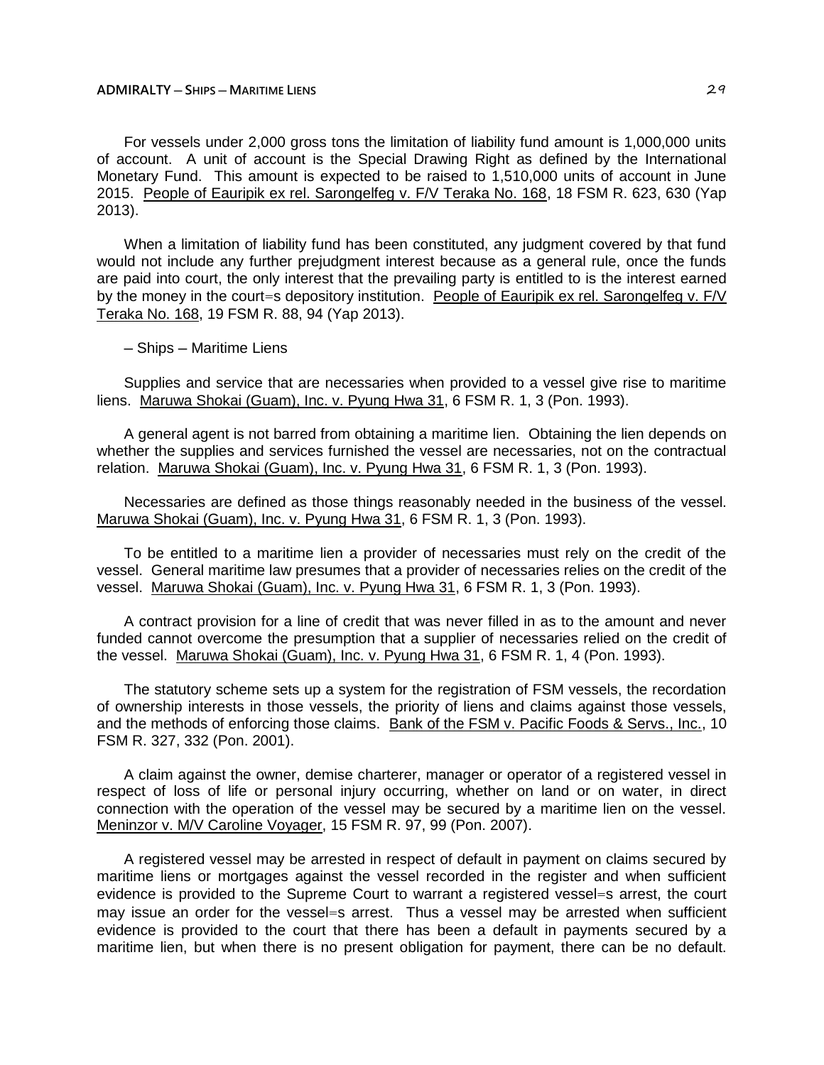For vessels under 2,000 gross tons the limitation of liability fund amount is 1,000,000 units of account. A unit of account is the Special Drawing Right as defined by the International Monetary Fund. This amount is expected to be raised to 1,510,000 units of account in June 2015. People of Eauripik ex rel. Sarongelfeg v. F/V Teraka No. 168, 18 FSM R. 623, 630 (Yap 2013).

When a limitation of liability fund has been constituted, any judgment covered by that fund would not include any further prejudgment interest because as a general rule, once the funds are paid into court, the only interest that the prevailing party is entitled to is the interest earned by the money in the court=s depository institution. People of Eauripik ex rel. Sarongelfeg v. F/V Teraka No. 168, 19 FSM R. 88, 94 (Yap 2013).

– Ships – Maritime Liens

Supplies and service that are necessaries when provided to a vessel give rise to maritime liens. Maruwa Shokai (Guam), Inc. v. Pyung Hwa 31, 6 FSM R. 1, 3 (Pon. 1993).

A general agent is not barred from obtaining a maritime lien. Obtaining the lien depends on whether the supplies and services furnished the vessel are necessaries, not on the contractual relation. Maruwa Shokai (Guam), Inc. v. Pyung Hwa 31, 6 FSM R. 1, 3 (Pon. 1993).

Necessaries are defined as those things reasonably needed in the business of the vessel. Maruwa Shokai (Guam), Inc. v. Pyung Hwa 31, 6 FSM R. 1, 3 (Pon. 1993).

To be entitled to a maritime lien a provider of necessaries must rely on the credit of the vessel. General maritime law presumes that a provider of necessaries relies on the credit of the vessel. Maruwa Shokai (Guam), Inc. v. Pyung Hwa 31, 6 FSM R. 1, 3 (Pon. 1993).

A contract provision for a line of credit that was never filled in as to the amount and never funded cannot overcome the presumption that a supplier of necessaries relied on the credit of the vessel. Maruwa Shokai (Guam), Inc. v. Pyung Hwa 31, 6 FSM R. 1, 4 (Pon. 1993).

The statutory scheme sets up a system for the registration of FSM vessels, the recordation of ownership interests in those vessels, the priority of liens and claims against those vessels, and the methods of enforcing those claims. Bank of the FSM v. Pacific Foods & Servs., Inc., 10 FSM R. 327, 332 (Pon. 2001).

A claim against the owner, demise charterer, manager or operator of a registered vessel in respect of loss of life or personal injury occurring, whether on land or on water, in direct connection with the operation of the vessel may be secured by a maritime lien on the vessel. Meninzor v. M/V Caroline Voyager, 15 FSM R. 97, 99 (Pon. 2007).

A registered vessel may be arrested in respect of default in payment on claims secured by maritime liens or mortgages against the vessel recorded in the register and when sufficient evidence is provided to the Supreme Court to warrant a registered vessel=s arrest, the court may issue an order for the vessel=s arrest. Thus a vessel may be arrested when sufficient evidence is provided to the court that there has been a default in payments secured by a maritime lien, but when there is no present obligation for payment, there can be no default.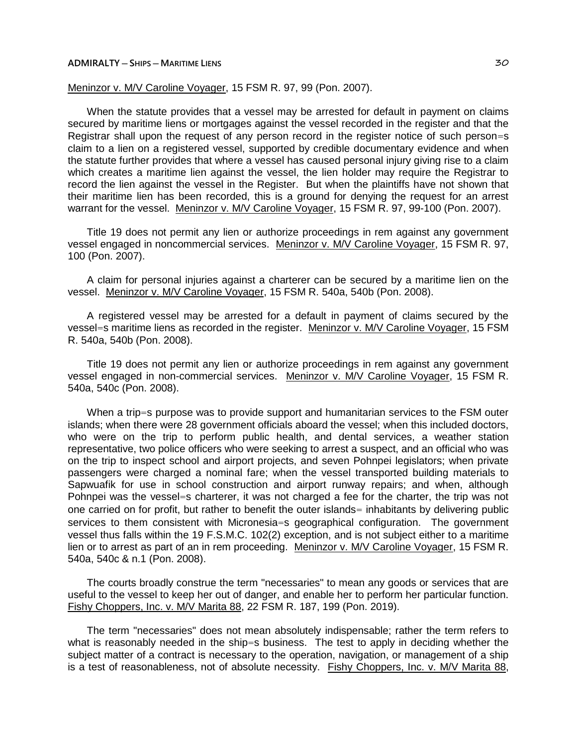Meninzor v. M/V Caroline Voyager, 15 FSM R. 97, 99 (Pon. 2007).

When the statute provides that a vessel may be arrested for default in payment on claims secured by maritime liens or mortgages against the vessel recorded in the register and that the Registrar shall upon the request of any person record in the register notice of such person=s claim to a lien on a registered vessel, supported by credible documentary evidence and when the statute further provides that where a vessel has caused personal injury giving rise to a claim which creates a maritime lien against the vessel, the lien holder may require the Registrar to record the lien against the vessel in the Register. But when the plaintiffs have not shown that their maritime lien has been recorded, this is a ground for denying the request for an arrest warrant for the vessel. Meninzor v. M/V Caroline Voyager, 15 FSM R. 97, 99-100 (Pon. 2007).

Title 19 does not permit any lien or authorize proceedings in rem against any government vessel engaged in noncommercial services. Meninzor v. M/V Caroline Voyager, 15 FSM R. 97, 100 (Pon. 2007).

A claim for personal injuries against a charterer can be secured by a maritime lien on the vessel. Meninzor v. M/V Caroline Voyager, 15 FSM R. 540a, 540b (Pon. 2008).

A registered vessel may be arrested for a default in payment of claims secured by the vessel=s maritime liens as recorded in the register. Meninzor v. M/V Caroline Voyager, 15 FSM R. 540a, 540b (Pon. 2008).

Title 19 does not permit any lien or authorize proceedings in rem against any government vessel engaged in non-commercial services. Meninzor v. M/V Caroline Voyager, 15 FSM R. 540a, 540c (Pon. 2008).

When a trip=s purpose was to provide support and humanitarian services to the FSM outer islands; when there were 28 government officials aboard the vessel; when this included doctors, who were on the trip to perform public health, and dental services, a weather station representative, two police officers who were seeking to arrest a suspect, and an official who was on the trip to inspect school and airport projects, and seven Pohnpei legislators; when private passengers were charged a nominal fare; when the vessel transported building materials to Sapwuafik for use in school construction and airport runway repairs; and when, although Pohnpei was the vessel=s charterer, it was not charged a fee for the charter, the trip was not one carried on for profit, but rather to benefit the outer islands= inhabitants by delivering public services to them consistent with Micronesia=s geographical configuration. The government vessel thus falls within the 19 F.S.M.C. 102(2) exception, and is not subject either to a maritime lien or to arrest as part of an in rem proceeding. Meninzor v. M/V Caroline Voyager, 15 FSM R. 540a, 540c & n.1 (Pon. 2008).

The courts broadly construe the term "necessaries" to mean any goods or services that are useful to the vessel to keep her out of danger, and enable her to perform her particular function. Fishy Choppers, Inc. v. M/V Marita 88, 22 FSM R. 187, 199 (Pon. 2019).

The term "necessaries" does not mean absolutely indispensable; rather the term refers to what is reasonably needed in the ship=s business. The test to apply in deciding whether the subject matter of a contract is necessary to the operation, navigation, or management of a ship is a test of reasonableness, not of absolute necessity. Fishy Choppers, Inc. v. M/V Marita 88,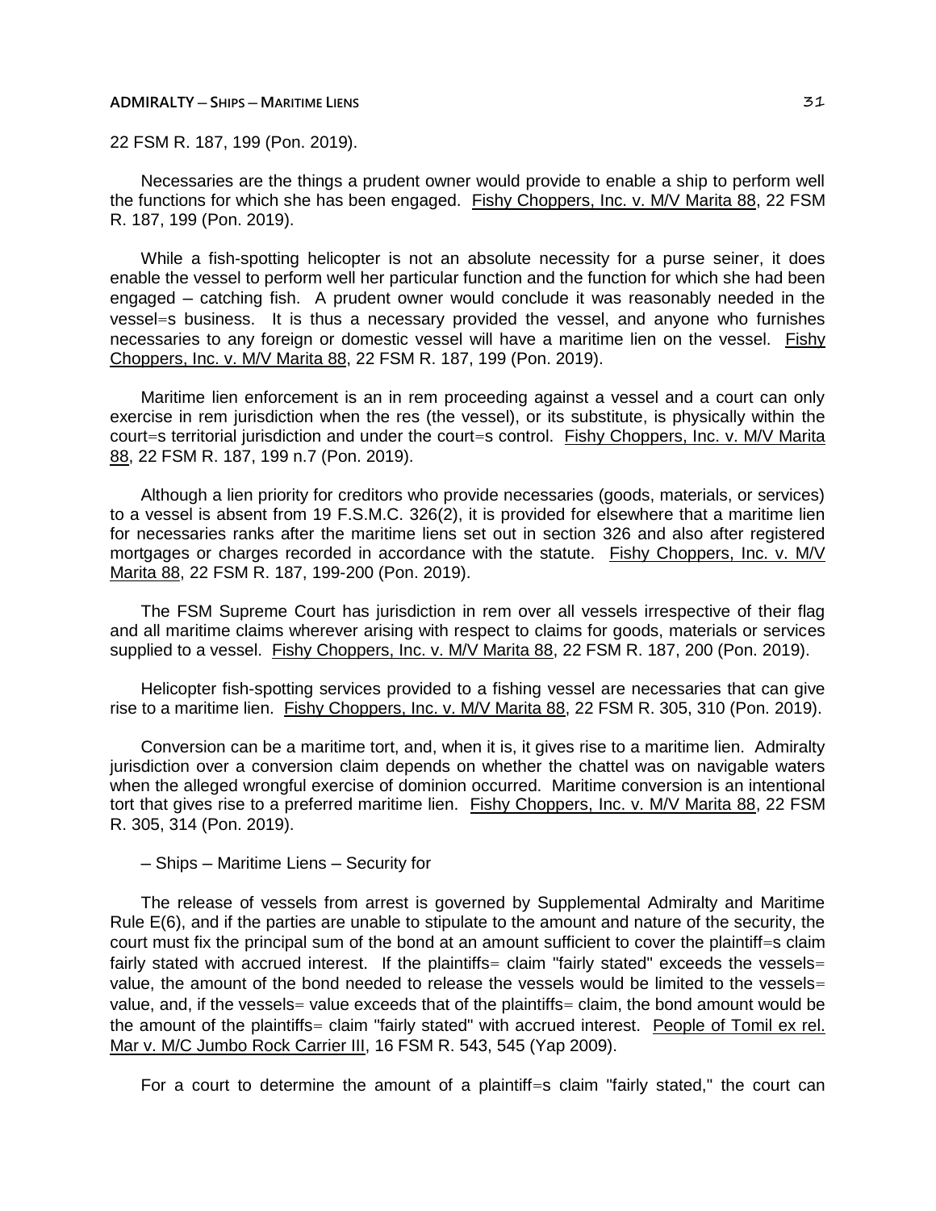22 FSM R. 187, 199 (Pon. 2019).

Necessaries are the things a prudent owner would provide to enable a ship to perform well the functions for which she has been engaged. Fishy Choppers, Inc. v. M/V Marita 88, 22 FSM R. 187, 199 (Pon. 2019).

While a fish-spotting helicopter is not an absolute necessity for a purse seiner, it does enable the vessel to perform well her particular function and the function for which she had been engaged – catching fish. A prudent owner would conclude it was reasonably needed in the vessel=s business. It is thus a necessary provided the vessel, and anyone who furnishes necessaries to any foreign or domestic vessel will have a maritime lien on the vessel. Fishy Choppers, Inc. v. M/V Marita 88, 22 FSM R. 187, 199 (Pon. 2019).

Maritime lien enforcement is an in rem proceeding against a vessel and a court can only exercise in rem jurisdiction when the res (the vessel), or its substitute, is physically within the court=s territorial jurisdiction and under the court=s control. Fishy Choppers, Inc. v. M/V Marita 88, 22 FSM R. 187, 199 n.7 (Pon. 2019).

Although a lien priority for creditors who provide necessaries (goods, materials, or services) to a vessel is absent from 19 F.S.M.C. 326(2), it is provided for elsewhere that a maritime lien for necessaries ranks after the maritime liens set out in section 326 and also after registered mortgages or charges recorded in accordance with the statute. Fishy Choppers, Inc. v. M/V Marita 88, 22 FSM R. 187, 199-200 (Pon. 2019).

The FSM Supreme Court has jurisdiction in rem over all vessels irrespective of their flag and all maritime claims wherever arising with respect to claims for goods, materials or services supplied to a vessel. Fishy Choppers, Inc. v. M/V Marita 88, 22 FSM R. 187, 200 (Pon. 2019).

Helicopter fish-spotting services provided to a fishing vessel are necessaries that can give rise to a maritime lien. Fishy Choppers, Inc. v. M/V Marita 88, 22 FSM R. 305, 310 (Pon. 2019).

Conversion can be a maritime tort, and, when it is, it gives rise to a maritime lien. Admiralty jurisdiction over a conversion claim depends on whether the chattel was on navigable waters when the alleged wrongful exercise of dominion occurred. Maritime conversion is an intentional tort that gives rise to a preferred maritime lien. Fishy Choppers, Inc. v. M/V Marita 88, 22 FSM R. 305, 314 (Pon. 2019).

– Ships – Maritime Liens – Security for

The release of vessels from arrest is governed by Supplemental Admiralty and Maritime Rule E(6), and if the parties are unable to stipulate to the amount and nature of the security, the court must fix the principal sum of the bond at an amount sufficient to cover the plaintiff=s claim fairly stated with accrued interest. If the plaintiffs= claim "fairly stated" exceeds the vessels= value, the amount of the bond needed to release the vessels would be limited to the vessels= value, and, if the vessels= value exceeds that of the plaintiffs= claim, the bond amount would be the amount of the plaintiffs= claim "fairly stated" with accrued interest. People of Tomil ex rel. Mar v. M/C Jumbo Rock Carrier III, 16 FSM R. 543, 545 (Yap 2009).

For a court to determine the amount of a plaintiff=s claim "fairly stated," the court can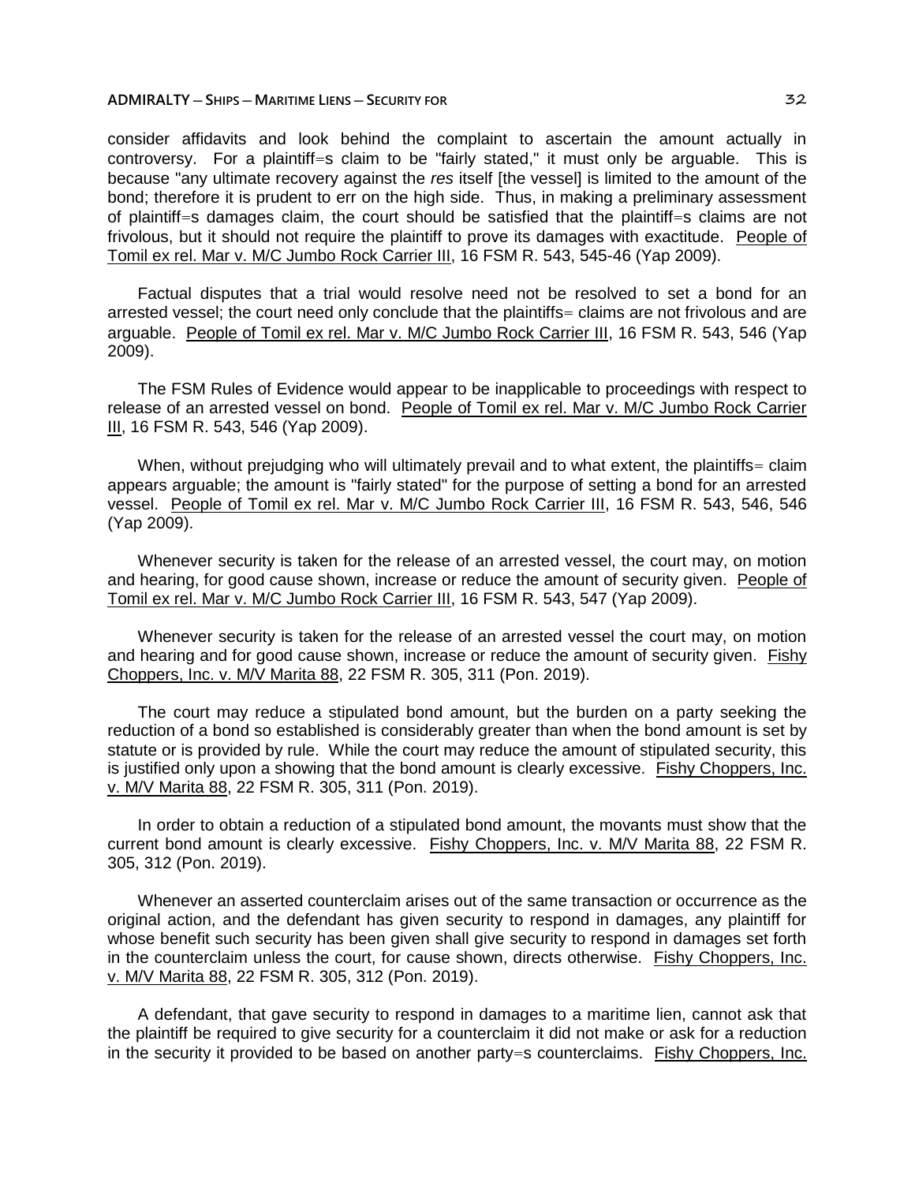consider affidavits and look behind the complaint to ascertain the amount actually in controversy. For a plaintiff=s claim to be "fairly stated," it must only be arguable. This is because "any ultimate recovery against the *res* itself [the vessel] is limited to the amount of the bond; therefore it is prudent to err on the high side. Thus, in making a preliminary assessment of plaintiff=s damages claim, the court should be satisfied that the plaintiff=s claims are not frivolous, but it should not require the plaintiff to prove its damages with exactitude. People of Tomil ex rel. Mar v. M/C Jumbo Rock Carrier III, 16 FSM R. 543, 545-46 (Yap 2009).

Factual disputes that a trial would resolve need not be resolved to set a bond for an arrested vessel; the court need only conclude that the plaintiffs= claims are not frivolous and are arguable. People of Tomil ex rel. Mar v. M/C Jumbo Rock Carrier III, 16 FSM R. 543, 546 (Yap 2009).

The FSM Rules of Evidence would appear to be inapplicable to proceedings with respect to release of an arrested vessel on bond. People of Tomil ex rel. Mar v. M/C Jumbo Rock Carrier III, 16 FSM R. 543, 546 (Yap 2009).

When, without prejudging who will ultimately prevail and to what extent, the plaintiffs= claim appears arguable; the amount is "fairly stated" for the purpose of setting a bond for an arrested vessel. People of Tomil ex rel. Mar v. M/C Jumbo Rock Carrier III, 16 FSM R. 543, 546, 546 (Yap 2009).

Whenever security is taken for the release of an arrested vessel, the court may, on motion and hearing, for good cause shown, increase or reduce the amount of security given. People of Tomil ex rel. Mar v. M/C Jumbo Rock Carrier III, 16 FSM R. 543, 547 (Yap 2009).

Whenever security is taken for the release of an arrested vessel the court may, on motion and hearing and for good cause shown, increase or reduce the amount of security given. Fishy Choppers, Inc. v. M/V Marita 88, 22 FSM R. 305, 311 (Pon. 2019).

The court may reduce a stipulated bond amount, but the burden on a party seeking the reduction of a bond so established is considerably greater than when the bond amount is set by statute or is provided by rule. While the court may reduce the amount of stipulated security, this is justified only upon a showing that the bond amount is clearly excessive. Fishy Choppers, Inc. v. M/V Marita 88, 22 FSM R. 305, 311 (Pon. 2019).

In order to obtain a reduction of a stipulated bond amount, the movants must show that the current bond amount is clearly excessive. Fishy Choppers, Inc. v. M/V Marita 88, 22 FSM R. 305, 312 (Pon. 2019).

Whenever an asserted counterclaim arises out of the same transaction or occurrence as the original action, and the defendant has given security to respond in damages, any plaintiff for whose benefit such security has been given shall give security to respond in damages set forth in the counterclaim unless the court, for cause shown, directs otherwise. Fishy Choppers, Inc. v. M/V Marita 88, 22 FSM R. 305, 312 (Pon. 2019).

A defendant, that gave security to respond in damages to a maritime lien, cannot ask that the plaintiff be required to give security for a counterclaim it did not make or ask for a reduction in the security it provided to be based on another party=s counterclaims. Fishy Choppers, Inc.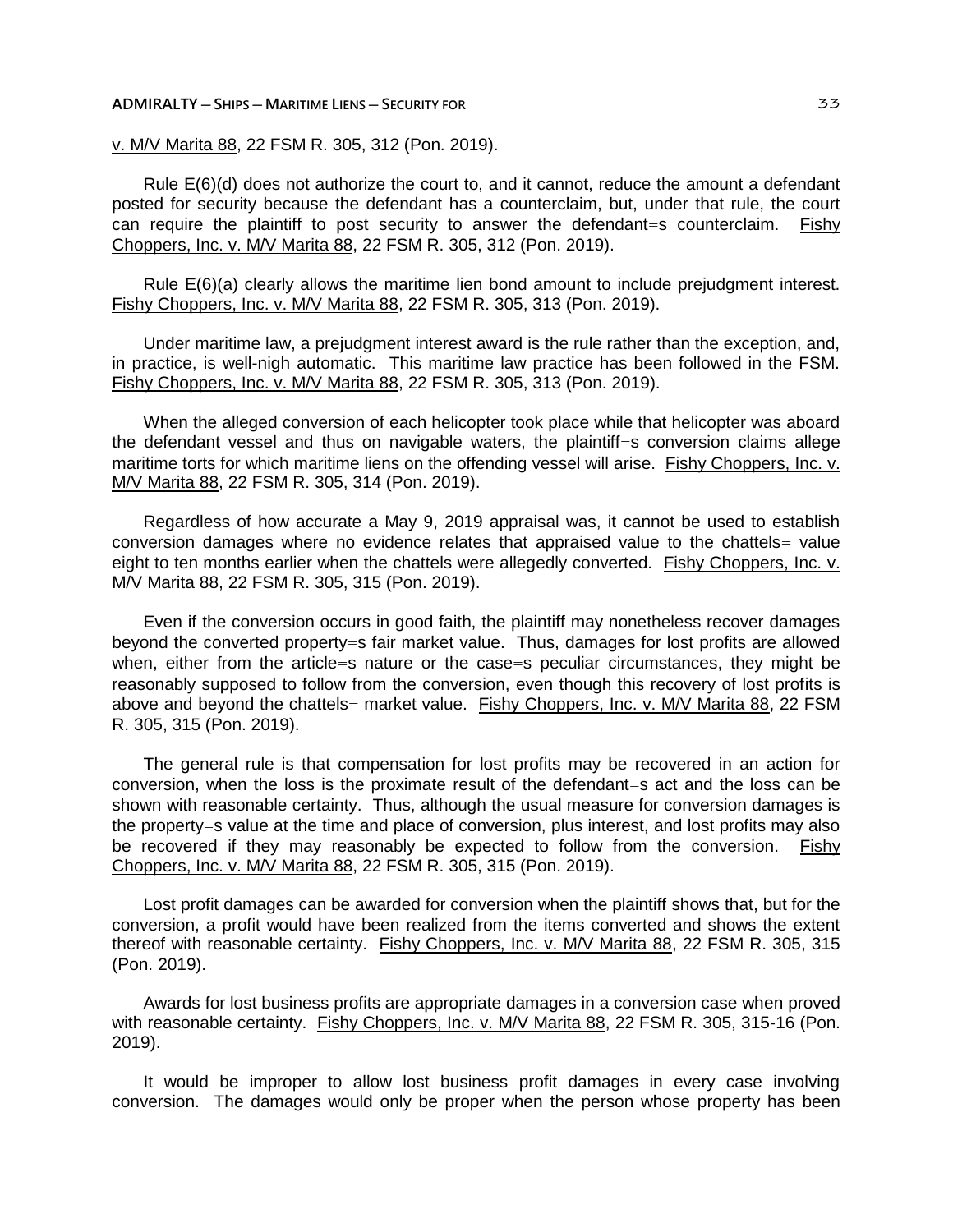v. M/V Marita 88, 22 FSM R. 305, 312 (Pon. 2019).

Rule E(6)(d) does not authorize the court to, and it cannot, reduce the amount a defendant posted for security because the defendant has a counterclaim, but, under that rule, the court can require the plaintiff to post security to answer the defendant=s counterclaim. Fishy Choppers, Inc. v. M/V Marita 88, 22 FSM R. 305, 312 (Pon. 2019).

Rule E(6)(a) clearly allows the maritime lien bond amount to include prejudgment interest. Fishy Choppers, Inc. v. M/V Marita 88, 22 FSM R. 305, 313 (Pon. 2019).

Under maritime law, a prejudgment interest award is the rule rather than the exception, and, in practice, is well-nigh automatic. This maritime law practice has been followed in the FSM. Fishy Choppers, Inc. v. M/V Marita 88, 22 FSM R. 305, 313 (Pon. 2019).

When the alleged conversion of each helicopter took place while that helicopter was aboard the defendant vessel and thus on navigable waters, the plaintiff=s conversion claims allege maritime torts for which maritime liens on the offending vessel will arise. Fishy Choppers, Inc. v. M/V Marita 88, 22 FSM R. 305, 314 (Pon. 2019).

Regardless of how accurate a May 9, 2019 appraisal was, it cannot be used to establish conversion damages where no evidence relates that appraised value to the chattels= value eight to ten months earlier when the chattels were allegedly converted. Fishy Choppers, Inc. v. M/V Marita 88, 22 FSM R. 305, 315 (Pon. 2019).

Even if the conversion occurs in good faith, the plaintiff may nonetheless recover damages beyond the converted property=s fair market value. Thus, damages for lost profits are allowed when, either from the article=s nature or the case=s peculiar circumstances, they might be reasonably supposed to follow from the conversion, even though this recovery of lost profits is above and beyond the chattels= market value. Fishy Choppers, Inc. v. M/V Marita 88, 22 FSM R. 305, 315 (Pon. 2019).

The general rule is that compensation for lost profits may be recovered in an action for conversion, when the loss is the proximate result of the defendant=s act and the loss can be shown with reasonable certainty. Thus, although the usual measure for conversion damages is the property=s value at the time and place of conversion, plus interest, and lost profits may also be recovered if they may reasonably be expected to follow from the conversion. Fishy Choppers, Inc. v. M/V Marita 88, 22 FSM R. 305, 315 (Pon. 2019).

Lost profit damages can be awarded for conversion when the plaintiff shows that, but for the conversion, a profit would have been realized from the items converted and shows the extent thereof with reasonable certainty. Fishy Choppers, Inc. v. M/V Marita 88, 22 FSM R. 305, 315 (Pon. 2019).

Awards for lost business profits are appropriate damages in a conversion case when proved with reasonable certainty. Fishy Choppers, Inc. v. M/V Marita 88, 22 FSM R. 305, 315-16 (Pon. 2019).

It would be improper to allow lost business profit damages in every case involving conversion. The damages would only be proper when the person whose property has been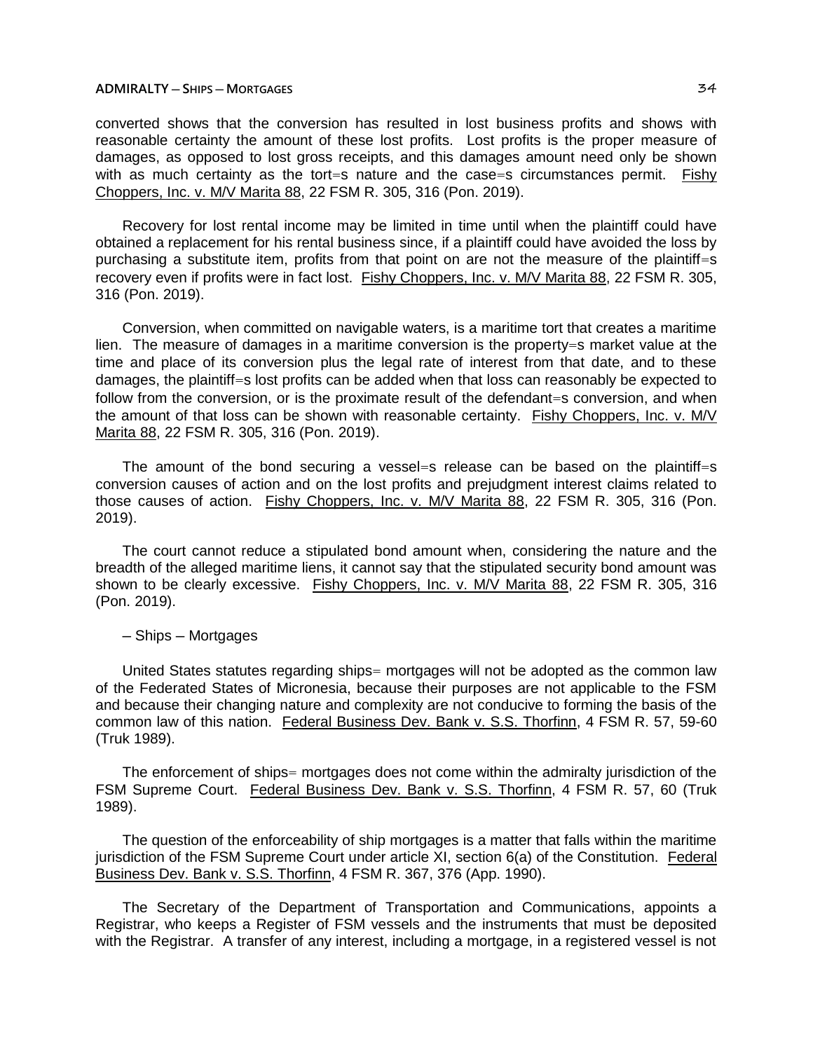converted shows that the conversion has resulted in lost business profits and shows with reasonable certainty the amount of these lost profits. Lost profits is the proper measure of damages, as opposed to lost gross receipts, and this damages amount need only be shown with as much certainty as the tort=s nature and the case=s circumstances permit. Fishy Choppers, Inc. v. M/V Marita 88, 22 FSM R. 305, 316 (Pon. 2019).

Recovery for lost rental income may be limited in time until when the plaintiff could have obtained a replacement for his rental business since, if a plaintiff could have avoided the loss by purchasing a substitute item, profits from that point on are not the measure of the plaintiff=s recovery even if profits were in fact lost. Fishy Choppers, Inc. v. M/V Marita 88, 22 FSM R. 305, 316 (Pon. 2019).

Conversion, when committed on navigable waters, is a maritime tort that creates a maritime lien. The measure of damages in a maritime conversion is the property=s market value at the time and place of its conversion plus the legal rate of interest from that date, and to these damages, the plaintiff=s lost profits can be added when that loss can reasonably be expected to follow from the conversion, or is the proximate result of the defendant=s conversion, and when the amount of that loss can be shown with reasonable certainty. Fishy Choppers, Inc. v. M/V Marita 88, 22 FSM R. 305, 316 (Pon. 2019).

The amount of the bond securing a vessel=s release can be based on the plaintiff=s conversion causes of action and on the lost profits and prejudgment interest claims related to those causes of action. Fishy Choppers, Inc. v. M/V Marita 88, 22 FSM R. 305, 316 (Pon. 2019).

The court cannot reduce a stipulated bond amount when, considering the nature and the breadth of the alleged maritime liens, it cannot say that the stipulated security bond amount was shown to be clearly excessive. Fishy Choppers, Inc. v. M/V Marita 88, 22 FSM R. 305, 316 (Pon. 2019).

– Ships – Mortgages

United States statutes regarding ships= mortgages will not be adopted as the common law of the Federated States of Micronesia, because their purposes are not applicable to the FSM and because their changing nature and complexity are not conducive to forming the basis of the common law of this nation. Federal Business Dev. Bank v. S.S. Thorfinn, 4 FSM R. 57, 59-60 (Truk 1989).

The enforcement of ships= mortgages does not come within the admiralty jurisdiction of the FSM Supreme Court. Federal Business Dev. Bank v. S.S. Thorfinn, 4 FSM R. 57, 60 (Truk 1989).

The question of the enforceability of ship mortgages is a matter that falls within the maritime jurisdiction of the FSM Supreme Court under article XI, section 6(a) of the Constitution. Federal Business Dev. Bank v. S.S. Thorfinn, 4 FSM R. 367, 376 (App. 1990).

The Secretary of the Department of Transportation and Communications, appoints a Registrar, who keeps a Register of FSM vessels and the instruments that must be deposited with the Registrar. A transfer of any interest, including a mortgage, in a registered vessel is not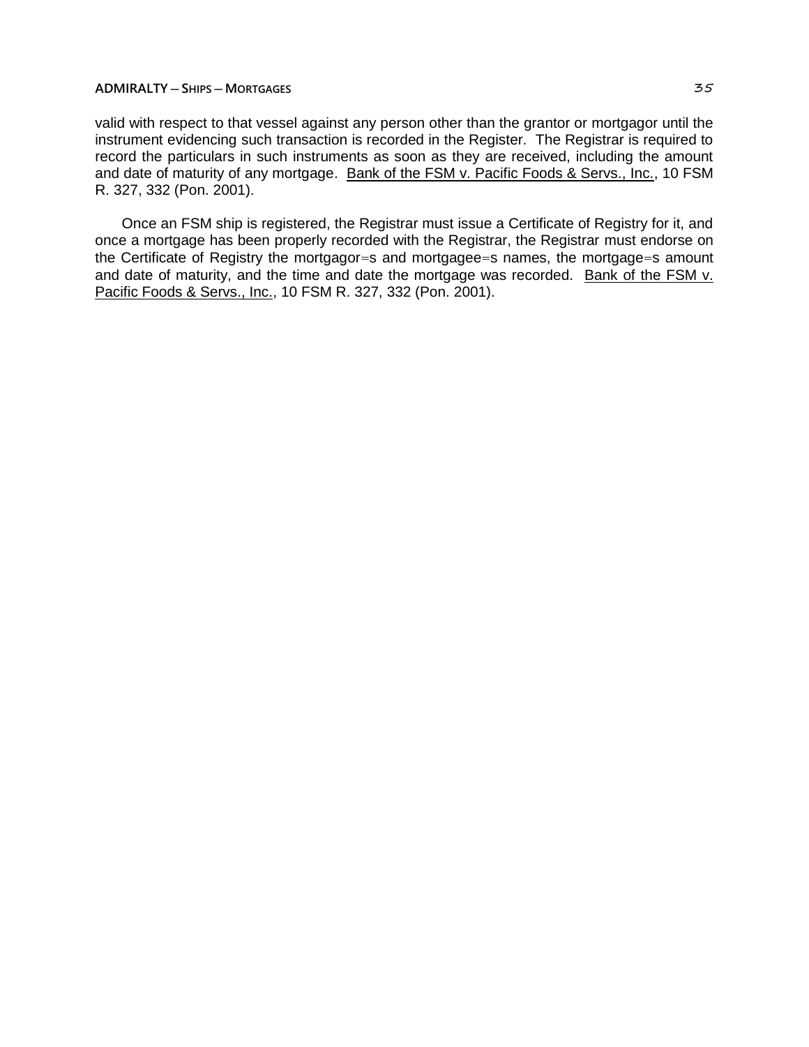valid with respect to that vessel against any person other than the grantor or mortgagor until the instrument evidencing such transaction is recorded in the Register. The Registrar is required to record the particulars in such instruments as soon as they are received, including the amount and date of maturity of any mortgage. Bank of the FSM v. Pacific Foods & Servs., Inc., 10 FSM R. 327, 332 (Pon. 2001).

Once an FSM ship is registered, the Registrar must issue a Certificate of Registry for it, and once a mortgage has been properly recorded with the Registrar, the Registrar must endorse on the Certificate of Registry the mortgagor=s and mortgagee=s names, the mortgage=s amount and date of maturity, and the time and date the mortgage was recorded. Bank of the FSM v. Pacific Foods & Servs., Inc., 10 FSM R. 327, 332 (Pon. 2001).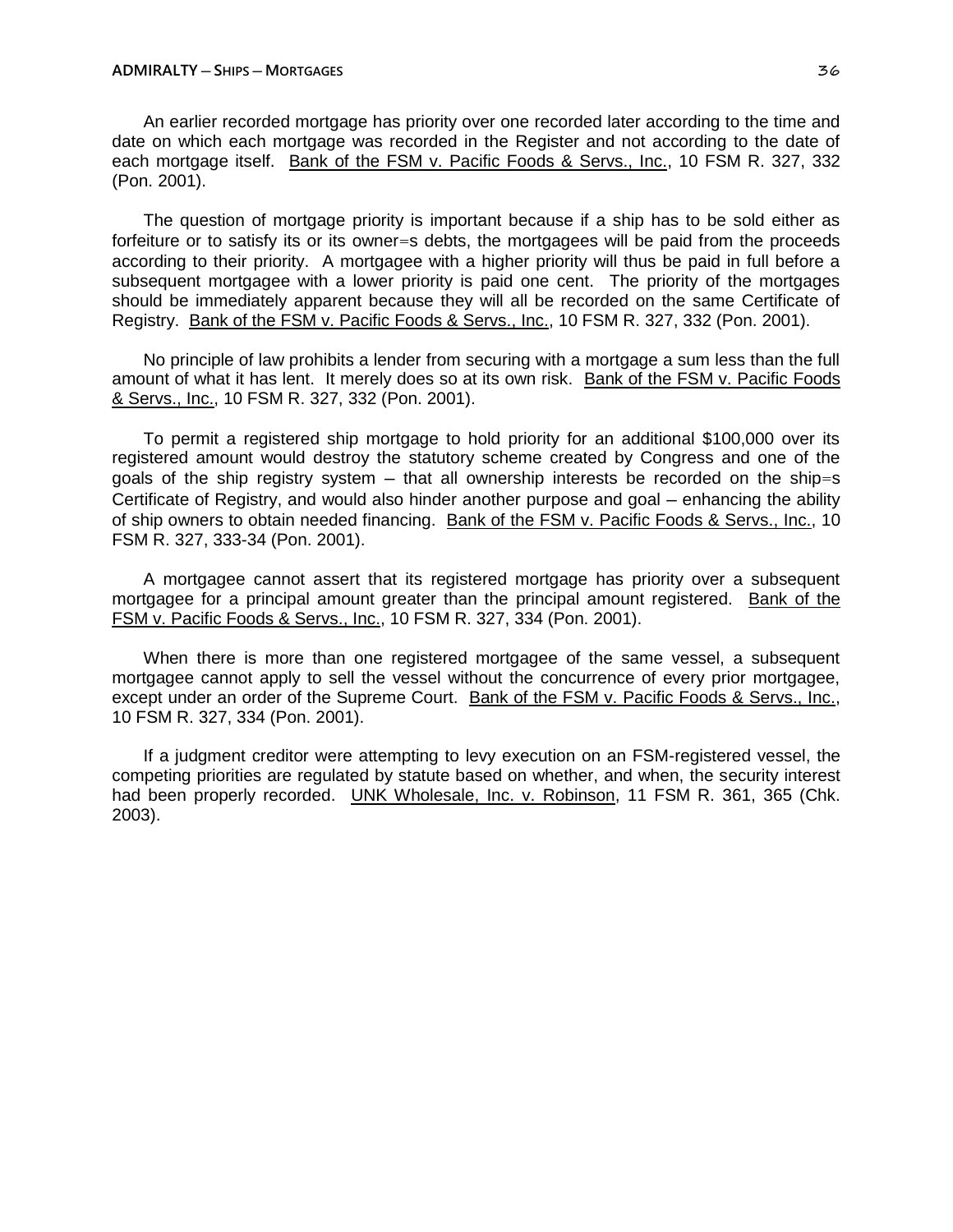An earlier recorded mortgage has priority over one recorded later according to the time and date on which each mortgage was recorded in the Register and not according to the date of each mortgage itself. Bank of the FSM v. Pacific Foods & Servs., Inc., 10 FSM R. 327, 332 (Pon. 2001).

The question of mortgage priority is important because if a ship has to be sold either as forfeiture or to satisfy its or its owner=s debts, the mortgagees will be paid from the proceeds according to their priority. A mortgagee with a higher priority will thus be paid in full before a subsequent mortgagee with a lower priority is paid one cent. The priority of the mortgages should be immediately apparent because they will all be recorded on the same Certificate of Registry. Bank of the FSM v. Pacific Foods & Servs., Inc., 10 FSM R. 327, 332 (Pon. 2001).

No principle of law prohibits a lender from securing with a mortgage a sum less than the full amount of what it has lent. It merely does so at its own risk. Bank of the FSM v. Pacific Foods & Servs., Inc., 10 FSM R. 327, 332 (Pon. 2001).

To permit a registered ship mortgage to hold priority for an additional $100,000 over its registered amount would destroy the statutory scheme created by Congress and one of the goals of the ship registry system – that all ownership interests be recorded on the ship=s Certificate of Registry, and would also hinder another purpose and goal – enhancing the ability of ship owners to obtain needed financing. Bank of the FSM v. Pacific Foods & Servs., Inc., 10 FSM R. 327, 333-34 (Pon. 2001).

A mortgagee cannot assert that its registered mortgage has priority over a subsequent mortgagee for a principal amount greater than the principal amount registered. Bank of the FSM v. Pacific Foods & Servs., Inc., 10 FSM R. 327, 334 (Pon. 2001).

When there is more than one registered mortgagee of the same vessel, a subsequent mortgagee cannot apply to sell the vessel without the concurrence of every prior mortgagee, except under an order of the Supreme Court. Bank of the FSM v. Pacific Foods & Servs., Inc., 10 FSM R. 327, 334 (Pon. 2001).

If a judgment creditor were attempting to levy execution on an FSM-registered vessel, the competing priorities are regulated by statute based on whether, and when, the security interest had been properly recorded. UNK Wholesale, Inc. v. Robinson, 11 FSM R. 361, 365 (Chk. 2003).